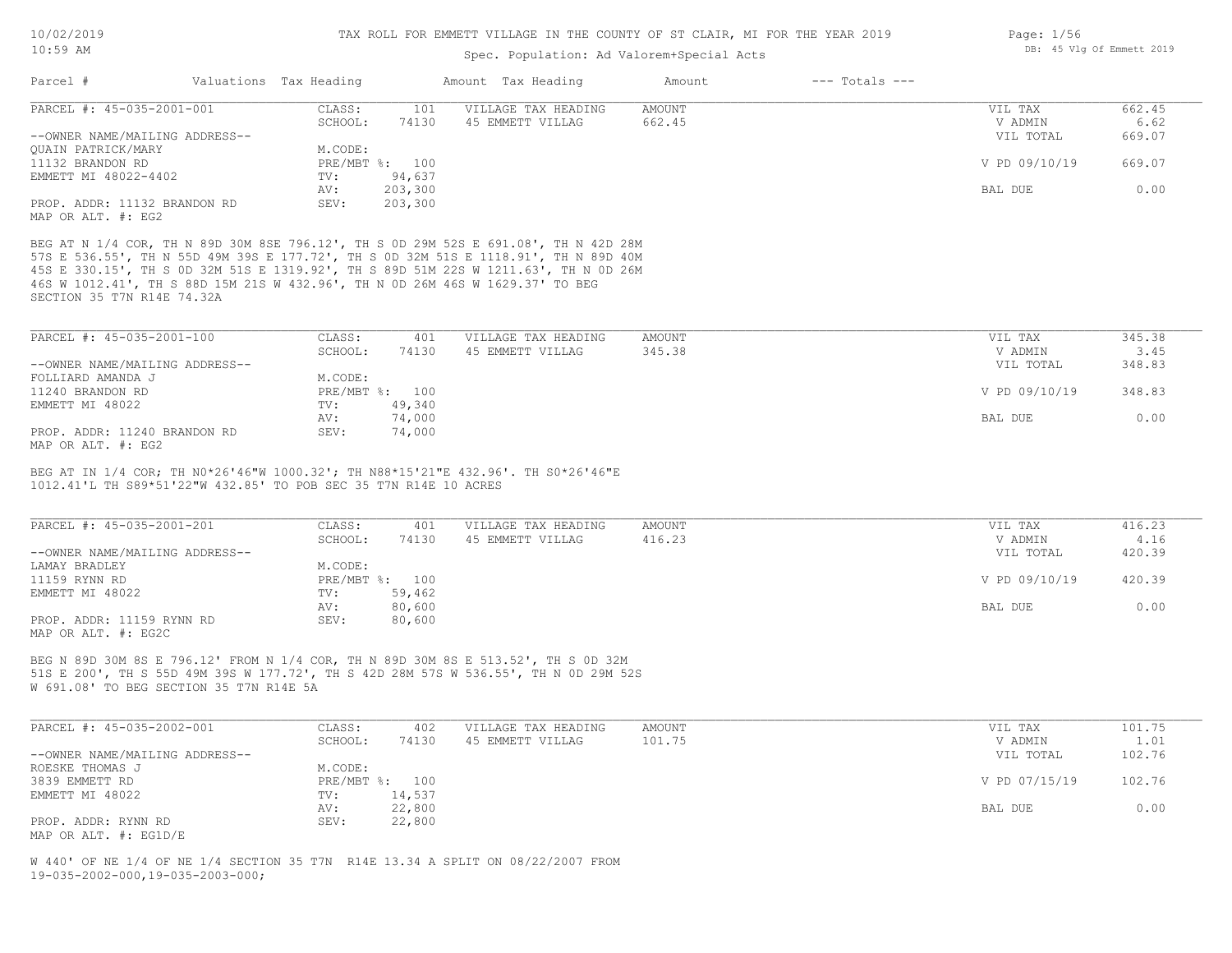# TAX ROLL FOR EMMETT VILLAGE IN THE COUNTY OF ST CLAIR, MI FOR THE YEAR 2019

Spec. Population: Ad Valorem+Special Acts

DB: 45 Vlg Of Emmett 2019

10/02/2019 10:59 AM

| Parcel # | Valuations | Tax Heading | Amount | Tax Heading | Amount | --- Totals --- |
|---|---|---|---|---|---|---|

---

**PARCEL #: 45-035-2001-001**

| | | | | | | |
|---|---|---|---|---|---|---|
| CLASS: | 101 | VILLAGE TAX HEADING | AMOUNT | | VIL TAX | 662.45 |
| SCHOOL: | 74130 | 45 EMMETT VILLAG | 662.45 | | V ADMIN | 6.62 |
| | | | | | VIL TOTAL | 669.07 |
| M.CODE: | | | | | | |
| PRE/MBT %: | 100 | | | | V PD 09/10/19 | 669.07 |
| TV: | 94,637 | | | | | |
| AV: | 203,300 | | | | BAL DUE | 0.00 |
| SEV: | 203,300 | | | | | |

--OWNER NAME/MAILING ADDRESS--
QUAIN PATRICK/MARY
11132 BRANDON RD
EMMETT MI 48022-4402

PROP. ADDR: 11132 BRANDON RD
MAP OR ALT. #: EG2

BEG AT N 1/4 COR, TH N 89D 30M 8SE 796.12', TH S 0D 29M 52S E 691.08', TH N 42D 28M 57S E 536.55', TH N 55D 49M 39S E 177.72', TH S 0D 32M 51S E 1118.91', TH N 89D 40M 45S E 330.15', TH S 0D 32M 51S E 1319.92', TH S 89D 51M 22S W 1211.63', TH N 0D 26M 46S W 1012.41', TH S 88D 15M 21S W 432.96', TH N 0D 26M 46S W 1629.37' TO BEG SECTION 35 T7N R14E 74.32A

---

**PARCEL #: 45-035-2001-100**

| | | | | | | |
|---|---|---|---|---|---|---|
| CLASS: | 401 | VILLAGE TAX HEADING | AMOUNT | | VIL TAX | 345.38 |
| SCHOOL: | 74130 | 45 EMMETT VILLAG | 345.38 | | V ADMIN | 3.45 |
| | | | | | VIL TOTAL | 348.83 |
| M.CODE: | | | | | | |
| PRE/MBT %: | 100 | | | | V PD 09/10/19 | 348.83 |
| TV: | 49,340 | | | | | |
| AV: | 74,000 | | | | BAL DUE | 0.00 |
| SEV: | 74,000 | | | | | |

--OWNER NAME/MAILING ADDRESS--
FOLLIARD AMANDA J
11240 BRANDON RD
EMMETT MI 48022

PROP. ADDR: 11240 BRANDON RD
MAP OR ALT. #: EG2

BEG AT IN 1/4 COR; TH N0*26'46"W 1000.32'; TH N88*15'21"E 432.96'. TH S0*26'46"E 1012.41'L TH S89*51'22"W 432.85' TO POB SEC 35 T7N R14E 10 ACRES

---

**PARCEL #: 45-035-2001-201**

| | | | | | | |
|---|---|---|---|---|---|---|
| CLASS: | 401 | VILLAGE TAX HEADING | AMOUNT | | VIL TAX | 416.23 |
| SCHOOL: | 74130 | 45 EMMETT VILLAG | 416.23 | | V ADMIN | 4.16 |
| | | | | | VIL TOTAL | 420.39 |
| M.CODE: | | | | | | |
| PRE/MBT %: | 100 | | | | V PD 09/10/19 | 420.39 |
| TV: | 59,462 | | | | | |
| AV: | 80,600 | | | | BAL DUE | 0.00 |
| SEV: | 80,600 | | | | | |

--OWNER NAME/MAILING ADDRESS--
LAMAY BRADLEY
11159 RYNN RD
EMMETT MI 48022

PROP. ADDR: 11159 RYNN RD
MAP OR ALT. #: EG2C

BEG N 89D 30M 8S E 796.12' FROM N 1/4 COR, TH N 89D 30M 8S E 513.52', TH S 0D 32M 51S E 200', TH S 55D 49M 39S W 177.72', TH S 42D 28M 57S W 536.55', TH N 0D 29M 52S W 691.08' TO BEG SECTION 35 T7N R14E 5A

---

**PARCEL #: 45-035-2002-001**

| | | | | | | |
|---|---|---|---|---|---|---|
| CLASS: | 402 | VILLAGE TAX HEADING | AMOUNT | | VIL TAX | 101.75 |
| SCHOOL: | 74130 | 45 EMMETT VILLAG | 101.75 | | V ADMIN | 1.01 |
| | | | | | VIL TOTAL | 102.76 |
| M.CODE: | | | | | | |
| PRE/MBT %: | 100 | | | | V PD 07/15/19 | 102.76 |
| TV: | 14,537 | | | | | |
| AV: | 22,800 | | | | BAL DUE | 0.00 |
| SEV: | 22,800 | | | | | |

--OWNER NAME/MAILING ADDRESS--
ROESKE THOMAS J
3839 EMMETT RD
EMMETT MI 48022

PROP. ADDR: RYNN RD
MAP OR ALT. #: EG1D/E

W 440' OF NE 1/4 OF NE 1/4 SECTION 35 T7N R14E 13.34 A SPLIT ON 08/22/2007 FROM 19-035-2002-000,19-035-2003-000;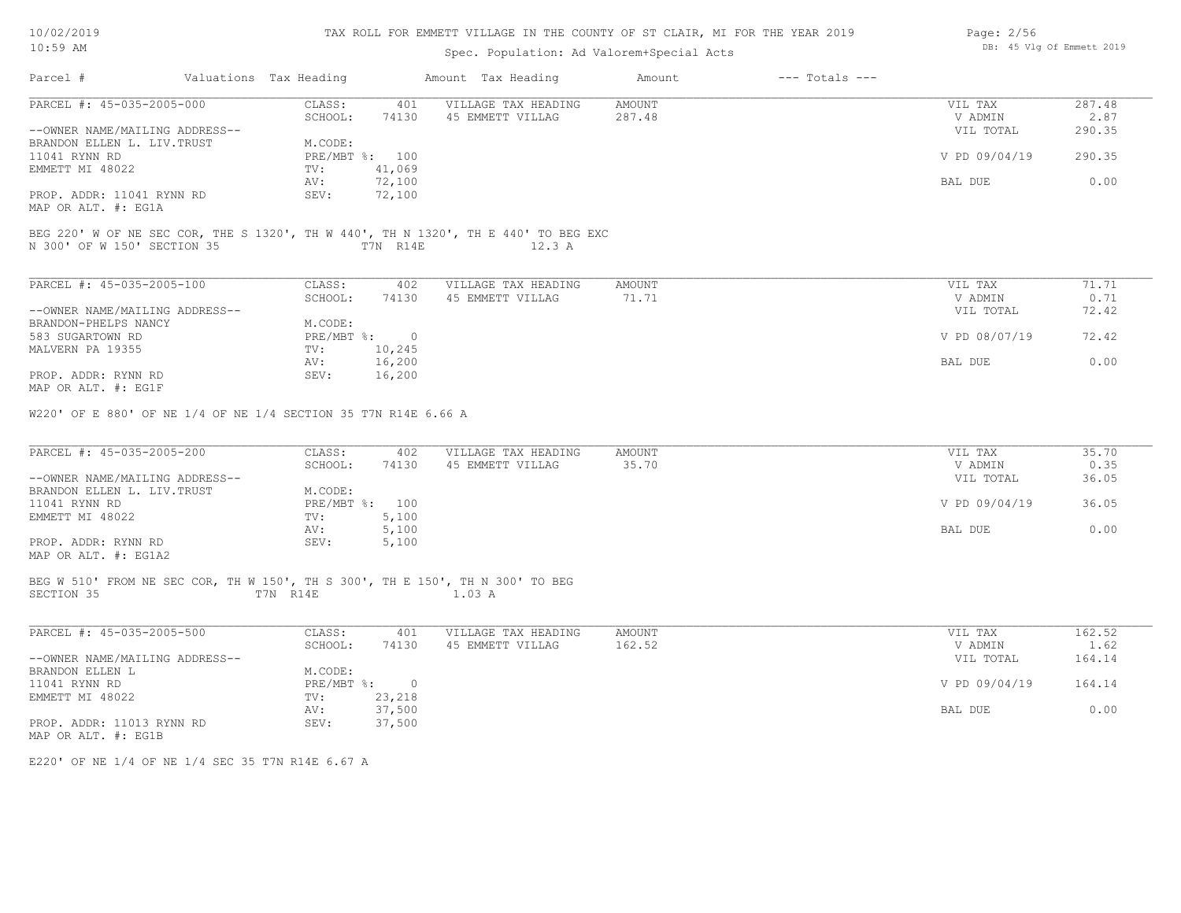TAX ROLL FOR EMMETT VILLAGE IN THE COUNTY OF ST CLAIR, MI FOR THE YEAR 2019

Spec. Population: Ad Valorem+Special Acts

DB: 45 Vlg Of Emmett 2019

| Parcel # | Valuations | Tax Heading | Amount | Tax Heading | Amount | --- Totals --- |
|---|---|---|---|---|---|---|

PARCEL #: 45-035-2005-000

| | | | | | |
|---|---|---|---|---|---|
| CLASS: | 401 | VILLAGE TAX HEADING | AMOUNT | VIL TAX | 287.48 |
| SCHOOL: | 74130 | 45 EMMETT VILLAG | 287.48 | V ADMIN | 2.87 |
| M.CODE: | | | | VIL TOTAL | 290.35 |
| PRE/MBT %: | 100 | | | V PD 09/04/19 | 290.35 |
| TV: | 41,069 | | | | |
| AV: | 72,100 | | | BAL DUE | 0.00 |
| SEV: | 72,100 | | | | |

--OWNER NAME/MAILING ADDRESS--
BRANDON ELLEN L. LIV.TRUST
11041 RYNN RD
EMMETT MI 48022

PROP. ADDR: 11041 RYNN RD
MAP OR ALT. #: EG1A

BEG 220' W OF NE SEC COR, THE S 1320', TH W 440', TH N 1320', TH E 440' TO BEG EXC N 300' OF W 150' SECTION 35 T7N R14E 12.3 A

PARCEL #: 45-035-2005-100

| | | | | | |
|---|---|---|---|---|---|
| CLASS: | 402 | VILLAGE TAX HEADING | AMOUNT | VIL TAX | 71.71 |
| SCHOOL: | 74130 | 45 EMMETT VILLAG | 71.71 | V ADMIN | 0.71 |
| M.CODE: | | | | VIL TOTAL | 72.42 |
| PRE/MBT %: | 0 | | | V PD 08/07/19 | 72.42 |
| TV: | 10,245 | | | | |
| AV: | 16,200 | | | BAL DUE | 0.00 |
| SEV: | 16,200 | | | | |

--OWNER NAME/MAILING ADDRESS--
BRANDON-PHELPS NANCY
583 SUGARTOWN RD
MALVERN PA 19355

PROP. ADDR: RYNN RD
MAP OR ALT. #: EG1F

W220' OF E 880' OF NE 1/4 OF NE 1/4 SECTION 35 T7N R14E 6.66 A

PARCEL #: 45-035-2005-200

| | | | | | |
|---|---|---|---|---|---|
| CLASS: | 402 | VILLAGE TAX HEADING | AMOUNT | VIL TAX | 35.70 |
| SCHOOL: | 74130 | 45 EMMETT VILLAG | 35.70 | V ADMIN | 0.35 |
| M.CODE: | | | | VIL TOTAL | 36.05 |
| PRE/MBT %: | 100 | | | V PD 09/04/19 | 36.05 |
| TV: | 5,100 | | | | |
| AV: | 5,100 | | | BAL DUE | 0.00 |
| SEV: | 5,100 | | | | |

--OWNER NAME/MAILING ADDRESS--
BRANDON ELLEN L. LIV.TRUST
11041 RYNN RD
EMMETT MI 48022

PROP. ADDR: RYNN RD
MAP OR ALT. #: EG1A2

BEG W 510' FROM NE SEC COR, TH W 150', TH S 300', TH E 150', TH N 300' TO BEG SECTION 35 T7N R14E 1.03 A

PARCEL #: 45-035-2005-500

| | | | | | |
|---|---|---|---|---|---|
| CLASS: | 401 | VILLAGE TAX HEADING | AMOUNT | VIL TAX | 162.52 |
| SCHOOL: | 74130 | 45 EMMETT VILLAG | 162.52 | V ADMIN | 1.62 |
| M.CODE: | | | | VIL TOTAL | 164.14 |
| PRE/MBT %: | 0 | | | V PD 09/04/19 | 164.14 |
| TV: | 23,218 | | | | |
| AV: | 37,500 | | | BAL DUE | 0.00 |
| SEV: | 37,500 | | | | |

--OWNER NAME/MAILING ADDRESS--
BRANDON ELLEN L
11041 RYNN RD
EMMETT MI 48022

PROP. ADDR: 11013 RYNN RD
MAP OR ALT. #: EG1B

E220' OF NE 1/4 OF NE 1/4 SEC 35 T7N R14E 6.67 A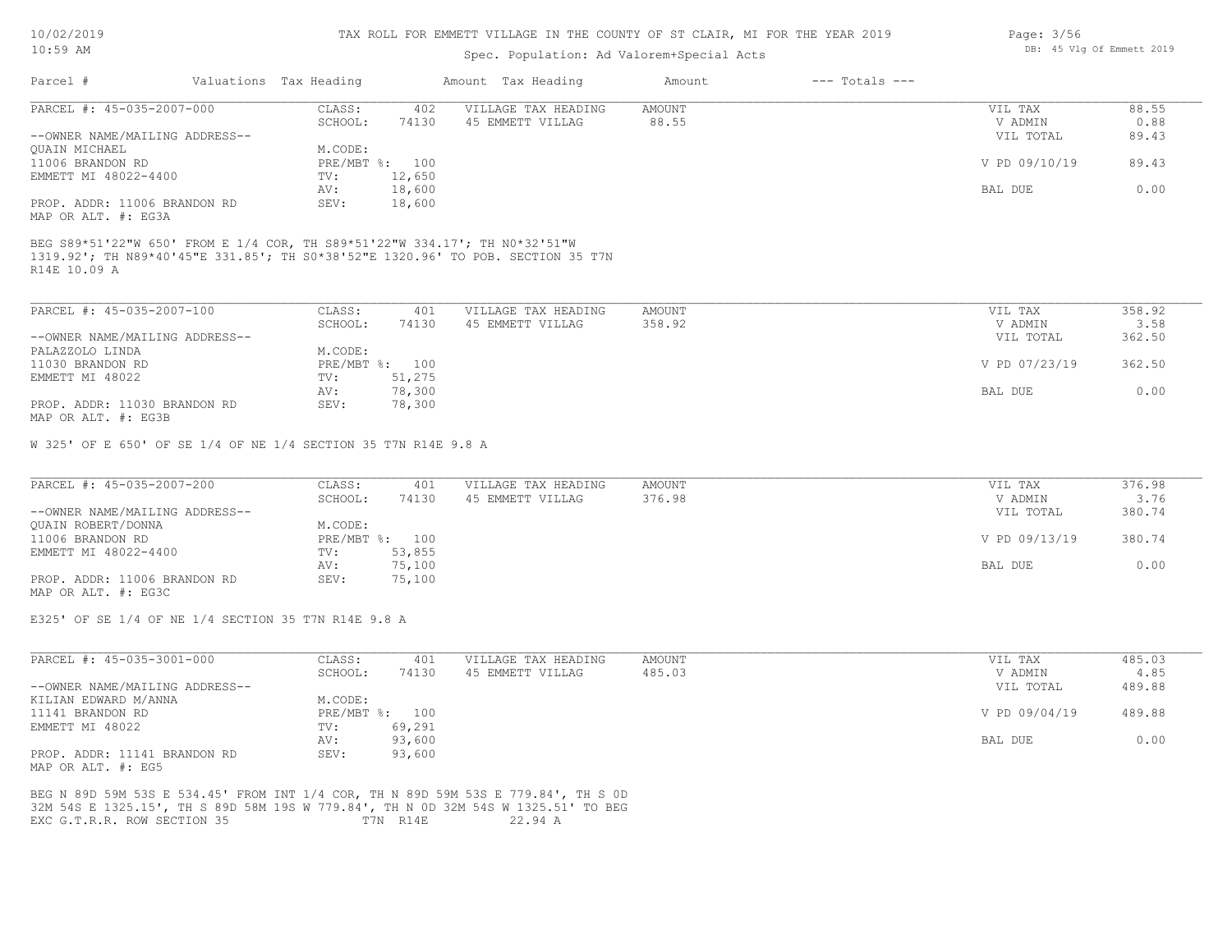Spec. Population: Ad Valorem+Special Acts

| Parcel # | Valuations Tax Heading | | Amount Tax Heading | Amount | --- Totals --- | |
|---|---|---|---|---|---|---|

PARCEL #: 45-035-2007-000

| | | | | | |
|---|---|---|---|---|---|
| CLASS: | 402 | VILLAGE TAX HEADING | AMOUNT | VIL TAX | 88.55 |
| SCHOOL: | 74130 | 45 EMMETT VILLAG | 88.55 | V ADMIN | 0.88 |
| | | | | VIL TOTAL | 89.43 |
| M.CODE: | | | | | |
| PRE/MBT %: | 100 | | | V PD 09/10/19 | 89.43 |
| TV: | 12,650 | | | | |
| AV: | 18,600 | | | BAL DUE | 0.00 |
| SEV: | 18,600 | | | | |

--OWNER NAME/MAILING ADDRESS--
QUAIN MICHAEL
11006 BRANDON RD
EMMETT MI 48022-4400

PROP. ADDR: 11006 BRANDON RD
MAP OR ALT. #: EG3A

BEG S89*51'22"W 650' FROM E 1/4 COR, TH S89*51'22"W 334.17'; TH N0*32'51"W 1319.92'; TH N89*40'45"E 331.85'; TH S0*38'52"E 1320.96' TO POB. SECTION 35 T7N R14E 10.09 A

PARCEL #: 45-035-2007-100

| | | | | | |
|---|---|---|---|---|---|
| CLASS: | 401 | VILLAGE TAX HEADING | AMOUNT | VIL TAX | 358.92 |
| SCHOOL: | 74130 | 45 EMMETT VILLAG | 358.92 | V ADMIN | 3.58 |
| | | | | VIL TOTAL | 362.50 |
| M.CODE: | | | | | |
| PRE/MBT %: | 100 | | | V PD 07/23/19 | 362.50 |
| TV: | 51,275 | | | | |
| AV: | 78,300 | | | BAL DUE | 0.00 |
| SEV: | 78,300 | | | | |

--OWNER NAME/MAILING ADDRESS--
PALAZZOLO LINDA
11030 BRANDON RD
EMMETT MI 48022

PROP. ADDR: 11030 BRANDON RD
MAP OR ALT. #: EG3B

W 325' OF E 650' OF SE 1/4 OF NE 1/4 SECTION 35 T7N R14E 9.8 A

PARCEL #: 45-035-2007-200

| | | | | | |
|---|---|---|---|---|---|
| CLASS: | 401 | VILLAGE TAX HEADING | AMOUNT | VIL TAX | 376.98 |
| SCHOOL: | 74130 | 45 EMMETT VILLAG | 376.98 | V ADMIN | 3.76 |
| | | | | VIL TOTAL | 380.74 |
| M.CODE: | | | | | |
| PRE/MBT %: | 100 | | | V PD 09/13/19 | 380.74 |
| TV: | 53,855 | | | | |
| AV: | 75,100 | | | BAL DUE | 0.00 |
| SEV: | 75,100 | | | | |

--OWNER NAME/MAILING ADDRESS--
QUAIN ROBERT/DONNA
11006 BRANDON RD
EMMETT MI 48022-4400

PROP. ADDR: 11006 BRANDON RD
MAP OR ALT. #: EG3C

E325' OF SE 1/4 OF NE 1/4 SECTION 35 T7N R14E 9.8 A

PARCEL #: 45-035-3001-000

| | | | | | |
|---|---|---|---|---|---|
| CLASS: | 401 | VILLAGE TAX HEADING | AMOUNT | VIL TAX | 485.03 |
| SCHOOL: | 74130 | 45 EMMETT VILLAG | 485.03 | V ADMIN | 4.85 |
| | | | | VIL TOTAL | 489.88 |
| M.CODE: | | | | | |
| PRE/MBT %: | 100 | | | V PD 09/04/19 | 489.88 |
| TV: | 69,291 | | | | |
| AV: | 93,600 | | | BAL DUE | 0.00 |
| SEV: | 93,600 | | | | |

--OWNER NAME/MAILING ADDRESS--
KILIAN EDWARD M/ANNA
11141 BRANDON RD
EMMETT MI 48022

PROP. ADDR: 11141 BRANDON RD
MAP OR ALT. #: EG5

BEG N 89D 59M 53S E 534.45' FROM INT 1/4 COR, TH N 89D 59M 53S E 779.84', TH S 0D 32M 54S E 1325.15', TH S 89D 58M 19S W 779.84', TH N 0D 32M 54S W 1325.51' TO BEG EXC G.T.R.R. ROW SECTION 35 T7N R14E 22.94 A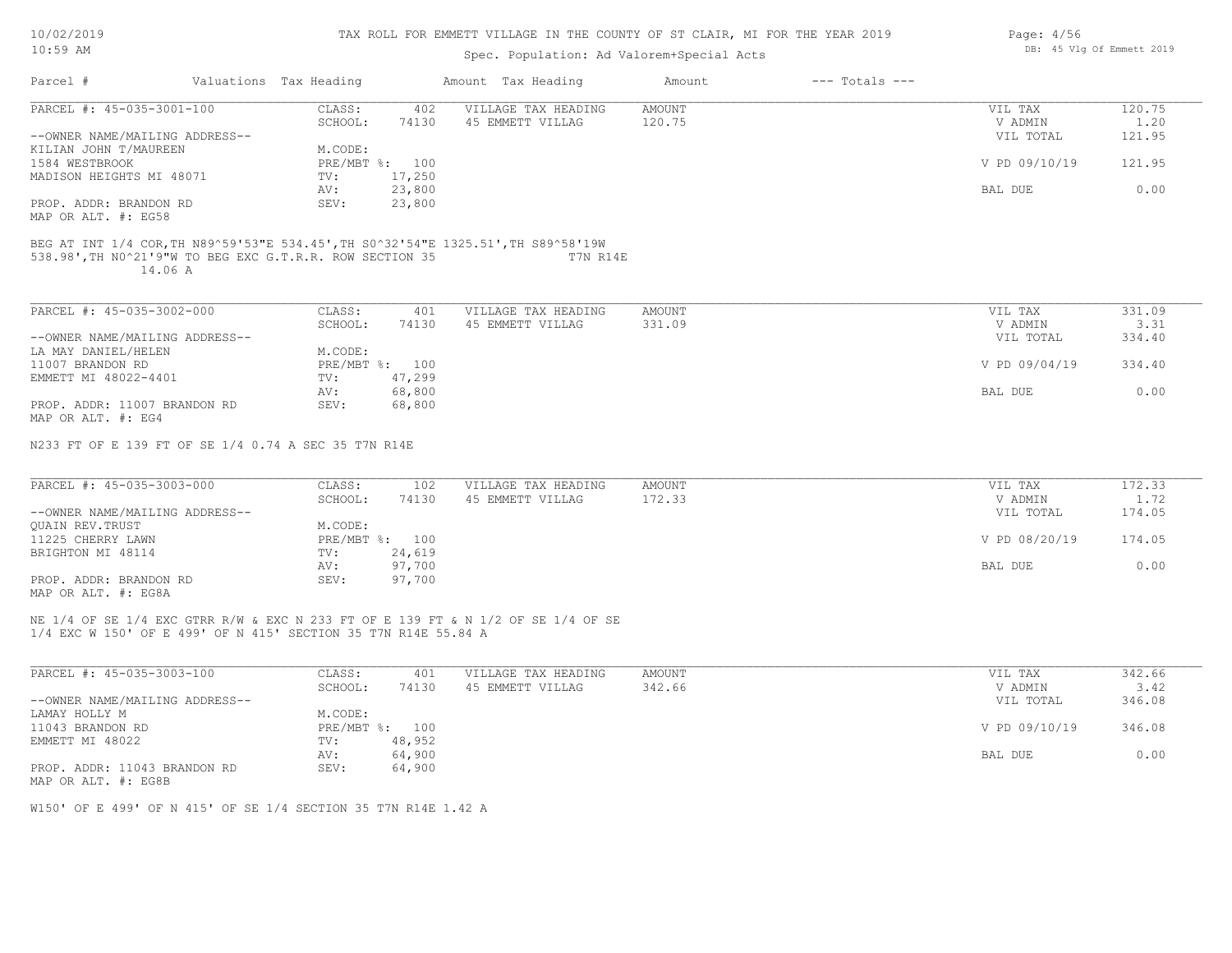| Parcel # | Valuations | Tax Heading | Amount | Tax Heading | Amount | --- Totals --- | |
|---|---|---|---|---|---|---|---|

**PARCEL #: 45-035-3001-100**

| | | | | |
|---|---|---|---|---|
| CLASS: 402 | VILLAGE TAX HEADING | AMOUNT | VIL TAX | 120.75 |
| SCHOOL: 74130 | 45 EMMETT VILLAG | 120.75 | V ADMIN | 1.20 |
| | | | VIL TOTAL | 121.95 |
| M.CODE: | | | | |
| PRE/MBT %: 100 | | | V PD 09/10/19 | 121.95 |
| TV: 17,250 | | | | |
| AV: 23,800 | | | BAL DUE | 0.00 |
| SEV: 23,800 | | | | |

--OWNER NAME/MAILING ADDRESS--
KILIAN JOHN T/MAUREEN
1584 WESTBROOK
MADISON HEIGHTS MI 48071

PROP. ADDR: BRANDON RD
MAP OR ALT. #: EG58

BEG AT INT 1/4 COR,TH N89^59'53"E 534.45',TH S0^32'54"E 1325.51',TH S89^58'19W 538.98',TH N0^21'9"W TO BEG EXC G.T.R.R. ROW SECTION 35 T7N R14E 14.06 A

**PARCEL #: 45-035-3002-000**

| | | | | |
|---|---|---|---|---|
| CLASS: 401 | VILLAGE TAX HEADING | AMOUNT | VIL TAX | 331.09 |
| SCHOOL: 74130 | 45 EMMETT VILLAG | 331.09 | V ADMIN | 3.31 |
| | | | VIL TOTAL | 334.40 |
| M.CODE: | | | | |
| PRE/MBT %: 100 | | | V PD 09/04/19 | 334.40 |
| TV: 47,299 | | | | |
| AV: 68,800 | | | BAL DUE | 0.00 |
| SEV: 68,800 | | | | |

--OWNER NAME/MAILING ADDRESS--
LA MAY DANIEL/HELEN
11007 BRANDON RD
EMMETT MI 48022-4401

PROP. ADDR: 11007 BRANDON RD
MAP OR ALT. #: EG4

N233 FT OF E 139 FT OF SE 1/4 0.74 A SEC 35 T7N R14E

**PARCEL #: 45-035-3003-000**

| | | | | |
|---|---|---|---|---|
| CLASS: 102 | VILLAGE TAX HEADING | AMOUNT | VIL TAX | 172.33 |
| SCHOOL: 74130 | 45 EMMETT VILLAG | 172.33 | V ADMIN | 1.72 |
| | | | VIL TOTAL | 174.05 |
| M.CODE: | | | | |
| PRE/MBT %: 100 | | | V PD 08/20/19 | 174.05 |
| TV: 24,619 | | | | |
| AV: 97,700 | | | BAL DUE | 0.00 |
| SEV: 97,700 | | | | |

--OWNER NAME/MAILING ADDRESS--
QUAIN REV.TRUST
11225 CHERRY LAWN
BRIGHTON MI 48114

PROP. ADDR: BRANDON RD
MAP OR ALT. #: EG8A

NE 1/4 OF SE 1/4 EXC GTRR R/W & EXC N 233 FT OF E 139 FT & N 1/2 OF SE 1/4 OF SE 1/4 EXC W 150' OF E 499' OF N 415' SECTION 35 T7N R14E 55.84 A

**PARCEL #: 45-035-3003-100**

| | | | | |
|---|---|---|---|---|
| CLASS: 401 | VILLAGE TAX HEADING | AMOUNT | VIL TAX | 342.66 |
| SCHOOL: 74130 | 45 EMMETT VILLAG | 342.66 | V ADMIN | 3.42 |
| | | | VIL TOTAL | 346.08 |
| M.CODE: | | | | |
| PRE/MBT %: 100 | | | V PD 09/10/19 | 346.08 |
| TV: 48,952 | | | | |
| AV: 64,900 | | | BAL DUE | 0.00 |
| SEV: 64,900 | | | | |

--OWNER NAME/MAILING ADDRESS--
LAMAY HOLLY M
11043 BRANDON RD
EMMETT MI 48022

PROP. ADDR: 11043 BRANDON RD
MAP OR ALT. #: EG8B

W150' OF E 499' OF N 415' OF SE 1/4 SECTION 35 T7N R14E 1.42 A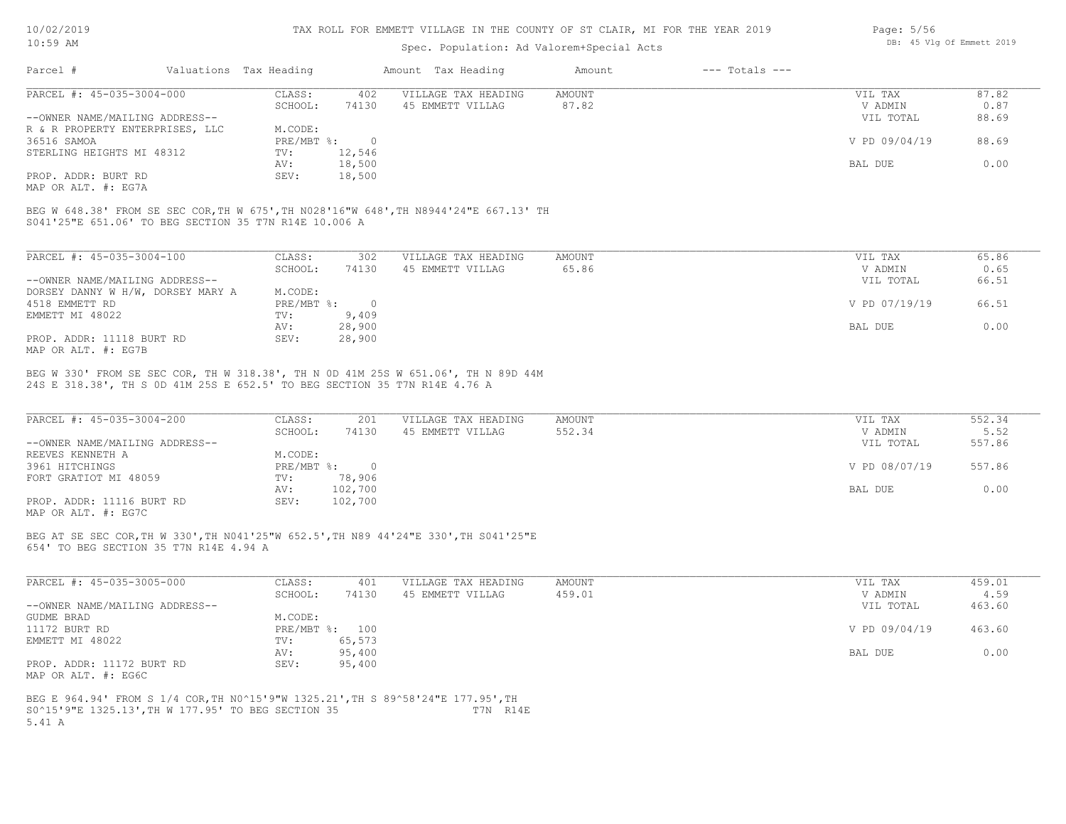# TAX ROLL FOR EMMETT VILLAGE IN THE COUNTY OF ST CLAIR, MI FOR THE YEAR 2019

Spec. Population: Ad Valorem+Special Acts

10/02/2019
10:59 AM

DB: 45 Vlg Of Emmett 2019

| Parcel # | Valuations | Tax Heading | Amount | Tax Heading | Amount | --- Totals --- |
|---|---|---|---|---|---|---|

---

**PARCEL #: 45-035-3004-000**

| | | | | | |
|---|---|---|---|---|---|
| CLASS: | 402 | VILLAGE TAX HEADING | AMOUNT | VIL TAX | 87.82 |
| SCHOOL: | 74130 | 45 EMMETT VILLAG | 87.82 | V ADMIN | 0.87 |
| | | | | VIL TOTAL | 88.69 |
| M.CODE: | | | | | |
| PRE/MBT %: | 0 | | | V PD 09/04/19 | 88.69 |
| TV: | 12,546 | | | | |
| AV: | 18,500 | | | BAL DUE | 0.00 |
| SEV: | 18,500 | | | | |

--OWNER NAME/MAILING ADDRESS--
R & R PROPERTY ENTERPRISES, LLC
36516 SAMOA
STERLING HEIGHTS MI 48312

PROP. ADDR: BURT RD
MAP OR ALT. #: EG7A

BEG W 648.38' FROM SE SEC COR,TH W 675',TH N028'16"W 648',TH N8944'24"E 667.13' TH S041'25"E 651.06' TO BEG SECTION 35 T7N R14E 10.006 A

---

**PARCEL #: 45-035-3004-100**

| | | | | | |
|---|---|---|---|---|---|
| CLASS: | 302 | VILLAGE TAX HEADING | AMOUNT | VIL TAX | 65.86 |
| SCHOOL: | 74130 | 45 EMMETT VILLAG | 65.86 | V ADMIN | 0.65 |
| | | | | VIL TOTAL | 66.51 |
| M.CODE: | | | | | |
| PRE/MBT %: | 0 | | | V PD 07/19/19 | 66.51 |
| TV: | 9,409 | | | | |
| AV: | 28,900 | | | BAL DUE | 0.00 |
| SEV: | 28,900 | | | | |

--OWNER NAME/MAILING ADDRESS--
DORSEY DANNY W H/W, DORSEY MARY A
4518 EMMETT RD
EMMETT MI 48022

PROP. ADDR: 11118 BURT RD
MAP OR ALT. #: EG7B

BEG W 330' FROM SE SEC COR, TH W 318.38', TH N 0D 41M 25S W 651.06', TH N 89D 44M 24S E 318.38', TH S 0D 41M 25S E 652.5' TO BEG SECTION 35 T7N R14E 4.76 A

---

**PARCEL #: 45-035-3004-200**

| | | | | | |
|---|---|---|---|---|---|
| CLASS: | 201 | VILLAGE TAX HEADING | AMOUNT | VIL TAX | 552.34 |
| SCHOOL: | 74130 | 45 EMMETT VILLAG | 552.34 | V ADMIN | 5.52 |
| | | | | VIL TOTAL | 557.86 |
| M.CODE: | | | | | |
| PRE/MBT %: | 0 | | | V PD 08/07/19 | 557.86 |
| TV: | 78,906 | | | | |
| AV: | 102,700 | | | BAL DUE | 0.00 |
| SEV: | 102,700 | | | | |

--OWNER NAME/MAILING ADDRESS--
REEVES KENNETH A
3961 HITCHINGS
FORT GRATIOT MI 48059

PROP. ADDR: 11116 BURT RD
MAP OR ALT. #: EG7C

BEG AT SE SEC COR,TH W 330',TH N041'25"W 652.5',TH N89 44'24"E 330',TH S041'25"E 654' TO BEG SECTION 35 T7N R14E 4.94 A

---

**PARCEL #: 45-035-3005-000**

| | | | | | |
|---|---|---|---|---|---|
| CLASS: | 401 | VILLAGE TAX HEADING | AMOUNT | VIL TAX | 459.01 |
| SCHOOL: | 74130 | 45 EMMETT VILLAG | 459.01 | V ADMIN | 4.59 |
| | | | | VIL TOTAL | 463.60 |
| M.CODE: | | | | | |
| PRE/MBT %: | 100 | | | V PD 09/04/19 | 463.60 |
| TV: | 65,573 | | | | |
| AV: | 95,400 | | | BAL DUE | 0.00 |
| SEV: | 95,400 | | | | |

--OWNER NAME/MAILING ADDRESS--
GUDME BRAD
11172 BURT RD
EMMETT MI 48022

PROP. ADDR: 11172 BURT RD
MAP OR ALT. #: EG6C

BEG E 964.94' FROM S 1/4 COR,TH N0^15'9"W 1325.21',TH S 89^58'24"E 177.95',TH S0^15'9"E 1325.13',TH W 177.95' TO BEG SECTION 35 T7N R14E 5.41 A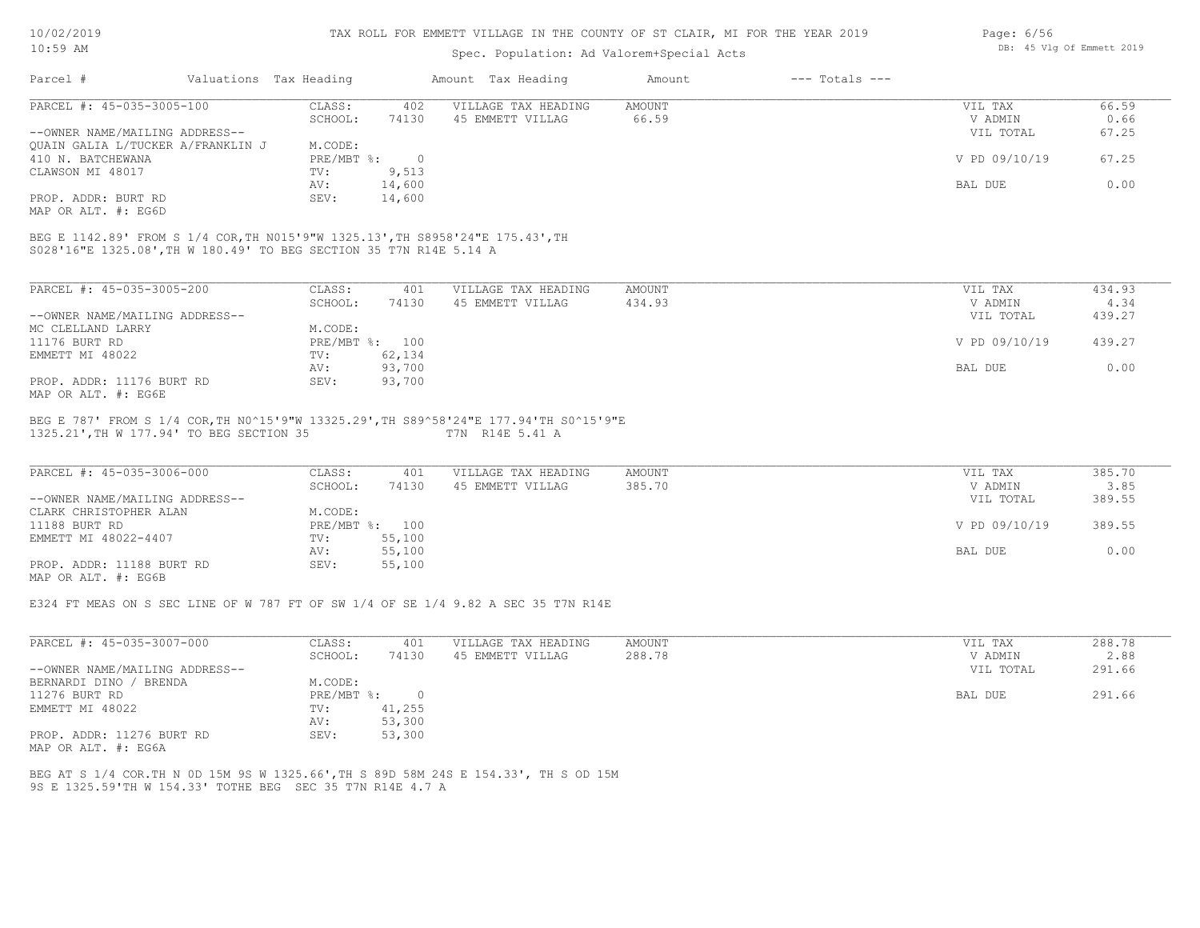10/02/2019
10:59 AM

TAX ROLL FOR EMMETT VILLAGE IN THE COUNTY OF ST CLAIR, MI FOR THE YEAR 2019

Spec. Population: Ad Valorem+Special Acts

DB: 45 Vlg Of Emmett 2019

| Parcel # | Valuations Tax Heading | | Amount Tax Heading | Amount | --- Totals --- | |
|---|---|---|---|---|---|---|
| PARCEL #: 45-035-3005-100 | CLASS: | 402 | VILLAGE TAX HEADING | AMOUNT | VIL TAX | 66.59 |
| | SCHOOL: | 74130 | 45 EMMETT VILLAG | 66.59 | V ADMIN | 0.66 |
| --OWNER NAME/MAILING ADDRESS-- | | | | | VIL TOTAL | 67.25 |
| QUAIN GALIA L/TUCKER A/FRANKLIN J | M.CODE: | | | | | |
| 410 N. BATCHEWANA | PRE/MBT %: | 0 | | | V PD 09/10/19 | 67.25 |
| CLAWSON MI 48017 | TV: | 9,513 | | | | |
| | AV: | 14,600 | | | BAL DUE | 0.00 |
| PROP. ADDR: BURT RD | SEV: | 14,600 | | | | |
| MAP OR ALT. #: EG6D | | | | | | |

BEG E 1142.89' FROM S 1/4 COR,TH N015'9"W 1325.13',TH S8958'24"E 175.43',TH S028'16"E 1325.08',TH W 180.49' TO BEG SECTION 35 T7N R14E 5.14 A

| Parcel # | Valuations Tax Heading | | Amount Tax Heading | Amount | --- Totals --- | |
|---|---|---|---|---|---|---|
| PARCEL #: 45-035-3005-200 | CLASS: | 401 | VILLAGE TAX HEADING | AMOUNT | VIL TAX | 434.93 |
| | SCHOOL: | 74130 | 45 EMMETT VILLAG | 434.93 | V ADMIN | 4.34 |
| --OWNER NAME/MAILING ADDRESS-- | | | | | VIL TOTAL | 439.27 |
| MC CLELLAND LARRY | M.CODE: | | | | | |
| 11176 BURT RD | PRE/MBT %: | 100 | | | V PD 09/10/19 | 439.27 |
| EMMETT MI 48022 | TV: | 62,134 | | | | |
| | AV: | 93,700 | | | BAL DUE | 0.00 |
| PROP. ADDR: 11176 BURT RD | SEV: | 93,700 | | | | |
| MAP OR ALT. #: EG6E | | | | | | |

BEG E 787' FROM S 1/4 COR,TH N0^15'9"W 13325.29',TH S89^58'24"E 177.94'TH S0^15'9"E 1325.21',TH W 177.94' TO BEG SECTION 35 T7N R14E 5.41 A

| Parcel # | Valuations Tax Heading | | Amount Tax Heading | Amount | --- Totals --- | |
|---|---|---|---|---|---|---|
| PARCEL #: 45-035-3006-000 | CLASS: | 401 | VILLAGE TAX HEADING | AMOUNT | VIL TAX | 385.70 |
| | SCHOOL: | 74130 | 45 EMMETT VILLAG | 385.70 | V ADMIN | 3.85 |
| --OWNER NAME/MAILING ADDRESS-- | | | | | VIL TOTAL | 389.55 |
| CLARK CHRISTOPHER ALAN | M.CODE: | | | | | |
| 11188 BURT RD | PRE/MBT %: | 100 | | | V PD 09/10/19 | 389.55 |
| EMMETT MI 48022-4407 | TV: | 55,100 | | | | |
| | AV: | 55,100 | | | BAL DUE | 0.00 |
| PROP. ADDR: 11188 BURT RD | SEV: | 55,100 | | | | |
| MAP OR ALT. #: EG6B | | | | | | |

E324 FT MEAS ON S SEC LINE OF W 787 FT OF SW 1/4 OF SE 1/4 9.82 A SEC 35 T7N R14E

| Parcel # | Valuations Tax Heading | | Amount Tax Heading | Amount | --- Totals --- | |
|---|---|---|---|---|---|---|
| PARCEL #: 45-035-3007-000 | CLASS: | 401 | VILLAGE TAX HEADING | AMOUNT | VIL TAX | 288.78 |
| | SCHOOL: | 74130 | 45 EMMETT VILLAG | 288.78 | V ADMIN | 2.88 |
| --OWNER NAME/MAILING ADDRESS-- | | | | | VIL TOTAL | 291.66 |
| BERNARDI DINO / BRENDA | M.CODE: | | | | | |
| 11276 BURT RD | PRE/MBT %: | 0 | | | BAL DUE | 291.66 |
| EMMETT MI 48022 | TV: | 41,255 | | | | |
| | AV: | 53,300 | | | | |
| PROP. ADDR: 11276 BURT RD | SEV: | 53,300 | | | | |
| MAP OR ALT. #: EG6A | | | | | | |

BEG AT S 1/4 COR.TH N 0D 15M 9S W 1325.66',TH S 89D 58M 24S E 154.33', TH S OD 15M 9S E 1325.59'TH W 154.33' TOTHE BEG SEC 35 T7N R14E 4.7 A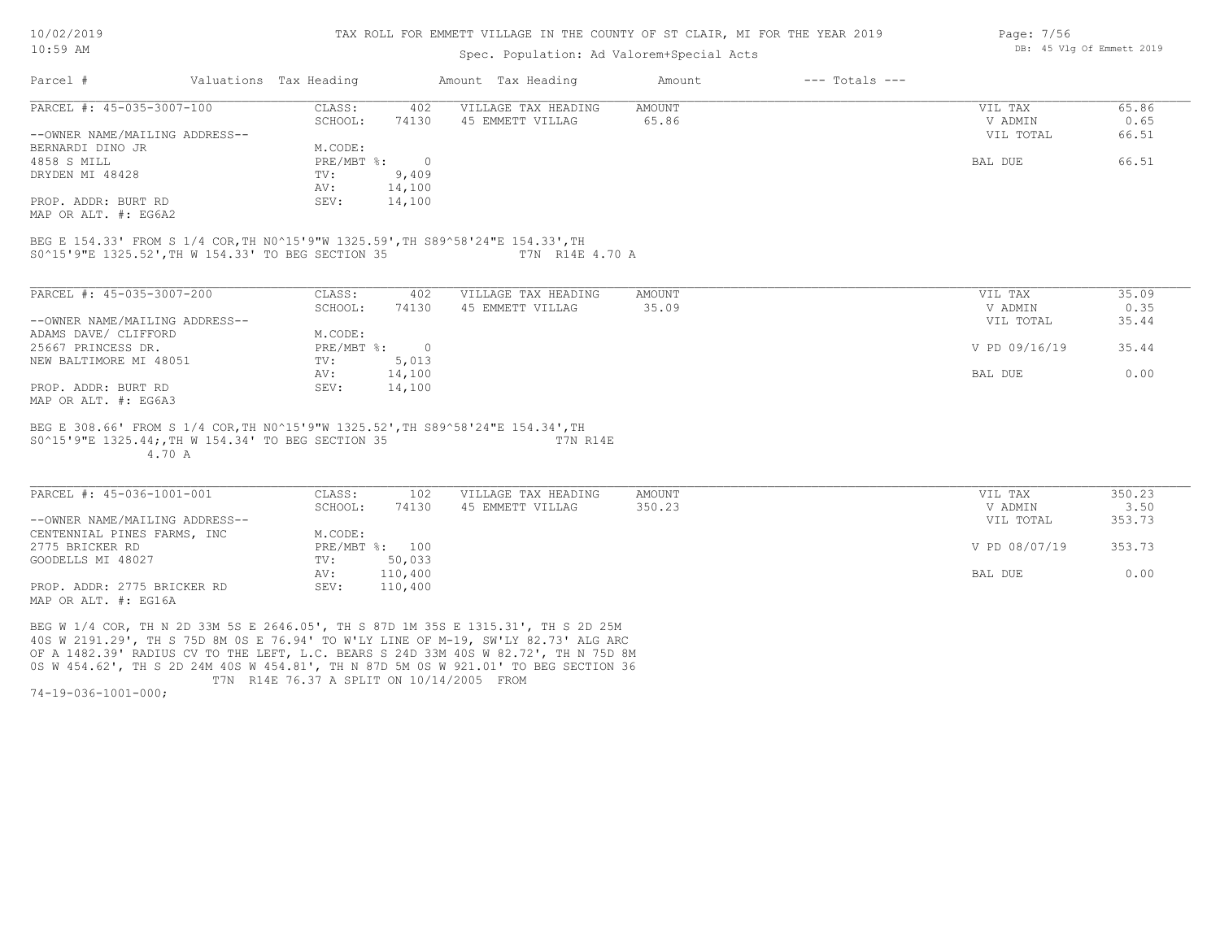TAX ROLL FOR EMMETT VILLAGE IN THE COUNTY OF ST CLAIR, MI FOR THE YEAR 2019

Spec. Population: Ad Valorem+Special Acts

| Parcel # | Valuations | Tax Heading | Amount | Tax Heading | Amount | --- Totals --- | |
|---|---|---|---|---|---|---|---|

PARCEL #: 45-035-3007-100

| | | | | |
|---|---|---|---|---|
| CLASS: 402 | VILLAGE TAX HEADING | AMOUNT | VIL TAX | 65.86 |
| SCHOOL: 74130 | 45 EMMETT VILLAG | 65.86 | V ADMIN | 0.65 |
| | | | VIL TOTAL | 66.51 |
| M.CODE: | | | | |
| PRE/MBT %: 0 | | | BAL DUE | 66.51 |
| TV: 9,409 | | | | |
| AV: 14,100 | | | | |
| SEV: 14,100 | | | | |

--OWNER NAME/MAILING ADDRESS--
BERNARDI DINO JR
4858 S MILL
DRYDEN MI 48428

PROP. ADDR: BURT RD
MAP OR ALT. #: EG6A2

BEG E 154.33' FROM S 1/4 COR,TH N0^15'9"W 1325.59',TH S89^58'24"E 154.33',TH S0^15'9"E 1325.52',TH W 154.33' TO BEG SECTION 35 T7N R14E 4.70 A

PARCEL #: 45-035-3007-200

| | | | | |
|---|---|---|---|---|
| CLASS: 402 | VILLAGE TAX HEADING | AMOUNT | VIL TAX | 35.09 |
| SCHOOL: 74130 | 45 EMMETT VILLAG | 35.09 | V ADMIN | 0.35 |
| | | | VIL TOTAL | 35.44 |
| M.CODE: | | | | |
| PRE/MBT %: 0 | | | V PD 09/16/19 | 35.44 |
| TV: 5,013 | | | | |
| AV: 14,100 | | | BAL DUE | 0.00 |
| SEV: 14,100 | | | | |

--OWNER NAME/MAILING ADDRESS--
ADAMS DAVE/ CLIFFORD
25667 PRINCESS DR.
NEW BALTIMORE MI 48051

PROP. ADDR: BURT RD
MAP OR ALT. #: EG6A3

BEG E 308.66' FROM S 1/4 COR,TH N0^15'9"W 1325.52',TH S89^58'24"E 154.34',TH S0^15'9"E 1325.44;,TH W 154.34' TO BEG SECTION 35 T7N R14E
4.70 A

PARCEL #: 45-036-1001-001

| | | | | |
|---|---|---|---|---|
| CLASS: 102 | VILLAGE TAX HEADING | AMOUNT | VIL TAX | 350.23 |
| SCHOOL: 74130 | 45 EMMETT VILLAG | 350.23 | V ADMIN | 3.50 |
| | | | VIL TOTAL | 353.73 |
| M.CODE: | | | | |
| PRE/MBT %: 100 | | | V PD 08/07/19 | 353.73 |
| TV: 50,033 | | | | |
| AV: 110,400 | | | BAL DUE | 0.00 |
| SEV: 110,400 | | | | |

--OWNER NAME/MAILING ADDRESS--
CENTENNIAL PINES FARMS, INC
2775 BRICKER RD
GOODELLS MI 48027

PROP. ADDR: 2775 BRICKER RD
MAP OR ALT. #: EG16A

BEG W 1/4 COR, TH N 2D 33M 5S E 2646.05', TH S 87D 1M 35S E 1315.31', TH S 2D 25M 40S W 2191.29', TH S 75D 8M 0S E 76.94' TO W'LY LINE OF M-19, SW'LY 82.73' ALG ARC OF A 1482.39' RADIUS CV TO THE LEFT, L.C. BEARS S 24D 33M 40S W 82.72', TH N 75D 8M 0S W 454.62', TH S 2D 24M 40S W 454.81', TH N 87D 5M 0S W 921.01' TO BEG SECTION 36 T7N R14E 76.37 A SPLIT ON 10/14/2005 FROM
74-19-036-1001-000;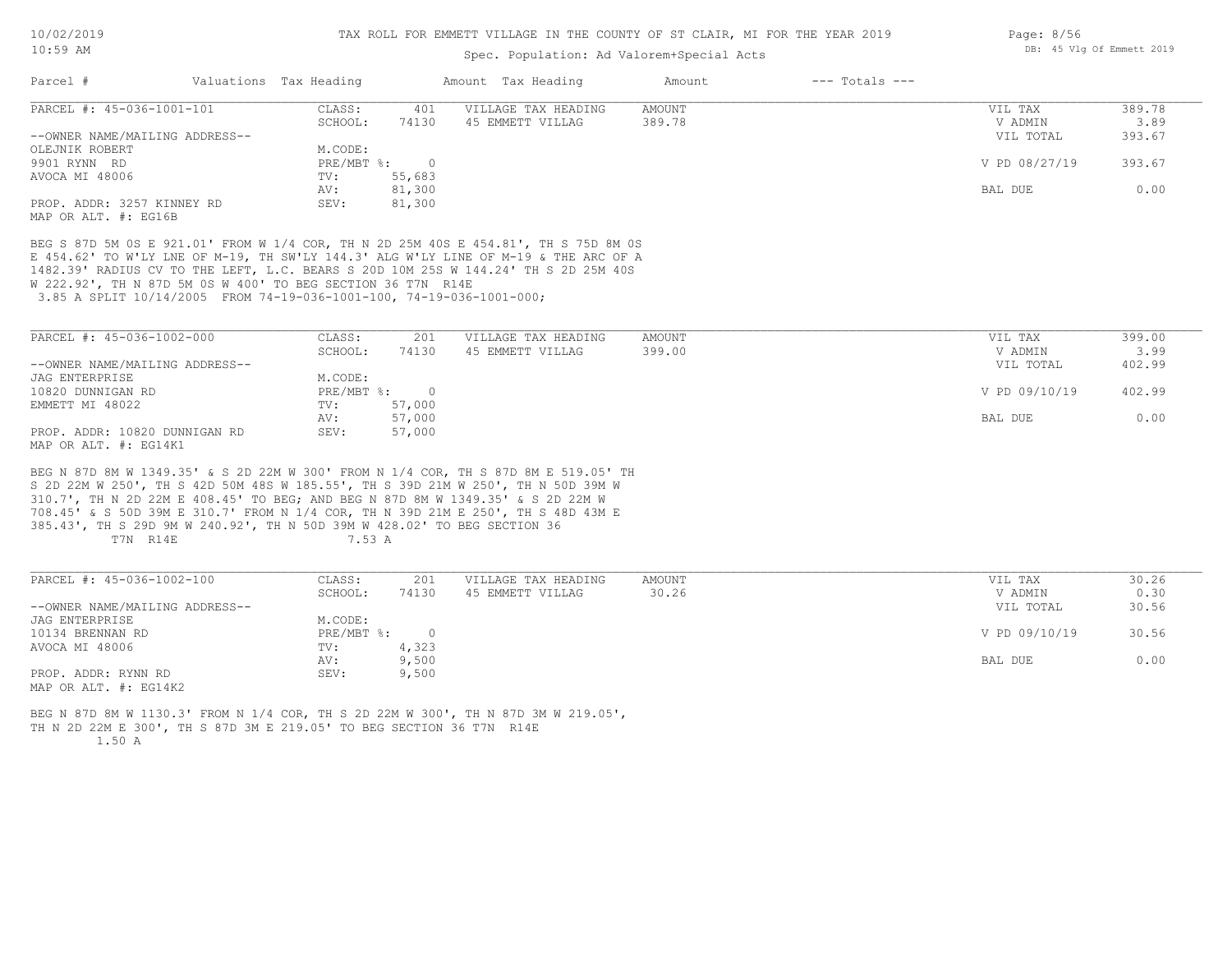TAX ROLL FOR EMMETT VILLAGE IN THE COUNTY OF ST CLAIR, MI FOR THE YEAR 2019

Spec. Population: Ad Valorem+Special Acts

DB: 45 Vlg Of Emmett 2019

| Parcel # | Valuations | Tax Heading | Amount | Tax Heading | Amount | --- Totals --- | |
|---|---|---|---|---|---|---|---|
| PARCEL #: 45-036-1001-101 | CLASS: | 401 | VILLAGE TAX HEADING | AMOUNT | | VIL TAX | 389.78 |
| | SCHOOL: | 74130 | 45 EMMETT VILLAG | 389.78 | | V ADMIN | 3.89 |
| --OWNER NAME/MAILING ADDRESS-- | | | | | | VIL TOTAL | 393.67 |
| OLEJNIK ROBERT | M.CODE: | | | | | | |
| 9901 RYNN RD | PRE/MBT %: | 0 | | | | V PD 08/27/19 | 393.67 |
| AVOCA MI 48006 | TV: | 55,683 | | | | | |
| | AV: | 81,300 | | | | BAL DUE | 0.00 |
| PROP. ADDR: 3257 KINNEY RD | SEV: | 81,300 | | | | | |
| MAP OR ALT. #: EG16B | | | | | | | |

BEG S 87D 5M 0S E 921.01' FROM W 1/4 COR, TH N 2D 25M 40S E 454.81', TH S 75D 8M 0S E 454.62' TO W'LY LNE OF M-19, TH SW'LY 144.3' ALG W'LY LINE OF M-19 & THE ARC OF A 1482.39' RADIUS CV TO THE LEFT, L.C. BEARS S 20D 10M 25S W 144.24' TH S 2D 25M 40S W 222.92', TH N 87D 5M 0S W 400' TO BEG SECTION 36 T7N R14E
3.85 A SPLIT 10/14/2005 FROM 74-19-036-1001-100, 74-19-036-1001-000;

| Parcel # | Valuations | Tax Heading | Amount | Tax Heading | Amount | --- Totals --- | |
|---|---|---|---|---|---|---|---|
| PARCEL #: 45-036-1002-000 | CLASS: | 201 | VILLAGE TAX HEADING | AMOUNT | | VIL TAX | 399.00 |
| | SCHOOL: | 74130 | 45 EMMETT VILLAG | 399.00 | | V ADMIN | 3.99 |
| --OWNER NAME/MAILING ADDRESS-- | | | | | | VIL TOTAL | 402.99 |
| JAG ENTERPRISE | M.CODE: | | | | | | |
| 10820 DUNNIGAN RD | PRE/MBT %: | 0 | | | | V PD 09/10/19 | 402.99 |
| EMMETT MI 48022 | TV: | 57,000 | | | | | |
| | AV: | 57,000 | | | | BAL DUE | 0.00 |
| PROP. ADDR: 10820 DUNNIGAN RD | SEV: | 57,000 | | | | | |
| MAP OR ALT. #: EG14K1 | | | | | | | |

BEG N 87D 8M W 1349.35' & S 2D 22M W 300' FROM N 1/4 COR, TH S 87D 8M E 519.05' TH S 2D 22M W 250', TH S 42D 50M 48S W 185.55', TH S 39D 21M W 250', TH N 50D 39M W 310.7', TH N 2D 22M E 408.45' TO BEG; AND BEG N 87D 8M W 1349.35' & S 2D 22M W 708.45' & S 50D 39M E 310.7' FROM N 1/4 COR, TH N 39D 21M E 250', TH S 48D 43M E 385.43', TH S 29D 9M W 240.92', TH N 50D 39M W 428.02' TO BEG SECTION 36
T7N R14E 7.53 A

| Parcel # | Valuations | Tax Heading | Amount | Tax Heading | Amount | --- Totals --- | |
|---|---|---|---|---|---|---|---|
| PARCEL #: 45-036-1002-100 | CLASS: | 201 | VILLAGE TAX HEADING | AMOUNT | | VIL TAX | 30.26 |
| | SCHOOL: | 74130 | 45 EMMETT VILLAG | 30.26 | | V ADMIN | 0.30 |
| --OWNER NAME/MAILING ADDRESS-- | | | | | | VIL TOTAL | 30.56 |
| JAG ENTERPRISE | M.CODE: | | | | | | |
| 10134 BRENNAN RD | PRE/MBT %: | 0 | | | | V PD 09/10/19 | 30.56 |
| AVOCA MI 48006 | TV: | 4,323 | | | | | |
| | AV: | 9,500 | | | | BAL DUE | 0.00 |
| PROP. ADDR: RYNN RD | SEV: | 9,500 | | | | | |
| MAP OR ALT. #: EG14K2 | | | | | | | |

BEG N 87D 8M W 1130.3' FROM N 1/4 COR, TH S 2D 22M W 300', TH N 87D 3M W 219.05', TH N 2D 22M E 300', TH S 87D 3M E 219.05' TO BEG SECTION 36 T7N R14E
1.50 A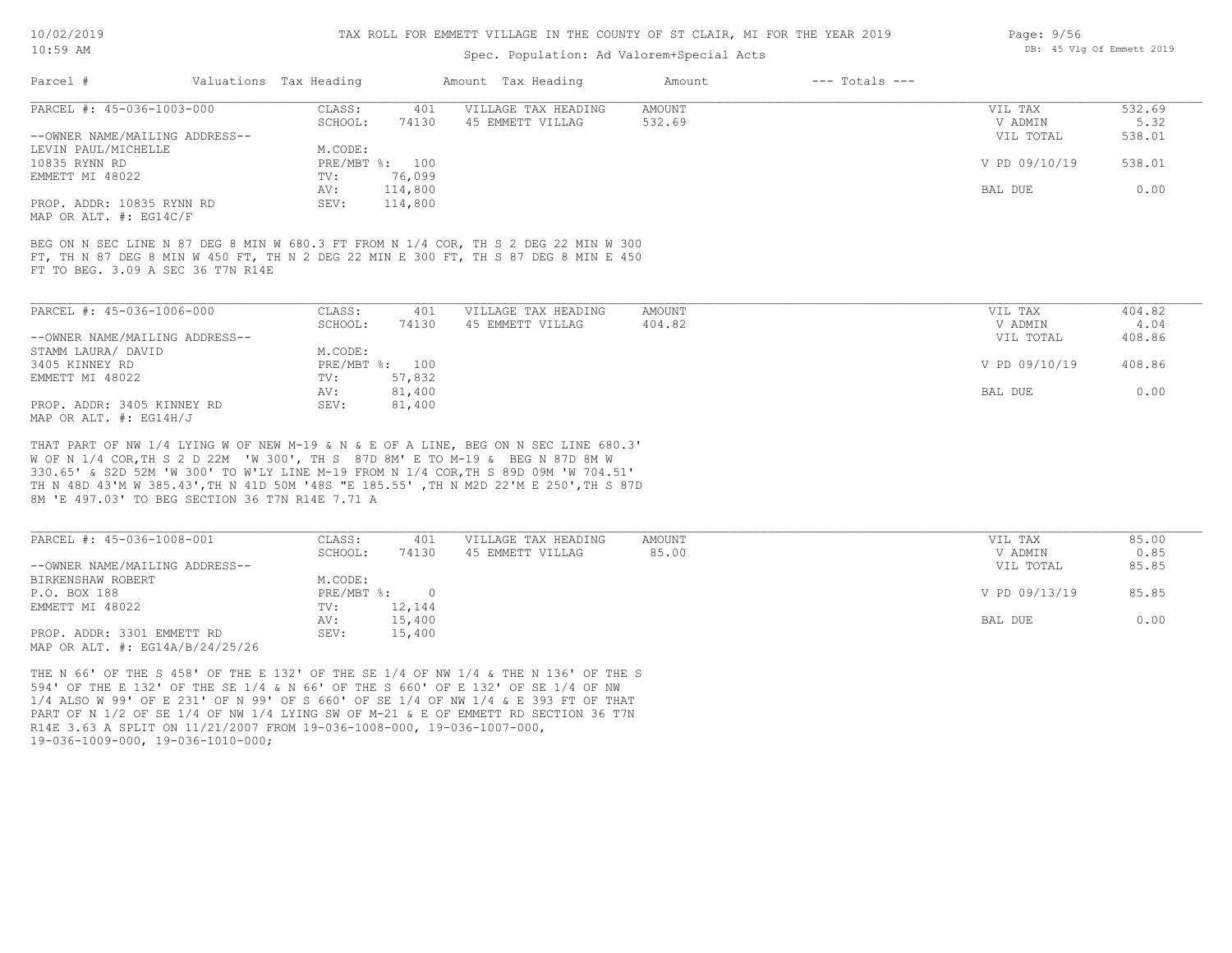TAX ROLL FOR EMMETT VILLAGE IN THE COUNTY OF ST CLAIR, MI FOR THE YEAR 2019

Spec. Population: Ad Valorem+Special Acts

| Parcel # | Valuations | Tax Heading | Amount | Tax Heading | Amount | --- Totals --- | |
|---|---|---|---|---|---|---|---|
| PARCEL #: 45-036-1003-000 | CLASS: | 401 | VILLAGE TAX HEADING | AMOUNT | | VIL TAX | 532.69 |
| | SCHOOL: | 74130 | 45 EMMETT VILLAG | 532.69 | | V ADMIN | 5.32 |
| --OWNER NAME/MAILING ADDRESS-- | | | | | | VIL TOTAL | 538.01 |
| LEVIN PAUL/MICHELLE | M.CODE: | | | | | | |
| 10835 RYNN RD | PRE/MBT %: | 100 | | | | V PD 09/10/19 | 538.01 |
| EMMETT MI 48022 | TV: | 76,099 | | | | | |
| | AV: | 114,800 | | | | BAL DUE | 0.00 |
| PROP. ADDR: 10835 RYNN RD | SEV: | 114,800 | | | | | |
| MAP OR ALT. #: EG14C/F | | | | | | | |

BEG ON N SEC LINE N 87 DEG 8 MIN W 680.3 FT FROM N 1/4 COR, TH S 2 DEG 22 MIN W 300 FT, TH N 87 DEG 8 MIN W 450 FT, TH N 2 DEG 22 MIN E 300 FT, TH S 87 DEG 8 MIN E 450 FT TO BEG. 3.09 A SEC 36 T7N R14E

| Parcel # | Valuations | Tax Heading | Amount | Tax Heading | Amount | --- Totals --- | |
|---|---|---|---|---|---|---|---|
| PARCEL #: 45-036-1006-000 | CLASS: | 401 | VILLAGE TAX HEADING | AMOUNT | | VIL TAX | 404.82 |
| | SCHOOL: | 74130 | 45 EMMETT VILLAG | 404.82 | | V ADMIN | 4.04 |
| --OWNER NAME/MAILING ADDRESS-- | | | | | | VIL TOTAL | 408.86 |
| STAMM LAURA/ DAVID | M.CODE: | | | | | | |
| 3405 KINNEY RD | PRE/MBT %: | 100 | | | | V PD 09/10/19 | 408.86 |
| EMMETT MI 48022 | TV: | 57,832 | | | | | |
| | AV: | 81,400 | | | | BAL DUE | 0.00 |
| PROP. ADDR: 3405 KINNEY RD | SEV: | 81,400 | | | | | |
| MAP OR ALT. #: EG14H/J | | | | | | | |

THAT PART OF NW 1/4 LYING W OF NEW M-19 & N & E OF A LINE, BEG ON N SEC LINE 680.3' W OF N 1/4 COR,TH S 2 D 22M 'W 300', TH S 87D 8M' E TO M-19 & BEG N 87D 8M W 330.65' & S2D 52M 'W 300' TO W'LY LINE M-19 FROM N 1/4 COR,TH S 89D 09M 'W 704.51' TH N 48D 43'M W 385.43',TH N 41D 50M '48S "E 185.55' ,TH N M2D 22'M E 250',TH S 87D 8M 'E 497.03' TO BEG SECTION 36 T7N R14E 7.71 A

| Parcel # | Valuations | Tax Heading | Amount | Tax Heading | Amount | --- Totals --- | |
|---|---|---|---|---|---|---|---|
| PARCEL #: 45-036-1008-001 | CLASS: | 401 | VILLAGE TAX HEADING | AMOUNT | | VIL TAX | 85.00 |
| | SCHOOL: | 74130 | 45 EMMETT VILLAG | 85.00 | | V ADMIN | 0.85 |
| --OWNER NAME/MAILING ADDRESS-- | | | | | | VIL TOTAL | 85.85 |
| BIRKENSHAW ROBERT | M.CODE: | | | | | | |
| P.O. BOX 188 | PRE/MBT %: | 0 | | | | V PD 09/13/19 | 85.85 |
| EMMETT MI 48022 | TV: | 12,144 | | | | | |
| | AV: | 15,400 | | | | BAL DUE | 0.00 |
| PROP. ADDR: 3301 EMMETT RD | SEV: | 15,400 | | | | | |
| MAP OR ALT. #: EG14A/B/24/25/26 | | | | | | | |

THE N 66' OF THE S 458' OF THE E 132' OF THE SE 1/4 OF NW 1/4 & THE N 136' OF THE S 594' OF THE E 132' OF THE SE 1/4 & N 66' OF THE S 660' OF E 132' OF SE 1/4 OF NW 1/4 ALSO W 99' OF E 231' OF N 99' OF S 660' OF SE 1/4 OF NW 1/4 & E 393 FT OF THAT PART OF N 1/2 OF SE 1/4 OF NW 1/4 LYING SW OF M-21 & E OF EMMETT RD SECTION 36 T7N R14E 3.63 A SPLIT ON 11/21/2007 FROM 19-036-1008-000, 19-036-1007-000, 19-036-1009-000, 19-036-1010-000;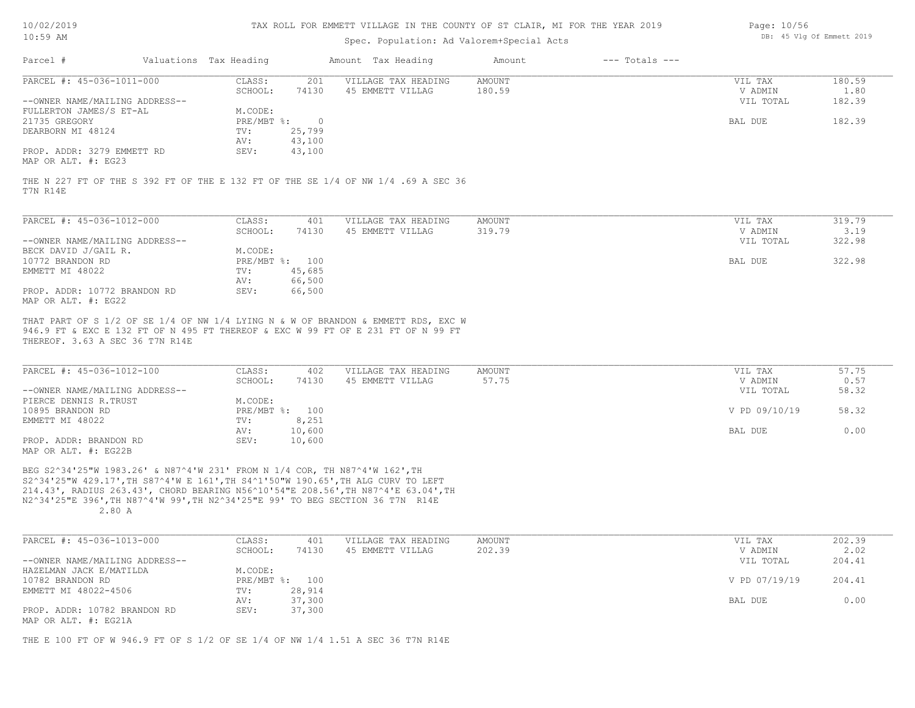TAX ROLL FOR EMMETT VILLAGE IN THE COUNTY OF ST CLAIR, MI FOR THE YEAR 2019

Spec. Population: Ad Valorem+Special Acts

DB: 45 Vlg Of Emmett 2019

| Parcel # | Valuations | Tax Heading | Amount | Tax Heading | Amount | --- Totals --- | |
|---|---|---|---|---|---|---|---|

---

**PARCEL #: 45-036-1011-000**

| | | | | | |
|---|---|---|---|---|---|
| CLASS: | 201 | VILLAGE TAX HEADING | AMOUNT | VIL TAX | 180.59 |
| SCHOOL: | 74130 | 45 EMMETT VILLAG | 180.59 | V ADMIN | 1.80 |
| M.CODE: | | | | VIL TOTAL | 182.39 |
| PRE/MBT %: | 0 | | | BAL DUE | 182.39 |
| TV: | 25,799 | | | | |
| AV: | 43,100 | | | | |
| SEV: | 43,100 | | | | |

--OWNER NAME/MAILING ADDRESS--
FULLERTON JAMES/S ET-AL
21735 GREGORY
DEARBORN MI 48124

PROP. ADDR: 3279 EMMETT RD
MAP OR ALT. #: EG23

THE N 227 FT OF THE S 392 FT OF THE E 132 FT OF THE SE 1/4 OF NW 1/4 .69 A SEC 36 T7N R14E

---

**PARCEL #: 45-036-1012-000**

| | | | | | |
|---|---|---|---|---|---|
| CLASS: | 401 | VILLAGE TAX HEADING | AMOUNT | VIL TAX | 319.79 |
| SCHOOL: | 74130 | 45 EMMETT VILLAG | 319.79 | V ADMIN | 3.19 |
| M.CODE: | | | | VIL TOTAL | 322.98 |
| PRE/MBT %: | 100 | | | BAL DUE | 322.98 |
| TV: | 45,685 | | | | |
| AV: | 66,500 | | | | |
| SEV: | 66,500 | | | | |

--OWNER NAME/MAILING ADDRESS--
BECK DAVID J/GAIL R.
10772 BRANDON RD
EMMETT MI 48022

PROP. ADDR: 10772 BRANDON RD
MAP OR ALT. #: EG22

THAT PART OF S 1/2 OF SE 1/4 OF NW 1/4 LYING N & W OF BRANDON & EMMETT RDS, EXC W 946.9 FT & EXC E 132 FT OF N 495 FT THEREOF & EXC W 99 FT OF E 231 FT OF N 99 FT THEREOF. 3.63 A SEC 36 T7N R14E

---

**PARCEL #: 45-036-1012-100**

| | | | | | |
|---|---|---|---|---|---|
| CLASS: | 402 | VILLAGE TAX HEADING | AMOUNT | VIL TAX | 57.75 |
| SCHOOL: | 74130 | 45 EMMETT VILLAG | 57.75 | V ADMIN | 0.57 |
| M.CODE: | | | | VIL TOTAL | 58.32 |
| PRE/MBT %: | 100 | | | V PD 09/10/19 | 58.32 |
| TV: | 8,251 | | | | |
| AV: | 10,600 | | | BAL DUE | 0.00 |
| SEV: | 10,600 | | | | |

--OWNER NAME/MAILING ADDRESS--
PIERCE DENNIS R.TRUST
10895 BRANDON RD
EMMETT MI 48022

PROP. ADDR: BRANDON RD
MAP OR ALT. #: EG22B

BEG S2^34'25"W 1983.26' & N87^4'W 231' FROM N 1/4 COR, TH N87^4'W 162',TH S2^34'25"W 429.17',TH S87^4'W E 161',TH S4^1'50"W 190.65',TH ALG CURV TO LEFT 214.43', RADIUS 263.43', CHORD BEARING N56^10'54"E 208.56',TH N87^4'E 63.04',TH N2^34'25"E 396',TH N87^4'W 99',TH N2^34'25"E 99' TO BEG SECTION 36 T7N R14E 2.80 A

---

**PARCEL #: 45-036-1013-000**

| | | | | | |
|---|---|---|---|---|---|
| CLASS: | 401 | VILLAGE TAX HEADING | AMOUNT | VIL TAX | 202.39 |
| SCHOOL: | 74130 | 45 EMMETT VILLAG | 202.39 | V ADMIN | 2.02 |
| M.CODE: | | | | VIL TOTAL | 204.41 |
| PRE/MBT %: | 100 | | | V PD 07/19/19 | 204.41 |
| TV: | 28,914 | | | | |
| AV: | 37,300 | | | BAL DUE | 0.00 |
| SEV: | 37,300 | | | | |

--OWNER NAME/MAILING ADDRESS--
HAZELMAN JACK E/MATILDA
10782 BRANDON RD
EMMETT MI 48022-4506

PROP. ADDR: 10782 BRANDON RD
MAP OR ALT. #: EG21A

THE E 100 FT OF W 946.9 FT OF S 1/2 OF SE 1/4 OF NW 1/4 1.51 A SEC 36 T7N R14E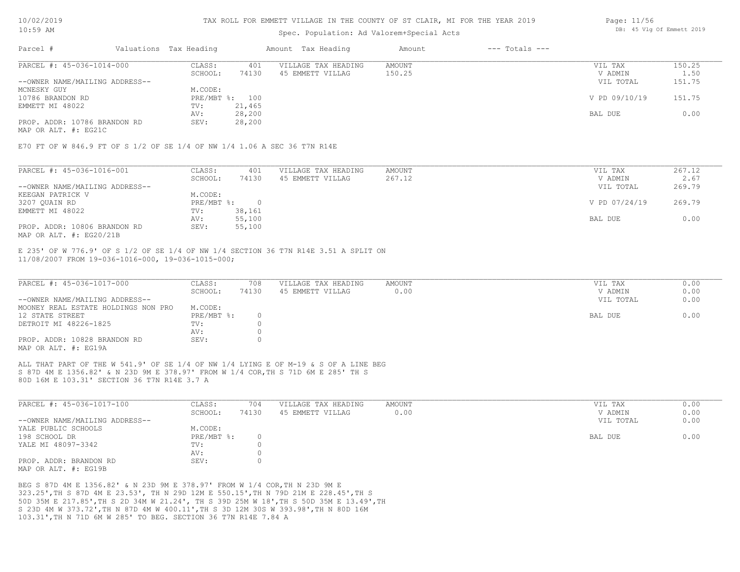# TAX ROLL FOR EMMETT VILLAGE IN THE COUNTY OF ST CLAIR, MI FOR THE YEAR 2019

Spec. Population: Ad Valorem+Special Acts

| Parcel # | Valuations | Tax Heading | Amount | Tax Heading | Amount | --- Totals --- |
|---|---|---|---|---|---|---|

---

PARCEL #: 45-036-1014-000

| | | | | | | |
|---|---|---|---|---|---|---|
| | CLASS: | 401 | VILLAGE TAX HEADING | AMOUNT | VIL TAX | 150.25 |
| | SCHOOL: | 74130 | 45 EMMETT VILLAG | 150.25 | V ADMIN | 1.50 |
| --OWNER NAME/MAILING ADDRESS-- | | | | | VIL TOTAL | 151.75 |
| MCNESKY GUY | M.CODE: | | | | | |
| 10786 BRANDON RD | PRE/MBT %: | 100 | | | V PD 09/10/19 | 151.75 |
| EMMETT MI 48022 | TV: | 21,465 | | | | |
| | AV: | 28,200 | | | BAL DUE | 0.00 |
| PROP. ADDR: 10786 BRANDON RD | SEV: | 28,200 | | | | |
| MAP OR ALT. #: EG21C | | | | | | |

E70 FT OF W 846.9 FT OF S 1/2 OF SE 1/4 OF NW 1/4 1.06 A SEC 36 T7N R14E

---

PARCEL #: 45-036-1016-001

| | | | | | | |
|---|---|---|---|---|---|---|
| | CLASS: | 401 | VILLAGE TAX HEADING | AMOUNT | VIL TAX | 267.12 |
| | SCHOOL: | 74130 | 45 EMMETT VILLAG | 267.12 | V ADMIN | 2.67 |
| --OWNER NAME/MAILING ADDRESS-- | | | | | VIL TOTAL | 269.79 |
| KEEGAN PATRICK V | M.CODE: | | | | | |
| 3207 QUAIN RD | PRE/MBT %: | 0 | | | V PD 07/24/19 | 269.79 |
| EMMETT MI 48022 | TV: | 38,161 | | | | |
| | AV: | 55,100 | | | BAL DUE | 0.00 |
| PROP. ADDR: 10806 BRANDON RD | SEV: | 55,100 | | | | |
| MAP OR ALT. #: EG20/21B | | | | | | |

E 235' OF W 776.9' OF S 1/2 OF SE 1/4 OF NW 1/4 SECTION 36 T7N R14E 3.51 A SPLIT ON 11/08/2007 FROM 19-036-1016-000, 19-036-1015-000;

---

PARCEL #: 45-036-1017-000

| | | | | | | |
|---|---|---|---|---|---|---|
| | CLASS: | 708 | VILLAGE TAX HEADING | AMOUNT | VIL TAX | 0.00 |
| | SCHOOL: | 74130 | 45 EMMETT VILLAG | 0.00 | V ADMIN | 0.00 |
| --OWNER NAME/MAILING ADDRESS-- | | | | | VIL TOTAL | 0.00 |
| MOONEY REAL ESTATE HOLDINGS NON PRO | M.CODE: | | | | | |
| 12 STATE STREET | PRE/MBT %: | 0 | | | BAL DUE | 0.00 |
| DETROIT MI 48226-1825 | TV: | 0 | | | | |
| | AV: | 0 | | | | |
| PROP. ADDR: 10828 BRANDON RD | SEV: | 0 | | | | |
| MAP OR ALT. #: EG19A | | | | | | |

ALL THAT PART OF THE W 541.9' OF SE 1/4 OF NW 1/4 LYING E OF M-19 & S OF A LINE BEG S 87D 4M E 1356.82' & N 23D 9M E 378.97' FROM W 1/4 COR,TH S 71D 6M E 285' TH S 80D 16M E 103.31' SECTION 36 T7N R14E 3.7 A

---

PARCEL #: 45-036-1017-100

| | | | | | | |
|---|---|---|---|---|---|---|
| | CLASS: | 704 | VILLAGE TAX HEADING | AMOUNT | VIL TAX | 0.00 |
| | SCHOOL: | 74130 | 45 EMMETT VILLAG | 0.00 | V ADMIN | 0.00 |
| --OWNER NAME/MAILING ADDRESS-- | | | | | VIL TOTAL | 0.00 |
| YALE PUBLIC SCHOOLS | M.CODE: | | | | | |
| 198 SCHOOL DR | PRE/MBT %: | 0 | | | BAL DUE | 0.00 |
| YALE MI 48097-3342 | TV: | 0 | | | | |
| | AV: | 0 | | | | |
| PROP. ADDR: BRANDON RD | SEV: | 0 | | | | |
| MAP OR ALT. #: EG19B | | | | | | |

BEG S 87D 4M E 1356.82' & N 23D 9M E 378.97' FROM W 1/4 COR,TH N 23D 9M E 323.25',TH S 87D 4M E 23.53', TH N 29D 12M E 550.15',TH N 79D 21M E 228.45',TH S 50D 35M E 217.85',TH S 2D 34M W 21.24', TH S 39D 25M W 18',TH S 50D 35M E 13.49',TH S 23D 4M W 373.72',TH N 87D 4M W 400.11',TH S 3D 12M 30S W 393.98',TH N 80D 16M 103.31',TH N 71D 6M W 285' TO BEG. SECTION 36 T7N R14E 7.84 A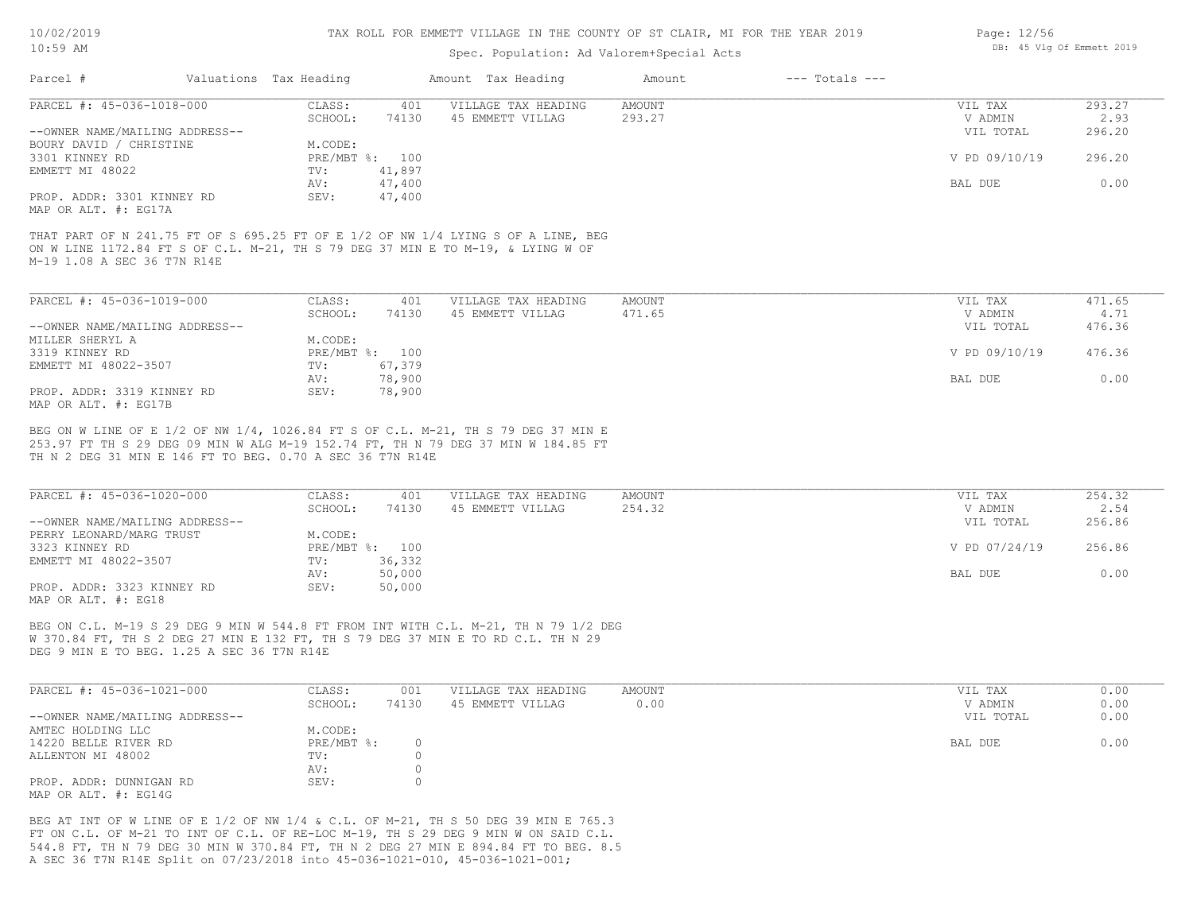| Parcel # | Valuations | Tax Heading | Amount | Tax Heading | Amount | --- Totals --- | |
|---|---|---|---|---|---|---|---|

**PARCEL #: 45-036-1018-000**

| | | | | | | |
|---|---|---|---|---|---|---|
| CLASS: | 401 | VILLAGE TAX HEADING | AMOUNT | | VIL TAX | 293.27 |
| SCHOOL: | 74130 | 45 EMMETT VILLAG | 293.27 | | V ADMIN | 2.93 |
| | | | | | VIL TOTAL | 296.20 |
| M.CODE: | | | | | | |
| PRE/MBT %: | 100 | | | | V PD 09/10/19 | 296.20 |
| TV: | 41,897 | | | | | |
| AV: | 47,400 | | | | BAL DUE | 0.00 |
| SEV: | 47,400 | | | | | |

--OWNER NAME/MAILING ADDRESS--
BOURY DAVID / CHRISTINE
3301 KINNEY RD
EMMETT MI 48022

PROP. ADDR: 3301 KINNEY RD
MAP OR ALT. #: EG17A

THAT PART OF N 241.75 FT OF S 695.25 FT OF E 1/2 OF NW 1/4 LYING S OF A LINE, BEG ON W LINE 1172.84 FT S OF C.L. M-21, TH S 79 DEG 37 MIN E TO M-19, & LYING W OF M-19 1.08 A SEC 36 T7N R14E

**PARCEL #: 45-036-1019-000**

| | | | | | | |
|---|---|---|---|---|---|---|
| CLASS: | 401 | VILLAGE TAX HEADING | AMOUNT | | VIL TAX | 471.65 |
| SCHOOL: | 74130 | 45 EMMETT VILLAG | 471.65 | | V ADMIN | 4.71 |
| | | | | | VIL TOTAL | 476.36 |
| M.CODE: | | | | | | |
| PRE/MBT %: | 100 | | | | V PD 09/10/19 | 476.36 |
| TV: | 67,379 | | | | | |
| AV: | 78,900 | | | | BAL DUE | 0.00 |
| SEV: | 78,900 | | | | | |

--OWNER NAME/MAILING ADDRESS--
MILLER SHERYL A
3319 KINNEY RD
EMMETT MI 48022-3507

PROP. ADDR: 3319 KINNEY RD
MAP OR ALT. #: EG17B

BEG ON W LINE OF E 1/2 OF NW 1/4, 1026.84 FT S OF C.L. M-21, TH S 79 DEG 37 MIN E 253.97 FT TH S 29 DEG 09 MIN W ALG M-19 152.74 FT, TH N 79 DEG 37 MIN W 184.85 FT TH N 2 DEG 31 MIN E 146 FT TO BEG. 0.70 A SEC 36 T7N R14E

**PARCEL #: 45-036-1020-000**

| | | | | | | |
|---|---|---|---|---|---|---|
| CLASS: | 401 | VILLAGE TAX HEADING | AMOUNT | | VIL TAX | 254.32 |
| SCHOOL: | 74130 | 45 EMMETT VILLAG | 254.32 | | V ADMIN | 2.54 |
| | | | | | VIL TOTAL | 256.86 |
| M.CODE: | | | | | | |
| PRE/MBT %: | 100 | | | | V PD 07/24/19 | 256.86 |
| TV: | 36,332 | | | | | |
| AV: | 50,000 | | | | BAL DUE | 0.00 |
| SEV: | 50,000 | | | | | |

--OWNER NAME/MAILING ADDRESS--
PERRY LEONARD/MARG TRUST
3323 KINNEY RD
EMMETT MI 48022-3507

PROP. ADDR: 3323 KINNEY RD
MAP OR ALT. #: EG18

BEG ON C.L. M-19 S 29 DEG 9 MIN W 544.8 FT FROM INT WITH C.L. M-21, TH N 79 1/2 DEG W 370.84 FT, TH S 2 DEG 27 MIN E 132 FT, TH S 79 DEG 37 MIN E TO RD C.L. TH N 29 DEG 9 MIN E TO BEG. 1.25 A SEC 36 T7N R14E

**PARCEL #: 45-036-1021-000**

| | | | | | | |
|---|---|---|---|---|---|---|
| CLASS: | 001 | VILLAGE TAX HEADING | AMOUNT | | VIL TAX | 0.00 |
| SCHOOL: | 74130 | 45 EMMETT VILLAG | 0.00 | | V ADMIN | 0.00 |
| | | | | | VIL TOTAL | 0.00 |
| M.CODE: | | | | | | |
| PRE/MBT %: | 0 | | | | BAL DUE | 0.00 |
| TV: | 0 | | | | | |
| AV: | 0 | | | | | |
| SEV: | 0 | | | | | |

--OWNER NAME/MAILING ADDRESS--
AMTEC HOLDING LLC
14220 BELLE RIVER RD
ALLENTON MI 48002

PROP. ADDR: DUNNIGAN RD
MAP OR ALT. #: EG14G

BEG AT INT OF W LINE OF E 1/2 OF NW 1/4 & C.L. OF M-21, TH S 50 DEG 39 MIN E 765.3 FT ON C.L. OF M-21 TO INT OF C.L. OF RE-LOC M-19, TH S 29 DEG 9 MIN W ON SAID C.L. 544.8 FT, TH N 79 DEG 30 MIN W 370.84 FT, TH N 2 DEG 27 MIN E 894.84 FT TO BEG. 8.5 A SEC 36 T7N R14E Split on 07/23/2018 into 45-036-1021-010, 45-036-1021-001;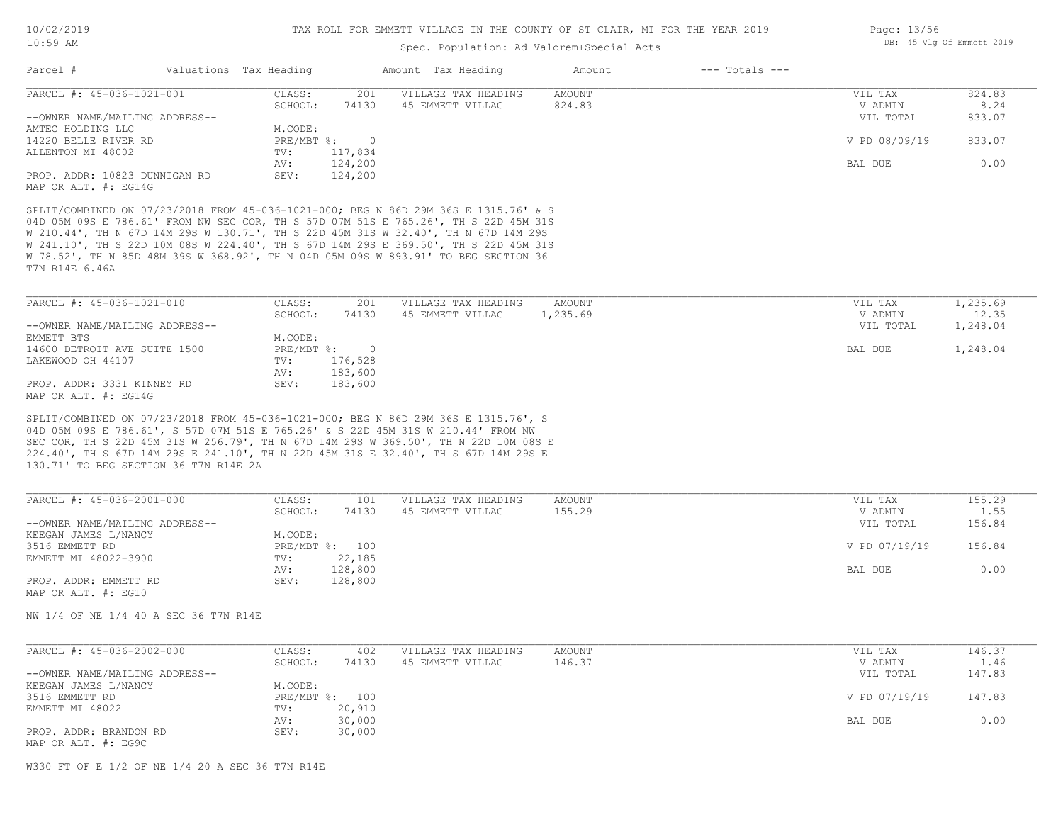# TAX ROLL FOR EMMETT VILLAGE IN THE COUNTY OF ST CLAIR, MI FOR THE YEAR 2019

Spec. Population: Ad Valorem+Special Acts

| Parcel # | Valuations | Tax Heading | Amount | Tax Heading | Amount | --- Totals --- | |
|---|---|---|---|---|---|---|---|

---

**PARCEL #: 45-036-1021-001**

| | | | | | |
|---|---|---|---|---|---|
| CLASS: | 201 | VILLAGE TAX HEADING | AMOUNT | VIL TAX | 824.83 |
| SCHOOL: | 74130 | 45 EMMETT VILLAG | 824.83 | V ADMIN | 8.24 |
| | | | | VIL TOTAL | 833.07 |
| M.CODE: | | | | | |
| PRE/MBT %: | 0 | | | V PD 08/09/19 | 833.07 |
| TV: | 117,834 | | | | |
| AV: | 124,200 | | | BAL DUE | 0.00 |
| SEV: | 124,200 | | | | |

--OWNER NAME/MAILING ADDRESS--
AMTEC HOLDING LLC
14220 BELLE RIVER RD
ALLENTON MI 48002

PROP. ADDR: 10823 DUNNIGAN RD
MAP OR ALT. #: EG14G

SPLIT/COMBINED ON 07/23/2018 FROM 45-036-1021-000; BEG N 86D 29M 36S E 1315.76' & S 04D 05M 09S E 786.61' FROM NW SEC COR, TH S 57D 07M 51S E 765.26', TH S 22D 45M 31S W 210.44', TH N 67D 14M 29S W 130.71', TH S 22D 45M 31S W 32.40', TH N 67D 14M 29S W 241.10', TH S 22D 10M 08S W 224.40', TH S 67D 14M 29S E 369.50', TH S 22D 45M 31S W 78.52', TH N 85D 48M 39S W 368.92', TH N 04D 05M 09S W 893.91' TO BEG SECTION 36 T7N R14E 6.46A

---

**PARCEL #: 45-036-1021-010**

| | | | | | |
|---|---|---|---|---|---|
| CLASS: | 201 | VILLAGE TAX HEADING | AMOUNT | VIL TAX | 1,235.69 |
| SCHOOL: | 74130 | 45 EMMETT VILLAG | 1,235.69 | V ADMIN | 12.35 |
| | | | | VIL TOTAL | 1,248.04 |
| M.CODE: | | | | | |
| PRE/MBT %: | 0 | | | BAL DUE | 1,248.04 |
| TV: | 176,528 | | | | |
| AV: | 183,600 | | | | |
| SEV: | 183,600 | | | | |

--OWNER NAME/MAILING ADDRESS--
EMMETT BTS
14600 DETROIT AVE SUITE 1500
LAKEWOOD OH 44107

PROP. ADDR: 3331 KINNEY RD
MAP OR ALT. #: EG14G

SPLIT/COMBINED ON 07/23/2018 FROM 45-036-1021-000; BEG N 86D 29M 36S E 1315.76', S 04D 05M 09S E 786.61', S 57D 07M 51S E 765.26' & S 22D 45M 31S W 210.44' FROM NW SEC COR, TH S 22D 45M 31S W 256.79', TH N 67D 14M 29S W 369.50', TH N 22D 10M 08S E 224.40', TH S 67D 14M 29S E 241.10', TH N 22D 45M 31S E 32.40', TH S 67D 14M 29S E 130.71' TO BEG SECTION 36 T7N R14E 2A

---

**PARCEL #: 45-036-2001-000**

| | | | | | |
|---|---|---|---|---|---|
| CLASS: | 101 | VILLAGE TAX HEADING | AMOUNT | VIL TAX | 155.29 |
| SCHOOL: | 74130 | 45 EMMETT VILLAG | 155.29 | V ADMIN | 1.55 |
| | | | | VIL TOTAL | 156.84 |
| M.CODE: | | | | | |
| PRE/MBT %: | 100 | | | V PD 07/19/19 | 156.84 |
| TV: | 22,185 | | | | |
| AV: | 128,800 | | | BAL DUE | 0.00 |
| SEV: | 128,800 | | | | |

--OWNER NAME/MAILING ADDRESS--
KEEGAN JAMES L/NANCY
3516 EMMETT RD
EMMETT MI 48022-3900

PROP. ADDR: EMMETT RD
MAP OR ALT. #: EG10

NW 1/4 OF NE 1/4 40 A SEC 36 T7N R14E

---

**PARCEL #: 45-036-2002-000**

| | | | | | |
|---|---|---|---|---|---|
| CLASS: | 402 | VILLAGE TAX HEADING | AMOUNT | VIL TAX | 146.37 |
| SCHOOL: | 74130 | 45 EMMETT VILLAG | 146.37 | V ADMIN | 1.46 |
| | | | | VIL TOTAL | 147.83 |
| M.CODE: | | | | | |
| PRE/MBT %: | 100 | | | V PD 07/19/19 | 147.83 |
| TV: | 20,910 | | | | |
| AV: | 30,000 | | | BAL DUE | 0.00 |
| SEV: | 30,000 | | | | |

--OWNER NAME/MAILING ADDRESS--
KEEGAN JAMES L/NANCY
3516 EMMETT RD
EMMETT MI 48022

PROP. ADDR: BRANDON RD
MAP OR ALT. #: EG9C

W330 FT OF E 1/2 OF NE 1/4 20 A SEC 36 T7N R14E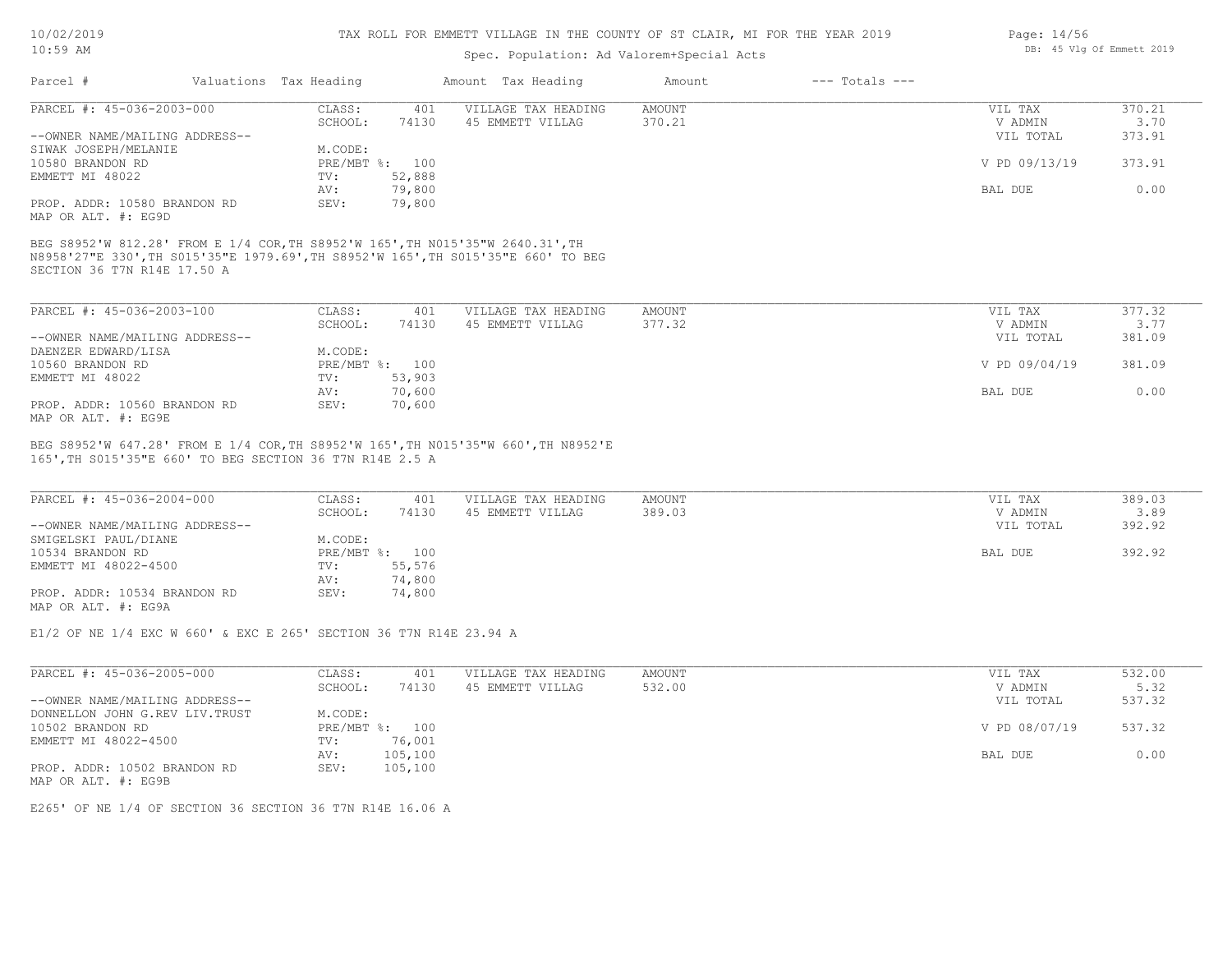# TAX ROLL FOR EMMETT VILLAGE IN THE COUNTY OF ST CLAIR, MI FOR THE YEAR 2019

Spec. Population: Ad Valorem+Special Acts

| Parcel # | Valuations | Tax Heading | Amount | Tax Heading | Amount | --- Totals --- | |
|---|---|---|---|---|---|---|---|

---

**PARCEL #: 45-036-2003-000**

| | | | | | | |
|---|---|---|---|---|---|---|
| --OWNER NAME/MAILING ADDRESS-- | CLASS: | 401 | VILLAGE TAX HEADING | AMOUNT | VIL TAX | 370.21 |
| SIWAK JOSEPH/MELANIE | SCHOOL: | 74130 | 45 EMMETT VILLAG | 370.21 | V ADMIN | 3.70 |
| 10580 BRANDON RD | M.CODE: | | | | VIL TOTAL | 373.91 |
| EMMETT MI 48022 | PRE/MBT %: | 100 | | | V PD 09/13/19 | 373.91 |
| | TV: | 52,888 | | | | |
| PROP. ADDR: 10580 BRANDON RD | AV: | 79,800 | | | BAL DUE | 0.00 |
| MAP OR ALT. #: EG9D | SEV: | 79,800 | | | | |

BEG S8952'W 812.28' FROM E 1/4 COR,TH S8952'W 165',TH N015'35"W 2640.31',TH N8958'27"E 330',TH S015'35"E 1979.69',TH S8952'W 165',TH S015'35"E 660' TO BEG SECTION 36 T7N R14E 17.50 A

---

**PARCEL #: 45-036-2003-100**

| | | | | | | |
|---|---|---|---|---|---|---|
| --OWNER NAME/MAILING ADDRESS-- | CLASS: | 401 | VILLAGE TAX HEADING | AMOUNT | VIL TAX | 377.32 |
| DAENZER EDWARD/LISA | SCHOOL: | 74130 | 45 EMMETT VILLAG | 377.32 | V ADMIN | 3.77 |
| 10560 BRANDON RD | M.CODE: | | | | VIL TOTAL | 381.09 |
| EMMETT MI 48022 | PRE/MBT %: | 100 | | | V PD 09/04/19 | 381.09 |
| | TV: | 53,903 | | | | |
| PROP. ADDR: 10560 BRANDON RD | AV: | 70,600 | | | BAL DUE | 0.00 |
| MAP OR ALT. #: EG9E | SEV: | 70,600 | | | | |

BEG S8952'W 647.28' FROM E 1/4 COR,TH S8952'W 165',TH N015'35"W 660',TH N8952'E 165',TH S015'35"E 660' TO BEG SECTION 36 T7N R14E 2.5 A

---

**PARCEL #: 45-036-2004-000**

| | | | | | | |
|---|---|---|---|---|---|---|
| --OWNER NAME/MAILING ADDRESS-- | CLASS: | 401 | VILLAGE TAX HEADING | AMOUNT | VIL TAX | 389.03 |
| SMIGELSKI PAUL/DIANE | SCHOOL: | 74130 | 45 EMMETT VILLAG | 389.03 | V ADMIN | 3.89 |
| 10534 BRANDON RD | M.CODE: | | | | VIL TOTAL | 392.92 |
| EMMETT MI 48022-4500 | PRE/MBT %: | 100 | | | BAL DUE | 392.92 |
| | TV: | 55,576 | | | | |
| PROP. ADDR: 10534 BRANDON RD | AV: | 74,800 | | | | |
| MAP OR ALT. #: EG9A | SEV: | 74,800 | | | | |

E1/2 OF NE 1/4 EXC W 660' & EXC E 265' SECTION 36 T7N R14E 23.94 A

---

**PARCEL #: 45-036-2005-000**

| | | | | | | |
|---|---|---|---|---|---|---|
| --OWNER NAME/MAILING ADDRESS-- | CLASS: | 401 | VILLAGE TAX HEADING | AMOUNT | VIL TAX | 532.00 |
| DONNELLON JOHN G.REV LIV.TRUST | SCHOOL: | 74130 | 45 EMMETT VILLAG | 532.00 | V ADMIN | 5.32 |
| 10502 BRANDON RD | M.CODE: | | | | VIL TOTAL | 537.32 |
| EMMETT MI 48022-4500 | PRE/MBT %: | 100 | | | V PD 08/07/19 | 537.32 |
| | TV: | 76,001 | | | | |
| PROP. ADDR: 10502 BRANDON RD | AV: | 105,100 | | | BAL DUE | 0.00 |
| MAP OR ALT. #: EG9B | SEV: | 105,100 | | | | |

E265' OF NE 1/4 OF SECTION 36 SECTION 36 T7N R14E 16.06 A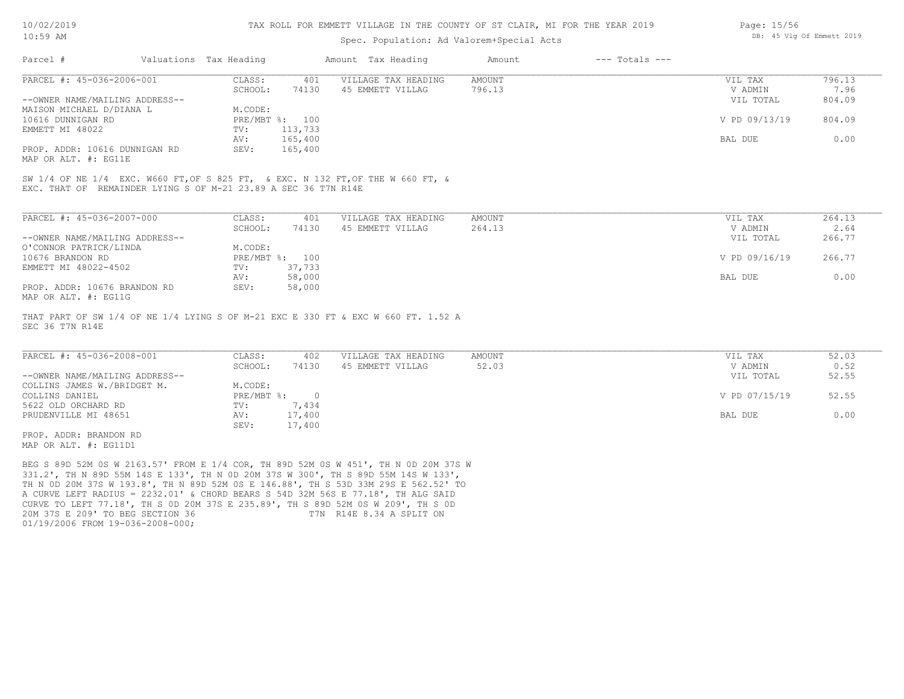TAX ROLL FOR EMMETT VILLAGE IN THE COUNTY OF ST CLAIR, MI FOR THE YEAR 2019

Spec. Population: Ad Valorem+Special Acts

10/02/2019
10:59 AM

DB: 45 Vlg Of Emmett 2019

| Parcel # | Valuations | Tax Heading | Amount | Tax Heading | Amount | --- Totals --- | |
|---|---|---|---|---|---|---|---|

**PARCEL #: 45-036-2006-001**

| | | | | | |
|---|---|---|---|---|---|
| CLASS: | 401 | VILLAGE TAX HEADING | AMOUNT | VIL TAX | 796.13 |
| SCHOOL: | 74130 | 45 EMMETT VILLAG | 796.13 | V ADMIN | 7.96 |
| | | | | VIL TOTAL | 804.09 |
| M.CODE: | | | | | |
| PRE/MBT %: | 100 | | | V PD 09/13/19 | 804.09 |
| TV: | 113,733 | | | | |
| AV: | 165,400 | | | BAL DUE | 0.00 |
| SEV: | 165,400 | | | | |

--OWNER NAME/MAILING ADDRESS--
MAISON MICHAEL D/DIANA L
10616 DUNNIGAN RD
EMMETT MI 48022

PROP. ADDR: 10616 DUNNIGAN RD
MAP OR ALT. #: EG11E

SW 1/4 OF NE 1/4 EXC. W660 FT,OF S 825 FT, & EXC. N 132 FT,OF THE W 660 FT, & EXC. THAT OF REMAINDER LYING S OF M-21 23.89 A SEC 36 T7N R14E

**PARCEL #: 45-036-2007-000**

| | | | | | |
|---|---|---|---|---|---|
| CLASS: | 401 | VILLAGE TAX HEADING | AMOUNT | VIL TAX | 264.13 |
| SCHOOL: | 74130 | 45 EMMETT VILLAG | 264.13 | V ADMIN | 2.64 |
| | | | | VIL TOTAL | 266.77 |
| M.CODE: | | | | | |
| PRE/MBT %: | 100 | | | V PD 09/16/19 | 266.77 |
| TV: | 37,733 | | | | |
| AV: | 58,000 | | | BAL DUE | 0.00 |
| SEV: | 58,000 | | | | |

--OWNER NAME/MAILING ADDRESS--
O'CONNOR PATRICK/LINDA
10676 BRANDON RD
EMMETT MI 48022-4502

PROP. ADDR: 10676 BRANDON RD
MAP OR ALT. #: EG11G

THAT PART OF SW 1/4 OF NE 1/4 LYING S OF M-21 EXC E 330 FT & EXC W 660 FT. 1.52 A SEC 36 T7N R14E

**PARCEL #: 45-036-2008-001**

| | | | | | |
|---|---|---|---|---|---|
| CLASS: | 402 | VILLAGE TAX HEADING | AMOUNT | VIL TAX | 52.03 |
| SCHOOL: | 74130 | 45 EMMETT VILLAG | 52.03 | V ADMIN | 0.52 |
| | | | | VIL TOTAL | 52.55 |
| M.CODE: | | | | | |
| PRE/MBT %: | 0 | | | V PD 07/15/19 | 52.55 |
| TV: | 7,434 | | | | |
| AV: | 17,400 | | | BAL DUE | 0.00 |
| SEV: | 17,400 | | | | |

--OWNER NAME/MAILING ADDRESS--
COLLINS JAMES W./BRIDGET M.
COLLINS DANIEL
5622 OLD ORCHARD RD
PRUDENVILLE MI 48651

PROP. ADDR: BRANDON RD
MAP OR ALT. #: EG11D1

BEG S 89D 52M 0S W 2163.57' FROM E 1/4 COR, TH 89D 52M 0S W 451', TH N 0D 20M 37S W 331.2', TH N 89D 55M 14S E 133', TH N 0D 20M 37S W 300', TH S 89D 55M 14S W 133', TH N 0D 20M 37S W 193.8', TH N 89D 52M 0S E 146.88', TH S 53D 33M 29S E 562.52' TO A CURVE LEFT RADIUS = 2232.01' & CHORD BEARS S 54D 32M 56S E 77.18', TH ALG SAID CURVE TO LEFT 77.18', TH S 0D 20M 37S E 235.89', TH S 89D 52M 0S W 209', TH S 0D 20M 37S E 209' TO BEG SECTION 36 T7N R14E 8.34 A SPLIT ON 01/19/2006 FROM 19-036-2008-000;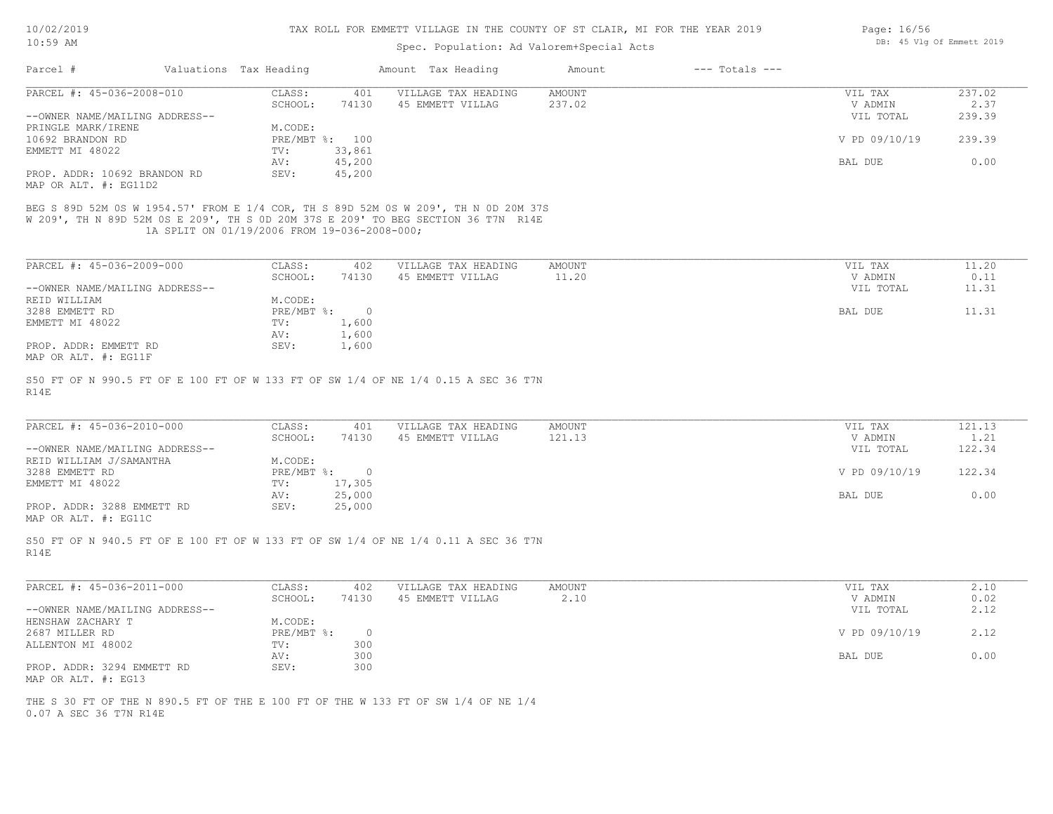TAX ROLL FOR EMMETT VILLAGE IN THE COUNTY OF ST CLAIR, MI FOR THE YEAR 2019

Spec. Population: Ad Valorem+Special Acts

| Parcel # | Valuations | Tax Heading | Amount | Tax Heading | Amount | --- Totals --- | |
|---|---|---|---|---|---|---|---|

**PARCEL #: 45-036-2008-010**

| | | | | | | |
|---|---|---|---|---|---|---|
| | CLASS: | 401 | VILLAGE TAX HEADING | AMOUNT | VIL TAX | 237.02 |
| | SCHOOL: | 74130 | 45 EMMETT VILLAG | 237.02 | V ADMIN | 2.37 |
| --OWNER NAME/MAILING ADDRESS-- | | | | | VIL TOTAL | 239.39 |
| PRINGLE MARK/IRENE | M.CODE: | | | | | |
| 10692 BRANDON RD | PRE/MBT %: | 100 | | | V PD 09/10/19 | 239.39 |
| EMMETT MI 48022 | TV: | 33,861 | | | | |
| | AV: | 45,200 | | | BAL DUE | 0.00 |
| PROP. ADDR: 10692 BRANDON RD | SEV: | 45,200 | | | | |
| MAP OR ALT. #: EG11D2 | | | | | | |

BEG S 89D 52M 0S W 1954.57' FROM E 1/4 COR, TH S 89D 52M 0S W 209', TH N 0D 20M 37S W 209', TH N 89D 52M 0S E 209', TH S 0D 20M 37S E 209' TO BEG SECTION 36 T7N R14E
1A SPLIT ON 01/19/2006 FROM 19-036-2008-000;

**PARCEL #: 45-036-2009-000**

| | | | | | | |
|---|---|---|---|---|---|---|
| | CLASS: | 402 | VILLAGE TAX HEADING | AMOUNT | VIL TAX | 11.20 |
| | SCHOOL: | 74130 | 45 EMMETT VILLAG | 11.20 | V ADMIN | 0.11 |
| --OWNER NAME/MAILING ADDRESS-- | | | | | VIL TOTAL | 11.31 |
| REID WILLIAM | M.CODE: | | | | | |
| 3288 EMMETT RD | PRE/MBT %: | 0 | | | BAL DUE | 11.31 |
| EMMETT MI 48022 | TV: | 1,600 | | | | |
| | AV: | 1,600 | | | | |
| PROP. ADDR: EMMETT RD | SEV: | 1,600 | | | | |
| MAP OR ALT. #: EG11F | | | | | | |

S50 FT OF N 990.5 FT OF E 100 FT OF W 133 FT OF SW 1/4 OF NE 1/4 0.15 A SEC 36 T7N R14E

**PARCEL #: 45-036-2010-000**

| | | | | | | |
|---|---|---|---|---|---|---|
| | CLASS: | 401 | VILLAGE TAX HEADING | AMOUNT | VIL TAX | 121.13 |
| | SCHOOL: | 74130 | 45 EMMETT VILLAG | 121.13 | V ADMIN | 1.21 |
| --OWNER NAME/MAILING ADDRESS-- | | | | | VIL TOTAL | 122.34 |
| REID WILLIAM J/SAMANTHA | M.CODE: | | | | | |
| 3288 EMMETT RD | PRE/MBT %: | 0 | | | V PD 09/10/19 | 122.34 |
| EMMETT MI 48022 | TV: | 17,305 | | | | |
| | AV: | 25,000 | | | BAL DUE | 0.00 |
| PROP. ADDR: 3288 EMMETT RD | SEV: | 25,000 | | | | |
| MAP OR ALT. #: EG11C | | | | | | |

S50 FT OF N 940.5 FT OF E 100 FT OF W 133 FT OF SW 1/4 OF NE 1/4 0.11 A SEC 36 T7N R14E

**PARCEL #: 45-036-2011-000**

| | | | | | | |
|---|---|---|---|---|---|---|
| | CLASS: | 402 | VILLAGE TAX HEADING | AMOUNT | VIL TAX | 2.10 |
| | SCHOOL: | 74130 | 45 EMMETT VILLAG | 2.10 | V ADMIN | 0.02 |
| --OWNER NAME/MAILING ADDRESS-- | | | | | VIL TOTAL | 2.12 |
| HENSHAW ZACHARY T | M.CODE: | | | | | |
| 2687 MILLER RD | PRE/MBT %: | 0 | | | V PD 09/10/19 | 2.12 |
| ALLENTON MI 48002 | TV: | 300 | | | | |
| | AV: | 300 | | | BAL DUE | 0.00 |
| PROP. ADDR: 3294 EMMETT RD | SEV: | 300 | | | | |
| MAP OR ALT. #: EG13 | | | | | | |

THE S 30 FT OF THE N 890.5 FT OF THE E 100 FT OF THE W 133 FT OF SW 1/4 OF NE 1/4 0.07 A SEC 36 T7N R14E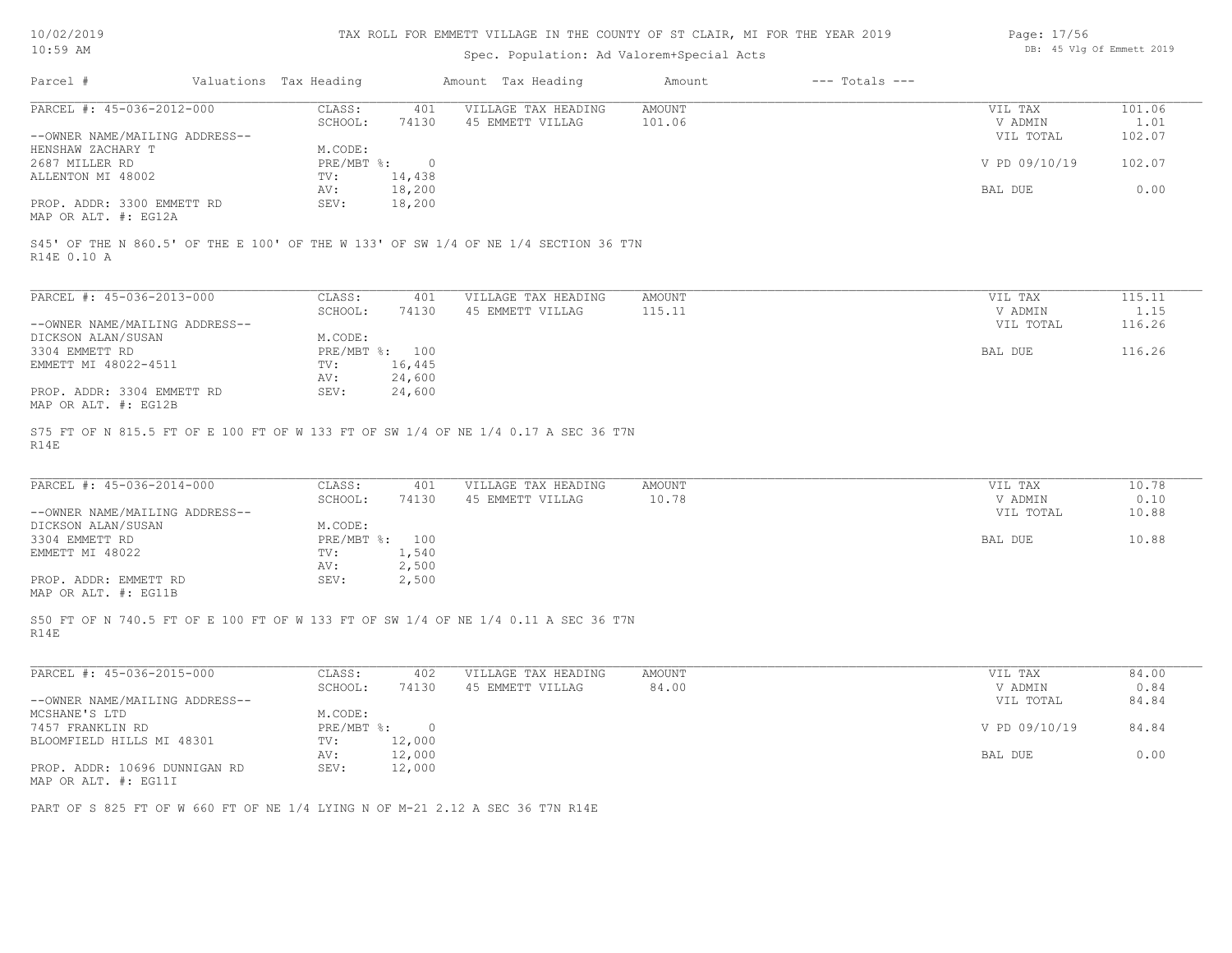TAX ROLL FOR EMMETT VILLAGE IN THE COUNTY OF ST CLAIR, MI FOR THE YEAR 2019

Spec. Population: Ad Valorem+Special Acts

| Parcel # | Valuations | Tax Heading | Amount | Tax Heading | Amount | --- Totals --- | |
|---|---|---|---|---|---|---|---|
| PARCEL #: 45-036-2012-000 | CLASS: | 401 | VILLAGE TAX HEADING | AMOUNT | | VIL TAX | 101.06 |
| | SCHOOL: | 74130 | 45 EMMETT VILLAG | 101.06 | | V ADMIN | 1.01 |
| --OWNER NAME/MAILING ADDRESS-- | | | | | | VIL TOTAL | 102.07 |
| HENSHAW ZACHARY T | M.CODE: | | | | | | |
| 2687 MILLER RD | PRE/MBT %: | 0 | | | | V PD 09/10/19 | 102.07 |
| ALLENTON MI 48002 | TV: | 14,438 | | | | | |
| | AV: | 18,200 | | | | BAL DUE | 0.00 |
| PROP. ADDR: 3300 EMMETT RD | SEV: | 18,200 | | | | | |
| MAP OR ALT. #: EG12A | | | | | | | |

S45' OF THE N 860.5' OF THE E 100' OF THE W 133' OF SW 1/4 OF NE 1/4 SECTION 36 T7N R14E 0.10 A

| Parcel # | Valuations | Tax Heading | Amount | Tax Heading | Amount | --- Totals --- | |
|---|---|---|---|---|---|---|---|
| PARCEL #: 45-036-2013-000 | CLASS: | 401 | VILLAGE TAX HEADING | AMOUNT | | VIL TAX | 115.11 |
| | SCHOOL: | 74130 | 45 EMMETT VILLAG | 115.11 | | V ADMIN | 1.15 |
| --OWNER NAME/MAILING ADDRESS-- | | | | | | VIL TOTAL | 116.26 |
| DICKSON ALAN/SUSAN | M.CODE: | | | | | | |
| 3304 EMMETT RD | PRE/MBT %: | 100 | | | | BAL DUE | 116.26 |
| EMMETT MI 48022-4511 | TV: | 16,445 | | | | | |
| | AV: | 24,600 | | | | | |
| PROP. ADDR: 3304 EMMETT RD | SEV: | 24,600 | | | | | |
| MAP OR ALT. #: EG12B | | | | | | | |

S75 FT OF N 815.5 FT OF E 100 FT OF W 133 FT OF SW 1/4 OF NE 1/4 0.17 A SEC 36 T7N R14E

| Parcel # | Valuations | Tax Heading | Amount | Tax Heading | Amount | --- Totals --- | |
|---|---|---|---|---|---|---|---|
| PARCEL #: 45-036-2014-000 | CLASS: | 401 | VILLAGE TAX HEADING | AMOUNT | | VIL TAX | 10.78 |
| | SCHOOL: | 74130 | 45 EMMETT VILLAG | 10.78 | | V ADMIN | 0.10 |
| --OWNER NAME/MAILING ADDRESS-- | | | | | | VIL TOTAL | 10.88 |
| DICKSON ALAN/SUSAN | M.CODE: | | | | | | |
| 3304 EMMETT RD | PRE/MBT %: | 100 | | | | BAL DUE | 10.88 |
| EMMETT MI 48022 | TV: | 1,540 | | | | | |
| | AV: | 2,500 | | | | | |
| PROP. ADDR: EMMETT RD | SEV: | 2,500 | | | | | |
| MAP OR ALT. #: EG11B | | | | | | | |

S50 FT OF N 740.5 FT OF E 100 FT OF W 133 FT OF SW 1/4 OF NE 1/4 0.11 A SEC 36 T7N R14E

| Parcel # | Valuations | Tax Heading | Amount | Tax Heading | Amount | --- Totals --- | |
|---|---|---|---|---|---|---|---|
| PARCEL #: 45-036-2015-000 | CLASS: | 402 | VILLAGE TAX HEADING | AMOUNT | | VIL TAX | 84.00 |
| | SCHOOL: | 74130 | 45 EMMETT VILLAG | 84.00 | | V ADMIN | 0.84 |
| --OWNER NAME/MAILING ADDRESS-- | | | | | | VIL TOTAL | 84.84 |
| MCSHANE'S LTD | M.CODE: | | | | | | |
| 7457 FRANKLIN RD | PRE/MBT %: | 0 | | | | V PD 09/10/19 | 84.84 |
| BLOOMFIELD HILLS MI 48301 | TV: | 12,000 | | | | | |
| | AV: | 12,000 | | | | BAL DUE | 0.00 |
| PROP. ADDR: 10696 DUNNIGAN RD | SEV: | 12,000 | | | | | |
| MAP OR ALT. #: EG11I | | | | | | | |

PART OF S 825 FT OF W 660 FT OF NE 1/4 LYING N OF M-21 2.12 A SEC 36 T7N R14E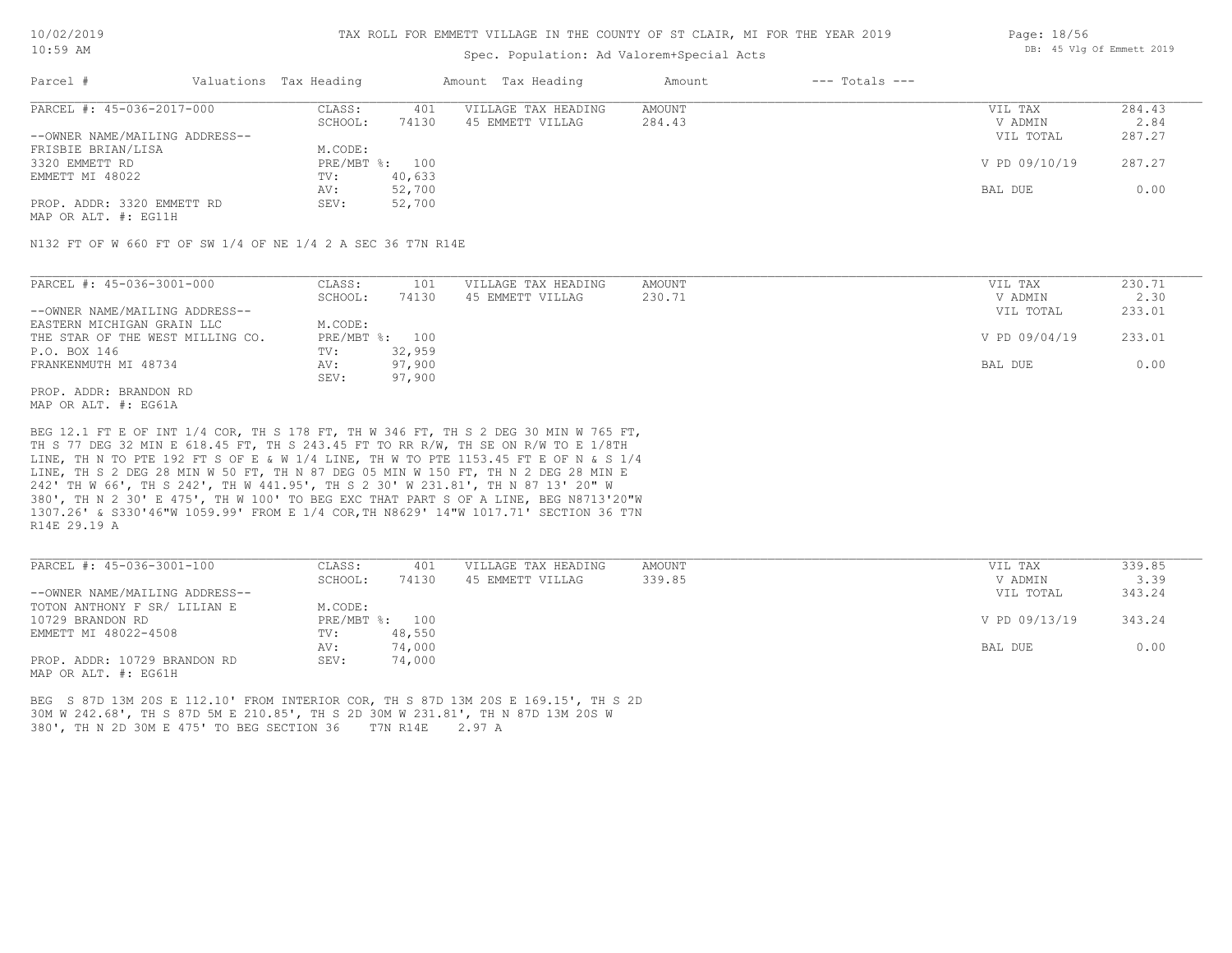# TAX ROLL FOR EMMETT VILLAGE IN THE COUNTY OF ST CLAIR, MI FOR THE YEAR 2019

Spec. Population: Ad Valorem+Special Acts

| Parcel # | Valuations | Tax Heading | Amount | Tax Heading | Amount | --- Totals --- | |
|---|---|---|---|---|---|---|---|

## PARCEL #: 45-036-2017-000

| | | | | | |
|---|---|---|---|---|---|
| CLASS: | 401 | VILLAGE TAX HEADING | AMOUNT | VIL TAX | 284.43 |
| SCHOOL: | 74130 | 45 EMMETT VILLAG | 284.43 | V ADMIN | 2.84 |
| | | | | VIL TOTAL | 287.27 |
| M.CODE: | | | | | |
| PRE/MBT %: | 100 | | | V PD 09/10/19 | 287.27 |
| TV: | 40,633 | | | | |
| AV: | 52,700 | | | BAL DUE | 0.00 |
| SEV: | 52,700 | | | | |

--OWNER NAME/MAILING ADDRESS--
FRISBIE BRIAN/LISA
3320 EMMETT RD
EMMETT MI 48022

PROP. ADDR: 3320 EMMETT RD
MAP OR ALT. #: EG11H

N132 FT OF W 660 FT OF SW 1/4 OF NE 1/4 2 A SEC 36 T7N R14E

## PARCEL #: 45-036-3001-000

| | | | | | |
|---|---|---|---|---|---|
| CLASS: | 101 | VILLAGE TAX HEADING | AMOUNT | VIL TAX | 230.71 |
| SCHOOL: | 74130 | 45 EMMETT VILLAG | 230.71 | V ADMIN | 2.30 |
| | | | | VIL TOTAL | 233.01 |
| M.CODE: | | | | | |
| PRE/MBT %: | 100 | | | V PD 09/04/19 | 233.01 |
| TV: | 32,959 | | | | |
| AV: | 97,900 | | | BAL DUE | 0.00 |
| SEV: | 97,900 | | | | |

--OWNER NAME/MAILING ADDRESS--
EASTERN MICHIGAN GRAIN LLC
THE STAR OF THE WEST MILLING CO.
P.O. BOX 146
FRANKENMUTH MI 48734

PROP. ADDR: BRANDON RD
MAP OR ALT. #: EG61A

BEG 12.1 FT E OF INT 1/4 COR, TH S 178 FT, TH W 346 FT, TH S 2 DEG 30 MIN W 765 FT, TH S 77 DEG 32 MIN E 618.45 FT, TH S 243.45 FT TO RR R/W, TH SE ON R/W TO E 1/8TH LINE, TH N TO PTE 192 FT S OF E & W 1/4 LINE, TH W TO PTE 1153.45 FT E OF N & S 1/4 LINE, TH S 2 DEG 28 MIN W 50 FT, TH N 87 DEG 05 MIN W 150 FT, TH N 2 DEG 28 MIN E 242' TH W 66', TH S 242', TH W 441.95', TH S 2 30' W 231.81', TH N 87 13' 20" W 380', TH N 2 30' E 475', TH W 100' TO BEG EXC THAT PART S OF A LINE, BEG N8713'20"W 1307.26' & S330'46"W 1059.99' FROM E 1/4 COR,TH N8629' 14"W 1017.71' SECTION 36 T7N R14E 29.19 A

## PARCEL #: 45-036-3001-100

| | | | | | |
|---|---|---|---|---|---|
| CLASS: | 401 | VILLAGE TAX HEADING | AMOUNT | VIL TAX | 339.85 |
| SCHOOL: | 74130 | 45 EMMETT VILLAG | 339.85 | V ADMIN | 3.39 |
| | | | | VIL TOTAL | 343.24 |
| M.CODE: | | | | | |
| PRE/MBT %: | 100 | | | V PD 09/13/19 | 343.24 |
| TV: | 48,550 | | | | |
| AV: | 74,000 | | | BAL DUE | 0.00 |
| SEV: | 74,000 | | | | |

--OWNER NAME/MAILING ADDRESS--
TOTON ANTHONY F SR/ LILIAN E
10729 BRANDON RD
EMMETT MI 48022-4508

PROP. ADDR: 10729 BRANDON RD
MAP OR ALT. #: EG61H

BEG S 87D 13M 20S E 112.10' FROM INTERIOR COR, TH S 87D 13M 20S E 169.15', TH S 2D 30M W 242.68', TH S 87D 5M E 210.85', TH S 2D 30M W 231.81', TH N 87D 13M 20S W 380', TH N 2D 30M E 475' TO BEG SECTION 36 T7N R14E 2.97 A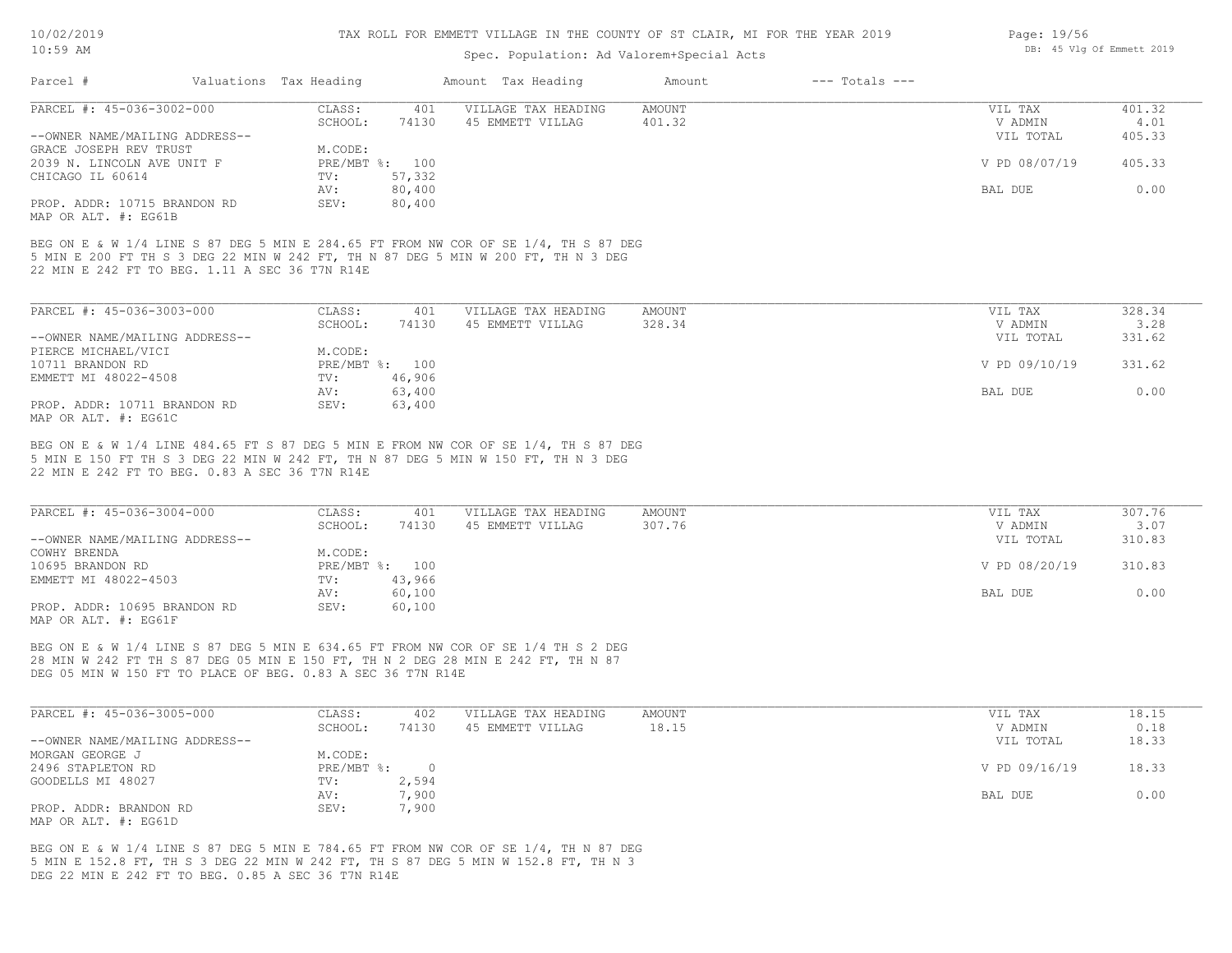# TAX ROLL FOR EMMETT VILLAGE IN THE COUNTY OF ST CLAIR, MI FOR THE YEAR 2019

Spec. Population: Ad Valorem+Special Acts

| Parcel # | Valuations | Tax Heading | Amount | Tax Heading | Amount | --- Totals --- | |
|---|---|---|---|---|---|---|---|

---

**PARCEL #: 45-036-3002-000**

| | | | | | |
|---|---|---|---|---|---|
| CLASS: | 401 | VILLAGE TAX HEADING | AMOUNT | VIL TAX | 401.32 |
| SCHOOL: | 74130 | 45 EMMETT VILLAG | 401.32 | V ADMIN | 4.01 |
| | | | | VIL TOTAL | 405.33 |
| M.CODE: | | | | | |
| PRE/MBT %: | 100 | | | V PD 08/07/19 | 405.33 |
| TV: | 57,332 | | | | |
| AV: | 80,400 | | | BAL DUE | 0.00 |
| SEV: | 80,400 | | | | |

--OWNER NAME/MAILING ADDRESS--
GRACE JOSEPH REV TRUST
2039 N. LINCOLN AVE UNIT F
CHICAGO IL 60614

PROP. ADDR: 10715 BRANDON RD
MAP OR ALT. #: EG61B

BEG ON E & W 1/4 LINE S 87 DEG 5 MIN E 284.65 FT FROM NW COR OF SE 1/4, TH S 87 DEG 5 MIN E 200 FT TH S 3 DEG 22 MIN W 242 FT, TH N 87 DEG 5 MIN W 200 FT, TH N 3 DEG 22 MIN E 242 FT TO BEG. 1.11 A SEC 36 T7N R14E

---

**PARCEL #: 45-036-3003-000**

| | | | | | |
|---|---|---|---|---|---|
| CLASS: | 401 | VILLAGE TAX HEADING | AMOUNT | VIL TAX | 328.34 |
| SCHOOL: | 74130 | 45 EMMETT VILLAG | 328.34 | V ADMIN | 3.28 |
| | | | | VIL TOTAL | 331.62 |
| M.CODE: | | | | | |
| PRE/MBT %: | 100 | | | V PD 09/10/19 | 331.62 |
| TV: | 46,906 | | | | |
| AV: | 63,400 | | | BAL DUE | 0.00 |
| SEV: | 63,400 | | | | |

--OWNER NAME/MAILING ADDRESS--
PIERCE MICHAEL/VICI
10711 BRANDON RD
EMMETT MI 48022-4508

PROP. ADDR: 10711 BRANDON RD
MAP OR ALT. #: EG61C

BEG ON E & W 1/4 LINE 484.65 FT S 87 DEG 5 MIN E FROM NW COR OF SE 1/4, TH S 87 DEG 5 MIN E 150 FT TH S 3 DEG 22 MIN W 242 FT, TH N 87 DEG 5 MIN W 150 FT, TH N 3 DEG 22 MIN E 242 FT TO BEG. 0.83 A SEC 36 T7N R14E

---

**PARCEL #: 45-036-3004-000**

| | | | | | |
|---|---|---|---|---|---|
| CLASS: | 401 | VILLAGE TAX HEADING | AMOUNT | VIL TAX | 307.76 |
| SCHOOL: | 74130 | 45 EMMETT VILLAG | 307.76 | V ADMIN | 3.07 |
| | | | | VIL TOTAL | 310.83 |
| M.CODE: | | | | | |
| PRE/MBT %: | 100 | | | V PD 08/20/19 | 310.83 |
| TV: | 43,966 | | | | |
| AV: | 60,100 | | | BAL DUE | 0.00 |
| SEV: | 60,100 | | | | |

--OWNER NAME/MAILING ADDRESS--
COWHY BRENDA
10695 BRANDON RD
EMMETT MI 48022-4503

PROP. ADDR: 10695 BRANDON RD
MAP OR ALT. #: EG61F

BEG ON E & W 1/4 LINE S 87 DEG 5 MIN E 634.65 FT FROM NW COR OF SE 1/4 TH S 2 DEG 28 MIN W 242 FT TH S 87 DEG 05 MIN E 150 FT, TH N 2 DEG 28 MIN E 242 FT, TH N 87 DEG 05 MIN W 150 FT TO PLACE OF BEG. 0.83 A SEC 36 T7N R14E

---

**PARCEL #: 45-036-3005-000**

| | | | | | |
|---|---|---|---|---|---|
| CLASS: | 402 | VILLAGE TAX HEADING | AMOUNT | VIL TAX | 18.15 |
| SCHOOL: | 74130 | 45 EMMETT VILLAG | 18.15 | V ADMIN | 0.18 |
| | | | | VIL TOTAL | 18.33 |
| M.CODE: | | | | | |
| PRE/MBT %: | 0 | | | V PD 09/16/19 | 18.33 |
| TV: | 2,594 | | | | |
| AV: | 7,900 | | | BAL DUE | 0.00 |
| SEV: | 7,900 | | | | |

--OWNER NAME/MAILING ADDRESS--
MORGAN GEORGE J
2496 STAPLETON RD
GOODELLS MI 48027

PROP. ADDR: BRANDON RD
MAP OR ALT. #: EG61D

BEG ON E & W 1/4 LINE S 87 DEG 5 MIN E 784.65 FT FROM NW COR OF SE 1/4, TH N 87 DEG 5 MIN E 152.8 FT, TH S 3 DEG 22 MIN W 242 FT, TH S 87 DEG 5 MIN W 152.8 FT, TH N 3 DEG 22 MIN E 242 FT TO BEG. 0.85 A SEC 36 T7N R14E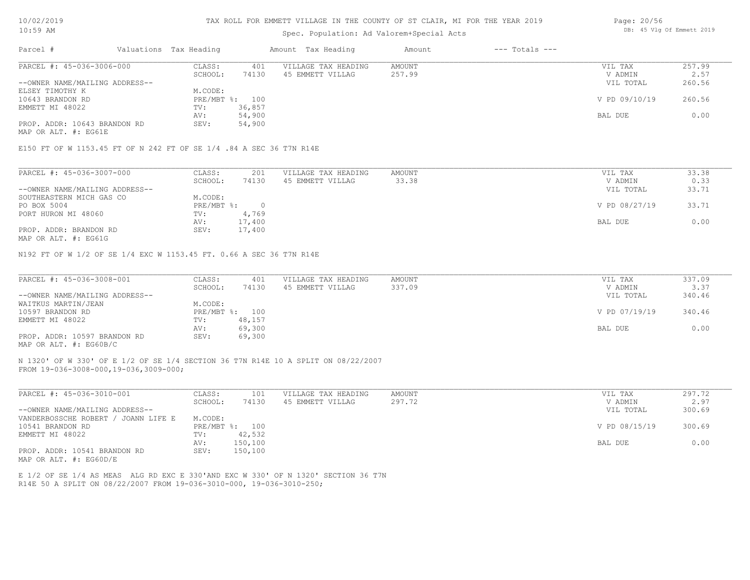# TAX ROLL FOR EMMETT VILLAGE IN THE COUNTY OF ST CLAIR, MI FOR THE YEAR 2019

Spec. Population: Ad Valorem+Special Acts

| Parcel # | Valuations | Tax Heading | Amount | Tax Heading | Amount | --- Totals --- | |
|---|---|---|---|---|---|---|---|
| PARCEL #: 45-036-3006-000 | CLASS: | 401 | VILLAGE TAX HEADING | AMOUNT | | VIL TAX | 257.99 |
| | SCHOOL: | 74130 | 45 EMMETT VILLAG | 257.99 | | V ADMIN | 2.57 |
| --OWNER NAME/MAILING ADDRESS-- | | | | | | VIL TOTAL | 260.56 |
| ELSEY TIMOTHY K | M.CODE: | | | | | | |
| 10643 BRANDON RD | PRE/MBT %: | 100 | | | | V PD 09/10/19 | 260.56 |
| EMMETT MI 48022 | TV: | 36,857 | | | | | |
| | AV: | 54,900 | | | | BAL DUE | 0.00 |
| PROP. ADDR: 10643 BRANDON RD | SEV: | 54,900 | | | | | |
| MAP OR ALT. #: EG61E | | | | | | | |

E150 FT OF W 1153.45 FT OF N 242 FT OF SE 1/4 .84 A SEC 36 T7N R14E

| Parcel # | Valuations | Tax Heading | Amount | Tax Heading | Amount | --- Totals --- | |
|---|---|---|---|---|---|---|---|
| PARCEL #: 45-036-3007-000 | CLASS: | 201 | VILLAGE TAX HEADING | AMOUNT | | VIL TAX | 33.38 |
| | SCHOOL: | 74130 | 45 EMMETT VILLAG | 33.38 | | V ADMIN | 0.33 |
| --OWNER NAME/MAILING ADDRESS-- | | | | | | VIL TOTAL | 33.71 |
| SOUTHEASTERN MICH GAS CO | M.CODE: | | | | | | |
| PO BOX 5004 | PRE/MBT %: | 0 | | | | V PD 08/27/19 | 33.71 |
| PORT HURON MI 48060 | TV: | 4,769 | | | | | |
| | AV: | 17,400 | | | | BAL DUE | 0.00 |
| PROP. ADDR: BRANDON RD | SEV: | 17,400 | | | | | |
| MAP OR ALT. #: EG61G | | | | | | | |

N192 FT OF W 1/2 OF SE 1/4 EXC W 1153.45 FT. 0.66 A SEC 36 T7N R14E

| Parcel # | Valuations | Tax Heading | Amount | Tax Heading | Amount | --- Totals --- | |
|---|---|---|---|---|---|---|---|
| PARCEL #: 45-036-3008-001 | CLASS: | 401 | VILLAGE TAX HEADING | AMOUNT | | VIL TAX | 337.09 |
| | SCHOOL: | 74130 | 45 EMMETT VILLAG | 337.09 | | V ADMIN | 3.37 |
| --OWNER NAME/MAILING ADDRESS-- | | | | | | VIL TOTAL | 340.46 |
| WAITKUS MARTIN/JEAN | M.CODE: | | | | | | |
| 10597 BRANDON RD | PRE/MBT %: | 100 | | | | V PD 07/19/19 | 340.46 |
| EMMETT MI 48022 | TV: | 48,157 | | | | | |
| | AV: | 69,300 | | | | BAL DUE | 0.00 |
| PROP. ADDR: 10597 BRANDON RD | SEV: | 69,300 | | | | | |
| MAP OR ALT. #: EG60B/C | | | | | | | |

N 1320' OF W 330' OF E 1/2 OF SE 1/4 SECTION 36 T7N R14E 10 A SPLIT ON 08/22/2007
FROM 19-036-3008-000,19-036,3009-000;

| Parcel # | Valuations | Tax Heading | Amount | Tax Heading | Amount | --- Totals --- | |
|---|---|---|---|---|---|---|---|
| PARCEL #: 45-036-3010-001 | CLASS: | 101 | VILLAGE TAX HEADING | AMOUNT | | VIL TAX | 297.72 |
| | SCHOOL: | 74130 | 45 EMMETT VILLAG | 297.72 | | V ADMIN | 2.97 |
| --OWNER NAME/MAILING ADDRESS-- | | | | | | VIL TOTAL | 300.69 |
| VANDERBOSSCHE ROBERT / JOANN LIFE E | M.CODE: | | | | | | |
| 10541 BRANDON RD | PRE/MBT %: | 100 | | | | V PD 08/15/19 | 300.69 |
| EMMETT MI 48022 | TV: | 42,532 | | | | | |
| | AV: | 150,100 | | | | BAL DUE | 0.00 |
| PROP. ADDR: 10541 BRANDON RD | SEV: | 150,100 | | | | | |
| MAP OR ALT. #: EG60D/E | | | | | | | |

E 1/2 OF SE 1/4 AS MEAS ALG RD EXC E 330'AND EXC W 330' OF N 1320' SECTION 36 T7N
R14E 50 A SPLIT ON 08/22/2007 FROM 19-036-3010-000, 19-036-3010-250;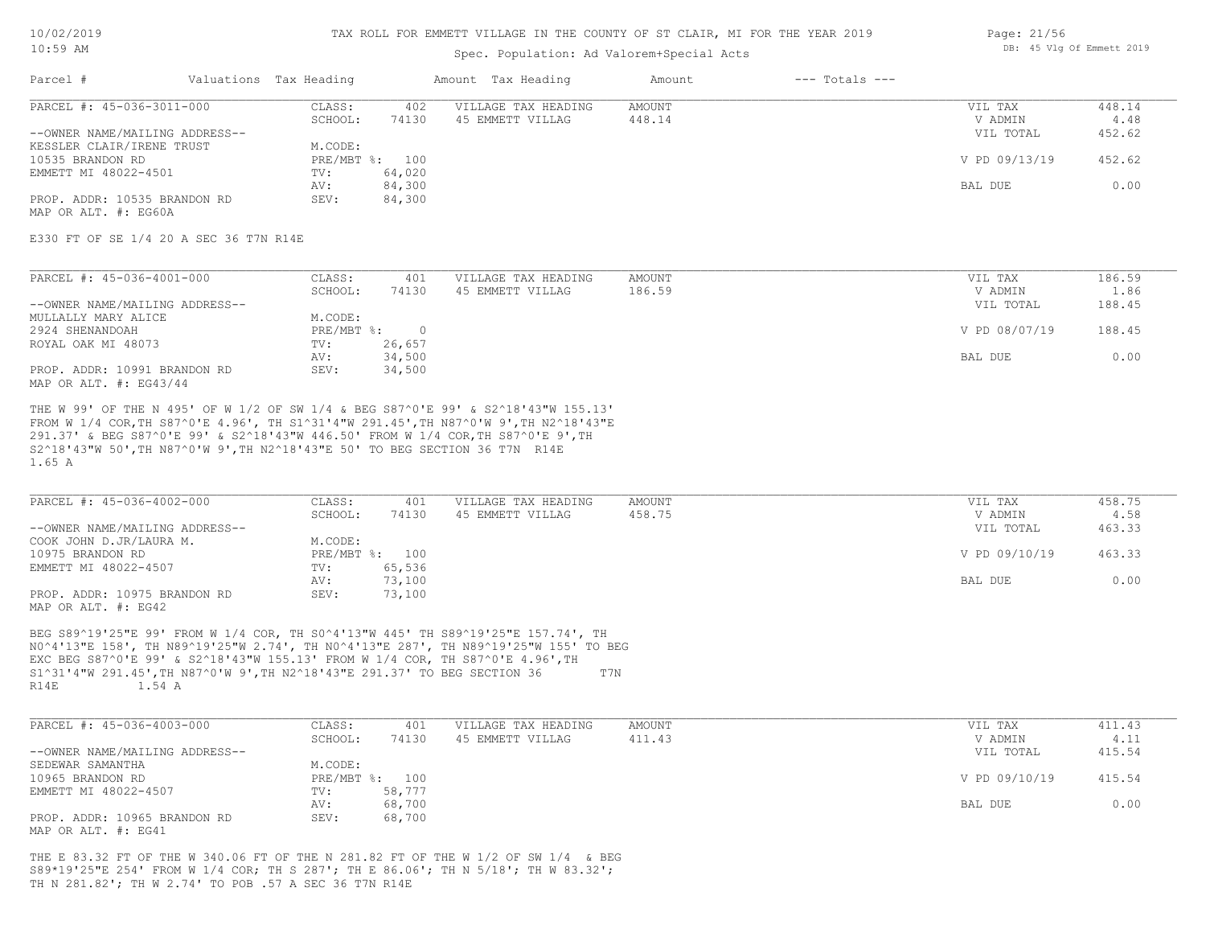# TAX ROLL FOR EMMETT VILLAGE IN THE COUNTY OF ST CLAIR, MI FOR THE YEAR 2019

Spec. Population: Ad Valorem+Special Acts

DB: 45 Vlg Of Emmett 2019

| Parcel # | Valuations Tax Heading | | Amount Tax Heading | Amount | --- Totals --- | |
|---|---|---|---|---|---|---|

---

**PARCEL #: 45-036-3011-000**

| | | | | | | |
|---|---|---|---|---|---|---|
| | CLASS: | 402 | VILLAGE TAX HEADING | AMOUNT | VIL TAX | 448.14 |
| | SCHOOL: | 74130 | 45 EMMETT VILLAG | 448.14 | V ADMIN | 4.48 |
| --OWNER NAME/MAILING ADDRESS-- | | | | | VIL TOTAL | 452.62 |
| KESSLER CLAIR/IRENE TRUST | M.CODE: | | | | | |
| 10535 BRANDON RD | PRE/MBT %: | 100 | | | V PD 09/13/19 | 452.62 |
| EMMETT MI 48022-4501 | TV: | 64,020 | | | | |
| | AV: | 84,300 | | | BAL DUE | 0.00 |
| PROP. ADDR: 10535 BRANDON RD | SEV: | 84,300 | | | | |
| MAP OR ALT. #: EG60A | | | | | | |

E330 FT OF SE 1/4 20 A SEC 36 T7N R14E

---

**PARCEL #: 45-036-4001-000**

| | | | | | | |
|---|---|---|---|---|---|---|
| | CLASS: | 401 | VILLAGE TAX HEADING | AMOUNT | VIL TAX | 186.59 |
| | SCHOOL: | 74130 | 45 EMMETT VILLAG | 186.59 | V ADMIN | 1.86 |
| --OWNER NAME/MAILING ADDRESS-- | | | | | VIL TOTAL | 188.45 |
| MULLALLY MARY ALICE | M.CODE: | | | | | |
| 2924 SHENANDOAH | PRE/MBT %: | 0 | | | V PD 08/07/19 | 188.45 |
| ROYAL OAK MI 48073 | TV: | 26,657 | | | | |
| | AV: | 34,500 | | | BAL DUE | 0.00 |
| PROP. ADDR: 10991 BRANDON RD | SEV: | 34,500 | | | | |
| MAP OR ALT. #: EG43/44 | | | | | | |

THE W 99' OF THE N 495' OF W 1/2 OF SW 1/4 & BEG S87^0'E 99' & S2^18'43"W 155.13' FROM W 1/4 COR,TH S87^0'E 4.96', TH S1^31'4"W 291.45',TH N87^0'W 9',TH N2^18'43"E 291.37' & BEG S87^0'E 99' & S2^18'43"W 446.50' FROM W 1/4 COR,TH S87^0'E 9',TH S2^18'43"W 50',TH N87^0'W 9',TH N2^18'43"E 50' TO BEG SECTION 36 T7N R14E 1.65 A

---

**PARCEL #: 45-036-4002-000**

| | | | | | | |
|---|---|---|---|---|---|---|
| | CLASS: | 401 | VILLAGE TAX HEADING | AMOUNT | VIL TAX | 458.75 |
| | SCHOOL: | 74130 | 45 EMMETT VILLAG | 458.75 | V ADMIN | 4.58 |
| --OWNER NAME/MAILING ADDRESS-- | | | | | VIL TOTAL | 463.33 |
| COOK JOHN D.JR/LAURA M. | M.CODE: | | | | | |
| 10975 BRANDON RD | PRE/MBT %: | 100 | | | V PD 09/10/19 | 463.33 |
| EMMETT MI 48022-4507 | TV: | 65,536 | | | | |
| | AV: | 73,100 | | | BAL DUE | 0.00 |
| PROP. ADDR: 10975 BRANDON RD | SEV: | 73,100 | | | | |
| MAP OR ALT. #: EG42 | | | | | | |

BEG S89^19'25"E 99' FROM W 1/4 COR, TH S0^4'13"W 445' TH S89^19'25"E 157.74', TH N0^4'13"E 158', TH N89^19'25"W 2.74', TH N0^4'13"E 287', TH N89^19'25"W 155' TO BEG EXC BEG S87^0'E 99' & S2^18'43"W 155.13' FROM W 1/4 COR, TH S87^0'E 4.96',TH S1^31'4"W 291.45',TH N87^0'W 9',TH N2^18'43"E 291.37' TO BEG SECTION 36 T7N R14E 1.54 A

---

**PARCEL #: 45-036-4003-000**

| | | | | | | |
|---|---|---|---|---|---|---|
| | CLASS: | 401 | VILLAGE TAX HEADING | AMOUNT | VIL TAX | 411.43 |
| | SCHOOL: | 74130 | 45 EMMETT VILLAG | 411.43 | V ADMIN | 4.11 |
| --OWNER NAME/MAILING ADDRESS-- | | | | | VIL TOTAL | 415.54 |
| SEDEWAR SAMANTHA | M.CODE: | | | | | |
| 10965 BRANDON RD | PRE/MBT %: | 100 | | | V PD 09/10/19 | 415.54 |
| EMMETT MI 48022-4507 | TV: | 58,777 | | | | |
| | AV: | 68,700 | | | BAL DUE | 0.00 |
| PROP. ADDR: 10965 BRANDON RD | SEV: | 68,700 | | | | |
| MAP OR ALT. #: EG41 | | | | | | |

THE E 83.32 FT OF THE W 340.06 FT OF THE N 281.82 FT OF THE W 1/2 OF SW 1/4 & BEG S89*19'25"E 254' FROM W 1/4 COR; TH S 287'; TH E 86.06'; TH N 5/18'; TH W 83.32'; TH N 281.82'; TH W 2.74' TO POB .57 A SEC 36 T7N R14E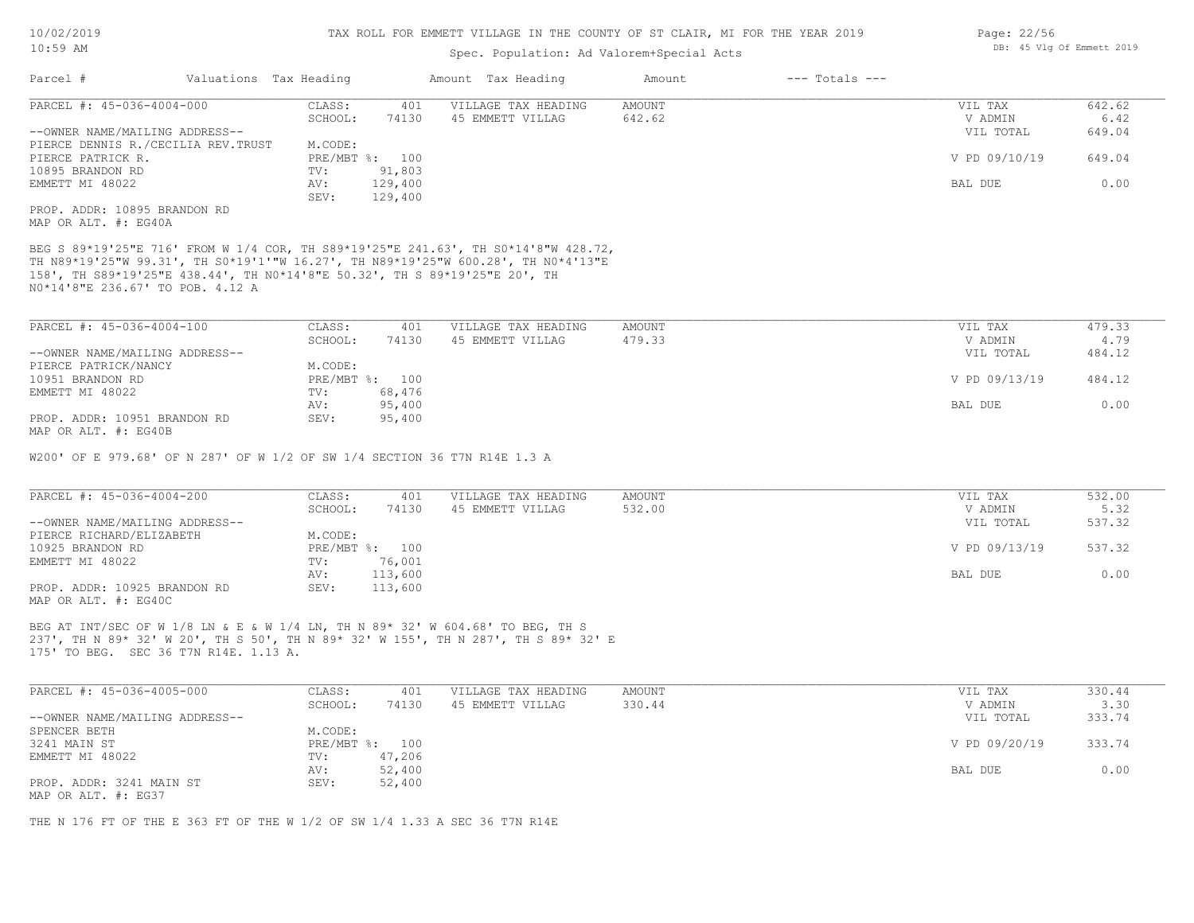TAX ROLL FOR EMMETT VILLAGE IN THE COUNTY OF ST CLAIR, MI FOR THE YEAR 2019

Spec. Population: Ad Valorem+Special Acts

| Parcel # | Valuations | Tax Heading | Amount | Tax Heading | Amount | --- Totals --- | |
|---|---|---|---|---|---|---|---|
| PARCEL #: 45-036-4004-000 | CLASS: | 401 | VILLAGE TAX HEADING | AMOUNT | | VIL TAX | 642.62 |
| | SCHOOL: | 74130 | 45 EMMETT VILLAG | 642.62 | | V ADMIN | 6.42 |
| --OWNER NAME/MAILING ADDRESS-- | | | | | | VIL TOTAL | 649.04 |
| PIERCE DENNIS R./CECILIA REV.TRUST | M.CODE: | | | | | | |
| PIERCE PATRICK R. | PRE/MBT %: | 100 | | | | V PD 09/10/19 | 649.04 |
| 10895 BRANDON RD | TV: | 91,803 | | | | | |
| EMMETT MI 48022 | AV: | 129,400 | | | | BAL DUE | 0.00 |
| | SEV: | 129,400 | | | | | |

PROP. ADDR: 10895 BRANDON RD
MAP OR ALT. #: EG40A

BEG S 89*19'25"E 716' FROM W 1/4 COR, TH S89*19'25"E 241.63', TH S0*14'8"W 428.72', TH N89*19'25"W 99.31', TH S0*19'1'"W 16.27', TH N89*19'25"W 600.28', TH N0*4'13"E 158', TH S89*19'25"E 438.44', TH N0*14'8"E 50.32', TH S 89*19'25"E 20', TH N0*14'8"E 236.67' TO POB. 4.12 A

| Parcel # | Valuations | Tax Heading | Amount | Tax Heading | Amount | --- Totals --- | |
|---|---|---|---|---|---|---|---|
| PARCEL #: 45-036-4004-100 | CLASS: | 401 | VILLAGE TAX HEADING | AMOUNT | | VIL TAX | 479.33 |
| | SCHOOL: | 74130 | 45 EMMETT VILLAG | 479.33 | | V ADMIN | 4.79 |
| --OWNER NAME/MAILING ADDRESS-- | | | | | | VIL TOTAL | 484.12 |
| PIERCE PATRICK/NANCY | M.CODE: | | | | | | |
| 10951 BRANDON RD | PRE/MBT %: | 100 | | | | V PD 09/13/19 | 484.12 |
| EMMETT MI 48022 | TV: | 68,476 | | | | | |
| | AV: | 95,400 | | | | BAL DUE | 0.00 |
| PROP. ADDR: 10951 BRANDON RD | SEV: | 95,400 | | | | | |

MAP OR ALT. #: EG40B

W200' OF E 979.68' OF N 287' OF W 1/2 OF SW 1/4 SECTION 36 T7N R14E 1.3 A

| Parcel # | Valuations | Tax Heading | Amount | Tax Heading | Amount | --- Totals --- | |
|---|---|---|---|---|---|---|---|
| PARCEL #: 45-036-4004-200 | CLASS: | 401 | VILLAGE TAX HEADING | AMOUNT | | VIL TAX | 532.00 |
| | SCHOOL: | 74130 | 45 EMMETT VILLAG | 532.00 | | V ADMIN | 5.32 |
| --OWNER NAME/MAILING ADDRESS-- | | | | | | VIL TOTAL | 537.32 |
| PIERCE RICHARD/ELIZABETH | M.CODE: | | | | | | |
| 10925 BRANDON RD | PRE/MBT %: | 100 | | | | V PD 09/13/19 | 537.32 |
| EMMETT MI 48022 | TV: | 76,001 | | | | | |
| | AV: | 113,600 | | | | BAL DUE | 0.00 |
| PROP. ADDR: 10925 BRANDON RD | SEV: | 113,600 | | | | | |

MAP OR ALT. #: EG40C

BEG AT INT/SEC OF W 1/8 LN & E & W 1/4 LN, TH N 89* 32' W 604.68' TO BEG, TH S 237', TH N 89* 32' W 20', TH S 50', TH N 89* 32' W 155', TH N 287', TH S 89* 32' E 175' TO BEG. SEC 36 T7N R14E. 1.13 A.

| Parcel # | Valuations | Tax Heading | Amount | Tax Heading | Amount | --- Totals --- | |
|---|---|---|---|---|---|---|---|
| PARCEL #: 45-036-4005-000 | CLASS: | 401 | VILLAGE TAX HEADING | AMOUNT | | VIL TAX | 330.44 |
| | SCHOOL: | 74130 | 45 EMMETT VILLAG | 330.44 | | V ADMIN | 3.30 |
| --OWNER NAME/MAILING ADDRESS-- | | | | | | VIL TOTAL | 333.74 |
| SPENCER BETH | M.CODE: | | | | | | |
| 3241 MAIN ST | PRE/MBT %: | 100 | | | | V PD 09/20/19 | 333.74 |
| EMMETT MI 48022 | TV: | 47,206 | | | | | |
| | AV: | 52,400 | | | | BAL DUE | 0.00 |
| PROP. ADDR: 3241 MAIN ST | SEV: | 52,400 | | | | | |

MAP OR ALT. #: EG37

THE N 176 FT OF THE E 363 FT OF THE W 1/2 OF SW 1/4 1.33 A SEC 36 T7N R14E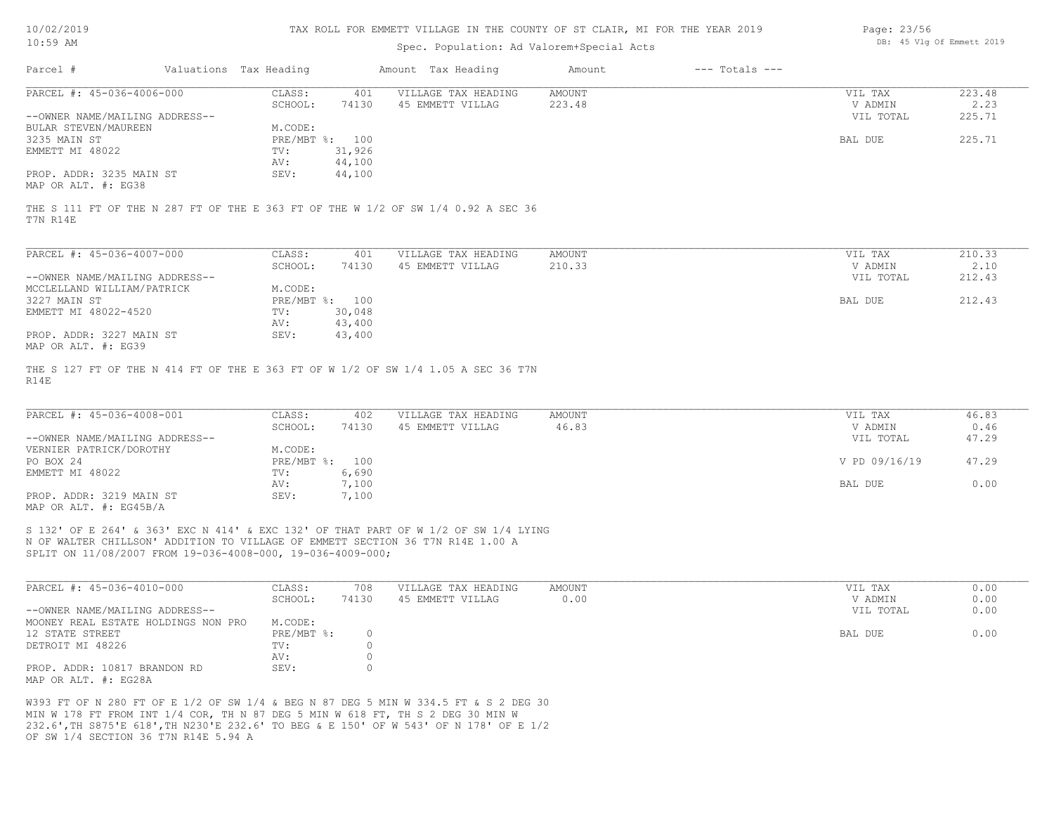# TAX ROLL FOR EMMETT VILLAGE IN THE COUNTY OF ST CLAIR, MI FOR THE YEAR 2019

Spec. Population: Ad Valorem+Special Acts

| Parcel # | Valuations | Tax Heading | Amount | Tax Heading | Amount | --- Totals --- | |
|---|---|---|---|---|---|---|---|

---

**PARCEL #: 45-036-4006-000**

| | | | | | | |
|---|---|---|---|---|---|---|
| CLASS: | 401 | VILLAGE TAX HEADING | AMOUNT | | VIL TAX | 223.48 |
| SCHOOL: | 74130 | 45 EMMETT VILLAG | 223.48 | | V ADMIN | 2.23 |
| | | | | | VIL TOTAL | 225.71 |
| M.CODE: | | | | | | |
| PRE/MBT %: | 100 | | | | BAL DUE | 225.71 |
| TV: | 31,926 | | | | | |
| AV: | 44,100 | | | | | |
| SEV: | 44,100 | | | | | |

--OWNER NAME/MAILING ADDRESS--
BULAR STEVEN/MAUREEN
3235 MAIN ST
EMMETT MI 48022

PROP. ADDR: 3235 MAIN ST
MAP OR ALT. #: EG38

THE S 111 FT OF THE N 287 FT OF THE E 363 FT OF THE W 1/2 OF SW 1/4 0.92 A SEC 36 T7N R14E

---

**PARCEL #: 45-036-4007-000**

| | | | | | | |
|---|---|---|---|---|---|---|
| CLASS: | 401 | VILLAGE TAX HEADING | AMOUNT | | VIL TAX | 210.33 |
| SCHOOL: | 74130 | 45 EMMETT VILLAG | 210.33 | | V ADMIN | 2.10 |
| | | | | | VIL TOTAL | 212.43 |
| M.CODE: | | | | | | |
| PRE/MBT %: | 100 | | | | BAL DUE | 212.43 |
| TV: | 30,048 | | | | | |
| AV: | 43,400 | | | | | |
| SEV: | 43,400 | | | | | |

--OWNER NAME/MAILING ADDRESS--
MCCLELLAND WILLIAM/PATRICK
3227 MAIN ST
EMMETT MI 48022-4520

PROP. ADDR: 3227 MAIN ST
MAP OR ALT. #: EG39

THE S 127 FT OF THE N 414 FT OF THE E 363 FT OF W 1/2 OF SW 1/4 1.05 A SEC 36 T7N R14E

---

**PARCEL #: 45-036-4008-001**

| | | | | | | |
|---|---|---|---|---|---|---|
| CLASS: | 402 | VILLAGE TAX HEADING | AMOUNT | | VIL TAX | 46.83 |
| SCHOOL: | 74130 | 45 EMMETT VILLAG | 46.83 | | V ADMIN | 0.46 |
| | | | | | VIL TOTAL | 47.29 |
| M.CODE: | | | | | | |
| PRE/MBT %: | 100 | | | | V PD 09/16/19 | 47.29 |
| TV: | 6,690 | | | | | |
| AV: | 7,100 | | | | BAL DUE | 0.00 |
| SEV: | 7,100 | | | | | |

--OWNER NAME/MAILING ADDRESS--
VERNIER PATRICK/DOROTHY
PO BOX 24
EMMETT MI 48022

PROP. ADDR: 3219 MAIN ST
MAP OR ALT. #: EG45B/A

S 132' OF E 264' & 363' EXC N 414' & EXC 132' OF THAT PART OF W 1/2 OF SW 1/4 LYING N OF WALTER CHILLSON' ADDITION TO VILLAGE OF EMMETT SECTION 36 T7N R14E 1.00 A
SPLIT ON 11/08/2007 FROM 19-036-4008-000, 19-036-4009-000;

---

**PARCEL #: 45-036-4010-000**

| | | | | | | |
|---|---|---|---|---|---|---|
| CLASS: | 708 | VILLAGE TAX HEADING | AMOUNT | | VIL TAX | 0.00 |
| SCHOOL: | 74130 | 45 EMMETT VILLAG | 0.00 | | V ADMIN | 0.00 |
| | | | | | VIL TOTAL | 0.00 |
| M.CODE: | | | | | | |
| PRE/MBT %: | 0 | | | | BAL DUE | 0.00 |
| TV: | 0 | | | | | |
| AV: | 0 | | | | | |
| SEV: | 0 | | | | | |

--OWNER NAME/MAILING ADDRESS--
MOONEY REAL ESTATE HOLDINGS NON PRO
12 STATE STREET
DETROIT MI 48226

PROP. ADDR: 10817 BRANDON RD
MAP OR ALT. #: EG28A

W393 FT OF N 280 FT OF E 1/2 OF SW 1/4 & BEG N 87 DEG 5 MIN W 334.5 FT & S 2 DEG 30 MIN W 178 FT FROM INT 1/4 COR, TH N 87 DEG 5 MIN W 618 FT, TH S 2 DEG 30 MIN W 232.6',TH S875'E 618',TH N230'E 232.6' TO BEG & E 150' OF W 543' OF N 178' OF E 1/2 OF SW 1/4 SECTION 36 T7N R14E 5.94 A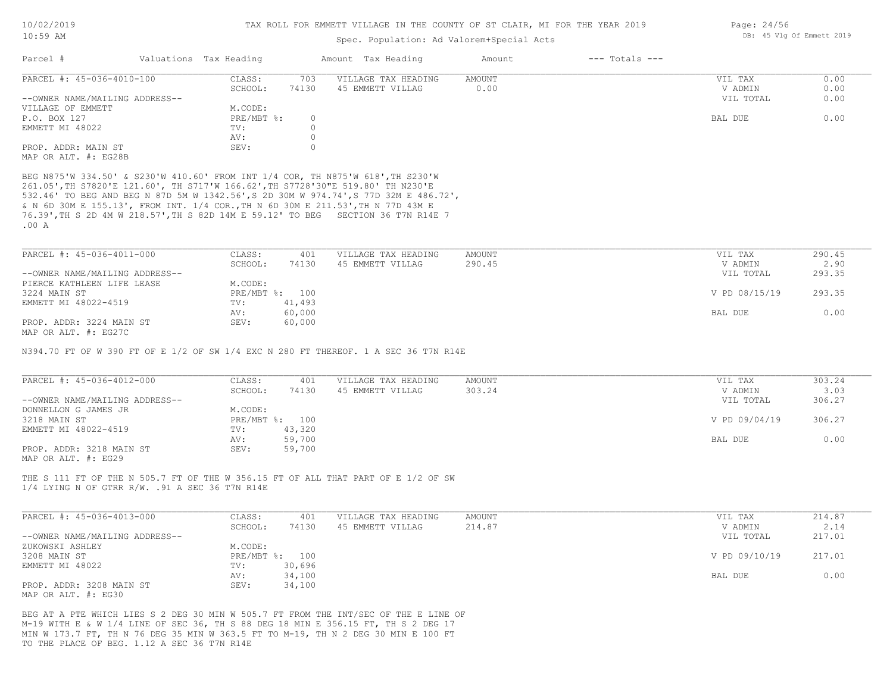TAX ROLL FOR EMMETT VILLAGE IN THE COUNTY OF ST CLAIR, MI FOR THE YEAR 2019

Spec. Population: Ad Valorem+Special Acts

| Parcel # | Valuations | Tax Heading | Amount | Tax Heading | Amount | --- Totals --- | |
|---|---|---|---|---|---|---|---|

## PARCEL #: 45-036-4010-100

| | | | | | |
|---|---|---|---|---|---|
| CLASS: | 703 | VILLAGE TAX HEADING | AMOUNT | VIL TAX | 0.00 |
| SCHOOL: | 74130 | 45 EMMETT VILLAG | 0.00 | V ADMIN | 0.00 |
| M.CODE: | | | | VIL TOTAL | 0.00 |
| PRE/MBT %: | 0 | | | BAL DUE | 0.00 |
| TV: | 0 | | | | |
| AV: | 0 | | | | |
| SEV: | 0 | | | | |

--OWNER NAME/MAILING ADDRESS--
VILLAGE OF EMMETT
P.O. BOX 127
EMMETT MI 48022

PROP. ADDR: MAIN ST
MAP OR ALT. #: EG28B

BEG N875'W 334.50' & S230'W 410.60' FROM INT 1/4 COR, TH N875'W 618',TH S230'W 261.05',TH S7820'E 121.60', TH S717'W 166.62',TH S7728'30"E 519.80' TH N230'E 532.46' TO BEG AND BEG N 87D 5M W 1342.56',S 2D 30M W 974.74',S 77D 32M E 486.72', & N 6D 30M E 155.13', FROM INT. 1/4 COR.,TH N 6D 30M E 211.53',TH N 77D 43M E 76.39',TH S 2D 4M W 218.57',TH S 82D 14M E 59.12' TO BEG SECTION 36 T7N R14E 7 .00 A

## PARCEL #: 45-036-4011-000

| | | | | | |
|---|---|---|---|---|---|
| CLASS: | 401 | VILLAGE TAX HEADING | AMOUNT | VIL TAX | 290.45 |
| SCHOOL: | 74130 | 45 EMMETT VILLAG | 290.45 | V ADMIN | 2.90 |
| M.CODE: | | | | VIL TOTAL | 293.35 |
| PRE/MBT %: | 100 | | | V PD 08/15/19 | 293.35 |
| TV: | 41,493 | | | | |
| AV: | 60,000 | | | BAL DUE | 0.00 |
| SEV: | 60,000 | | | | |

--OWNER NAME/MAILING ADDRESS--
PIERCE KATHLEEN LIFE LEASE
3224 MAIN ST
EMMETT MI 48022-4519

PROP. ADDR: 3224 MAIN ST
MAP OR ALT. #: EG27C

N394.70 FT OF W 390 FT OF E 1/2 OF SW 1/4 EXC N 280 FT THEREOF. 1 A SEC 36 T7N R14E

## PARCEL #: 45-036-4012-000

| | | | | | |
|---|---|---|---|---|---|
| CLASS: | 401 | VILLAGE TAX HEADING | AMOUNT | VIL TAX | 303.24 |
| SCHOOL: | 74130 | 45 EMMETT VILLAG | 303.24 | V ADMIN | 3.03 |
| M.CODE: | | | | VIL TOTAL | 306.27 |
| PRE/MBT %: | 100 | | | V PD 09/04/19 | 306.27 |
| TV: | 43,320 | | | | |
| AV: | 59,700 | | | BAL DUE | 0.00 |
| SEV: | 59,700 | | | | |

--OWNER NAME/MAILING ADDRESS--
DONNELLON G JAMES JR
3218 MAIN ST
EMMETT MI 48022-4519

PROP. ADDR: 3218 MAIN ST
MAP OR ALT. #: EG29

THE S 111 FT OF THE N 505.7 FT OF THE W 356.15 FT OF ALL THAT PART OF E 1/2 OF SW 1/4 LYING N OF GTRR R/W. .91 A SEC 36 T7N R14E

## PARCEL #: 45-036-4013-000

| | | | | | |
|---|---|---|---|---|---|
| CLASS: | 401 | VILLAGE TAX HEADING | AMOUNT | VIL TAX | 214.87 |
| SCHOOL: | 74130 | 45 EMMETT VILLAG | 214.87 | V ADMIN | 2.14 |
| M.CODE: | | | | VIL TOTAL | 217.01 |
| PRE/MBT %: | 100 | | | V PD 09/10/19 | 217.01 |
| TV: | 30,696 | | | | |
| AV: | 34,100 | | | BAL DUE | 0.00 |
| SEV: | 34,100 | | | | |

--OWNER NAME/MAILING ADDRESS--
ZUKOWSKI ASHLEY
3208 MAIN ST
EMMETT MI 48022

PROP. ADDR: 3208 MAIN ST
MAP OR ALT. #: EG30

BEG AT A PTE WHICH LIES S 2 DEG 30 MIN W 505.7 FT FROM THE INT/SEC OF THE E LINE OF M-19 WITH E & W 1/4 LINE OF SEC 36, TH S 88 DEG 18 MIN E 356.15 FT, TH S 2 DEG 17 MIN W 173.7 FT, TH N 76 DEG 35 MIN W 363.5 FT TO M-19, TH N 2 DEG 30 MIN E 100 FT TO THE PLACE OF BEG. 1.12 A SEC 36 T7N R14E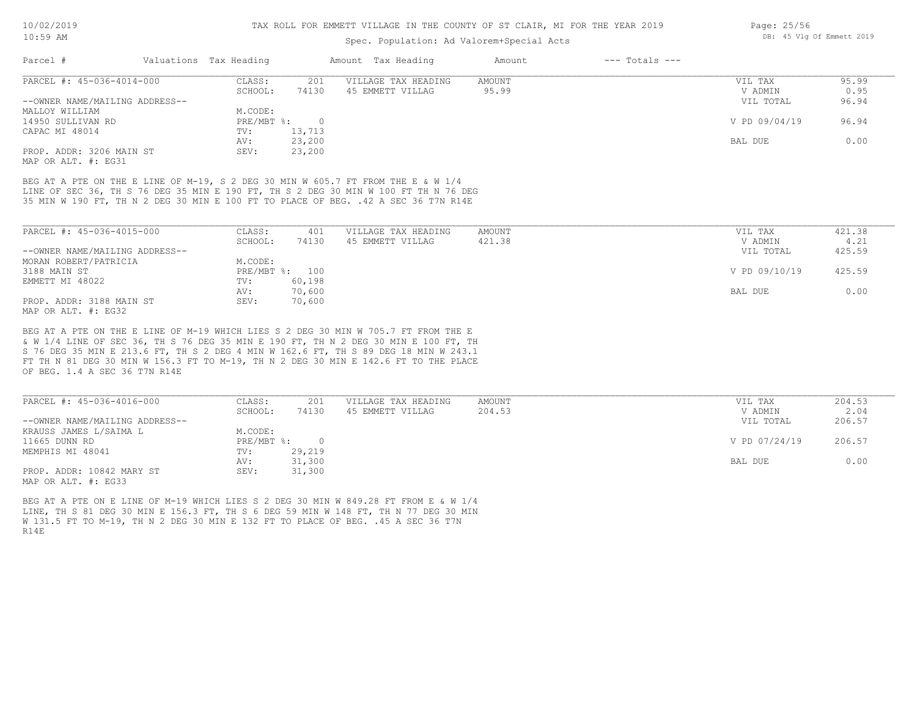TAX ROLL FOR EMMETT VILLAGE IN THE COUNTY OF ST CLAIR, MI FOR THE YEAR 2019

Spec. Population: Ad Valorem+Special Acts

DB: 45 Vlg Of Emmett 2019

| Parcel # | Valuations | Tax Heading | Amount | Tax Heading | Amount | --- Totals --- | |
|---|---|---|---|---|---|---|---|
| PARCEL #: 45-036-4014-000 | CLASS: | 201 | VILLAGE TAX HEADING | AMOUNT | | VIL TAX | 95.99 |
| | SCHOOL: | 74130 | 45 EMMETT VILLAG | 95.99 | | V ADMIN | 0.95 |
| --OWNER NAME/MAILING ADDRESS-- | | | | | | VIL TOTAL | 96.94 |
| MALLOY WILLIAM | M.CODE: | | | | | | |
| 14950 SULLIVAN RD | PRE/MBT %: | 0 | | | | V PD 09/04/19 | 96.94 |
| CAPAC MI 48014 | TV: | 13,713 | | | | | |
| | AV: | 23,200 | | | | BAL DUE | 0.00 |
| PROP. ADDR: 3206 MAIN ST | SEV: | 23,200 | | | | | |
| MAP OR ALT. #: EG31 | | | | | | | |

BEG AT A PTE ON THE E LINE OF M-19, S 2 DEG 30 MIN W 605.7 FT FROM THE E & W 1/4 LINE OF SEC 36, TH S 76 DEG 35 MIN E 190 FT, TH S 2 DEG 30 MIN W 100 FT TH N 76 DEG 35 MIN W 190 FT, TH N 2 DEG 30 MIN E 100 FT TO PLACE OF BEG. .42 A SEC 36 T7N R14E

| Parcel # | Valuations | Tax Heading | Amount | Tax Heading | Amount | --- Totals --- | |
|---|---|---|---|---|---|---|---|
| PARCEL #: 45-036-4015-000 | CLASS: | 401 | VILLAGE TAX HEADING | AMOUNT | | VIL TAX | 421.38 |
| | SCHOOL: | 74130 | 45 EMMETT VILLAG | 421.38 | | V ADMIN | 4.21 |
| --OWNER NAME/MAILING ADDRESS-- | | | | | | VIL TOTAL | 425.59 |
| MORAN ROBERT/PATRICIA | M.CODE: | | | | | | |
| 3188 MAIN ST | PRE/MBT %: | 100 | | | | V PD 09/10/19 | 425.59 |
| EMMETT MI 48022 | TV: | 60,198 | | | | | |
| | AV: | 70,600 | | | | BAL DUE | 0.00 |
| PROP. ADDR: 3188 MAIN ST | SEV: | 70,600 | | | | | |
| MAP OR ALT. #: EG32 | | | | | | | |

BEG AT A PTE ON THE E LINE OF M-19 WHICH LIES S 2 DEG 30 MIN W 705.7 FT FROM THE E & W 1/4 LINE OF SEC 36, TH S 76 DEG 35 MIN E 190 FT, TH N 2 DEG 30 MIN E 100 FT, TH S 76 DEG 35 MIN E 213.6 FT, TH S 2 DEG 4 MIN W 162.6 FT, TH S 89 DEG 18 MIN W 243.1 FT TH N 81 DEG 30 MIN W 156.3 FT TO M-19, TH N 2 DEG 30 MIN E 142.6 FT TO THE PLACE OF BEG. 1.4 A SEC 36 T7N R14E

| Parcel # | Valuations | Tax Heading | Amount | Tax Heading | Amount | --- Totals --- | |
|---|---|---|---|---|---|---|---|
| PARCEL #: 45-036-4016-000 | CLASS: | 201 | VILLAGE TAX HEADING | AMOUNT | | VIL TAX | 204.53 |
| | SCHOOL: | 74130 | 45 EMMETT VILLAG | 204.53 | | V ADMIN | 2.04 |
| --OWNER NAME/MAILING ADDRESS-- | | | | | | VIL TOTAL | 206.57 |
| KRAUSS JAMES L/SAIMA L | M.CODE: | | | | | | |
| 11665 DUNN RD | PRE/MBT %: | 0 | | | | V PD 07/24/19 | 206.57 |
| MEMPHIS MI 48041 | TV: | 29,219 | | | | | |
| | AV: | 31,300 | | | | BAL DUE | 0.00 |
| PROP. ADDR: 10842 MARY ST | SEV: | 31,300 | | | | | |
| MAP OR ALT. #: EG33 | | | | | | | |

BEG AT A PTE ON E LINE OF M-19 WHICH LIES S 2 DEG 30 MIN W 849.28 FT FROM E & W 1/4 LINE, TH S 81 DEG 30 MIN E 156.3 FT, TH S 6 DEG 59 MIN W 148 FT, TH N 77 DEG 30 MIN W 131.5 FT TO M-19, TH N 2 DEG 30 MIN E 132 FT TO PLACE OF BEG. .45 A SEC 36 T7N R14E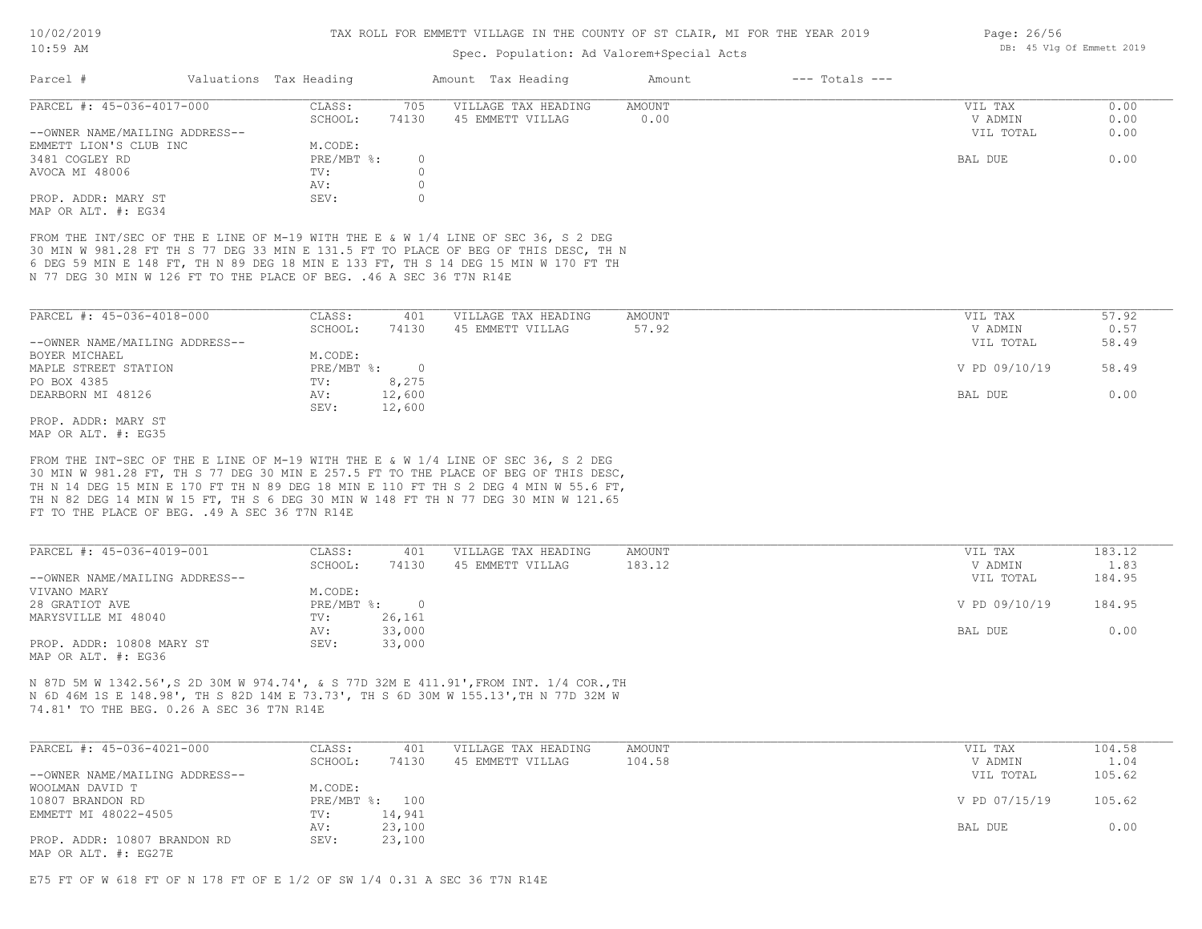TAX ROLL FOR EMMETT VILLAGE IN THE COUNTY OF ST CLAIR, MI FOR THE YEAR 2019

Spec. Population: Ad Valorem+Special Acts

DB: 45 Vlg Of Emmett 2019

| Parcel # | Valuations | Tax Heading | Amount | Tax Heading | Amount | --- Totals --- | |
|---|---|---|---|---|---|---|---|

---

**PARCEL #: 45-036-4017-000**

| | | | | |
|---|---|---|---|---|
| CLASS: | 705 | VILLAGE TAX HEADING | AMOUNT | |
| SCHOOL: | 74130 | 45 EMMETT VILLAG | 0.00 | |
| M.CODE: | | | | |
| PRE/MBT %: | 0 | | | |
| TV: | 0 | | | |
| AV: | 0 | | | |
| SEV: | 0 | | | |

--OWNER NAME/MAILING ADDRESS--
EMMETT LION'S CLUB INC
3481 COGLEY RD
AVOCA MI 48006

PROP. ADDR: MARY ST
MAP OR ALT. #: EG34

| | |
|---|---|
| VIL TAX | 0.00 |
| V ADMIN | 0.00 |
| VIL TOTAL | 0.00 |
| BAL DUE | 0.00 |

FROM THE INT/SEC OF THE E LINE OF M-19 WITH THE E & W 1/4 LINE OF SEC 36, S 2 DEG 30 MIN W 981.28 FT TH S 77 DEG 33 MIN E 131.5 FT TO PLACE OF BEG OF THIS DESC, TH N 6 DEG 59 MIN E 148 FT, TH N 89 DEG 18 MIN E 133 FT, TH S 14 DEG 15 MIN W 170 FT TH N 77 DEG 30 MIN W 126 FT TO THE PLACE OF BEG. .46 A SEC 36 T7N R14E

---

**PARCEL #: 45-036-4018-000**

| | | | | |
|---|---|---|---|---|
| CLASS: | 401 | VILLAGE TAX HEADING | AMOUNT | |
| SCHOOL: | 74130 | 45 EMMETT VILLAG | 57.92 | |
| M.CODE: | | | | |
| PRE/MBT %: | 0 | | | |
| TV: | 8,275 | | | |
| AV: | 12,600 | | | |
| SEV: | 12,600 | | | |

--OWNER NAME/MAILING ADDRESS--
BOYER MICHAEL
MAPLE STREET STATION
PO BOX 4385
DEARBORN MI 48126

PROP. ADDR: MARY ST
MAP OR ALT. #: EG35

| | |
|---|---|
| VIL TAX | 57.92 |
| V ADMIN | 0.57 |
| VIL TOTAL | 58.49 |
| V PD 09/10/19 | 58.49 |
| BAL DUE | 0.00 |

FROM THE INT-SEC OF THE E LINE OF M-19 WITH THE E & W 1/4 LINE OF SEC 36, S 2 DEG 30 MIN W 981.28 FT, TH S 77 DEG 30 MIN E 257.5 FT TO THE PLACE OF BEG OF THIS DESC, TH N 14 DEG 15 MIN E 170 FT TH N 89 DEG 18 MIN E 110 FT TH S 2 DEG 4 MIN W 55.6 FT, TH N 82 DEG 14 MIN W 15 FT, TH S 6 DEG 30 MIN W 148 FT TH N 77 DEG 30 MIN W 121.65 FT TO THE PLACE OF BEG. .49 A SEC 36 T7N R14E

---

**PARCEL #: 45-036-4019-001**

| | | | | |
|---|---|---|---|---|
| CLASS: | 401 | VILLAGE TAX HEADING | AMOUNT | |
| SCHOOL: | 74130 | 45 EMMETT VILLAG | 183.12 | |
| M.CODE: | | | | |
| PRE/MBT %: | 0 | | | |
| TV: | 26,161 | | | |
| AV: | 33,000 | | | |
| SEV: | 33,000 | | | |

--OWNER NAME/MAILING ADDRESS--
VIVANO MARY
28 GRATIOT AVE
MARYSVILLE MI 48040

PROP. ADDR: 10808 MARY ST
MAP OR ALT. #: EG36

| | |
|---|---|
| VIL TAX | 183.12 |
| V ADMIN | 1.83 |
| VIL TOTAL | 184.95 |
| V PD 09/10/19 | 184.95 |
| BAL DUE | 0.00 |

N 87D 5M W 1342.56',S 2D 30M W 974.74', & S 77D 32M E 411.91',FROM INT. 1/4 COR.,TH N 6D 46M 1S E 148.98', TH S 82D 14M E 73.73', TH S 6D 30M W 155.13',TH N 77D 32M W 74.81' TO THE BEG. 0.26 A SEC 36 T7N R14E

---

**PARCEL #: 45-036-4021-000**

| | | | | |
|---|---|---|---|---|
| CLASS: | 401 | VILLAGE TAX HEADING | AMOUNT | |
| SCHOOL: | 74130 | 45 EMMETT VILLAG | 104.58 | |
| M.CODE: | | | | |
| PRE/MBT %: | 100 | | | |
| TV: | 14,941 | | | |
| AV: | 23,100 | | | |
| SEV: | 23,100 | | | |

--OWNER NAME/MAILING ADDRESS--
WOOLMAN DAVID T
10807 BRANDON RD
EMMETT MI 48022-4505

PROP. ADDR: 10807 BRANDON RD
MAP OR ALT. #: EG27E

| | |
|---|---|
| VIL TAX | 104.58 |
| V ADMIN | 1.04 |
| VIL TOTAL | 105.62 |
| V PD 07/15/19 | 105.62 |
| BAL DUE | 0.00 |

E75 FT OF W 618 FT OF N 178 FT OF E 1/2 OF SW 1/4 0.31 A SEC 36 T7N R14E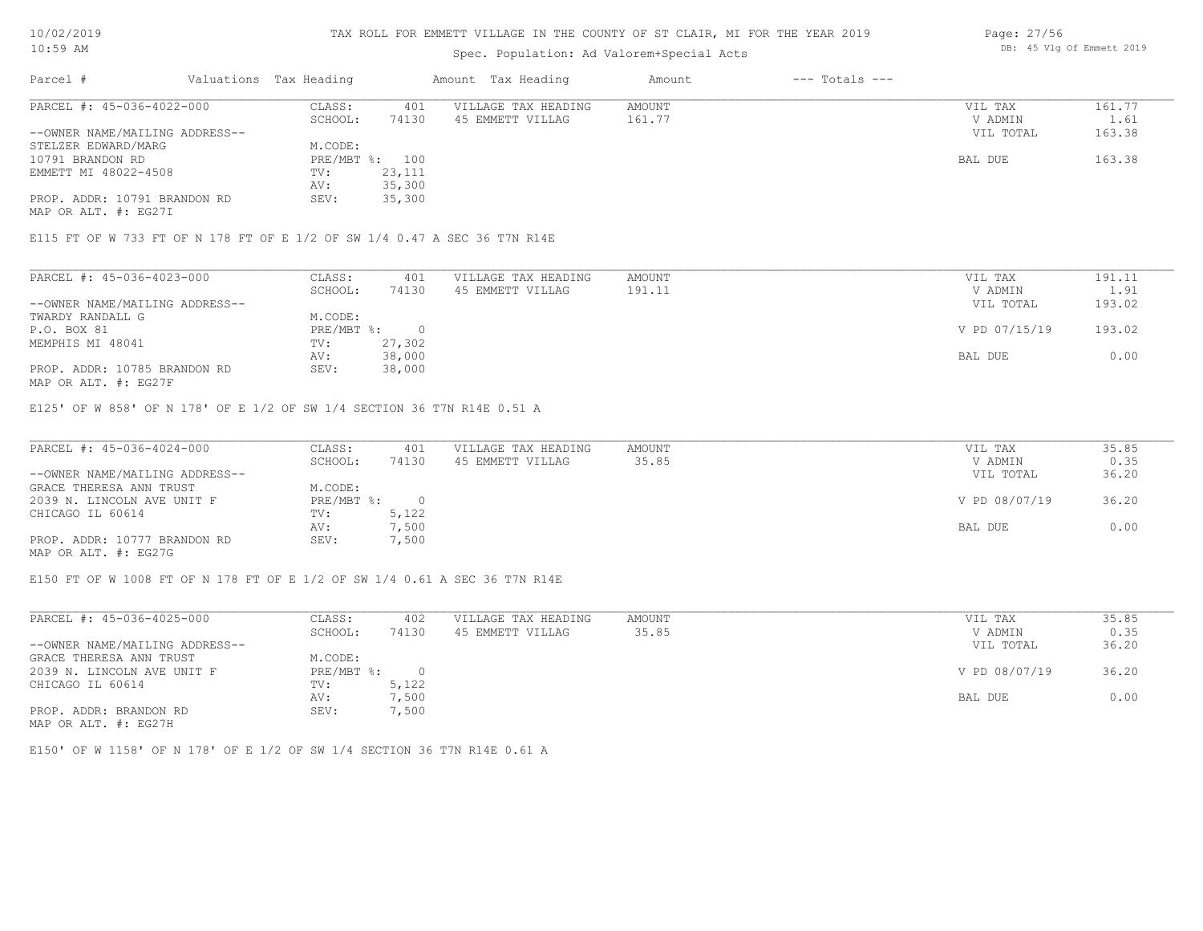# TAX ROLL FOR EMMETT VILLAGE IN THE COUNTY OF ST CLAIR, MI FOR THE YEAR 2019

Spec. Population: Ad Valorem+Special Acts

DB: 45 Vlg Of Emmett 2019

10/02/2019
10:59 AM

| Parcel # | Valuations | Tax Heading | Amount | Tax Heading | Amount | --- Totals --- | |
|---|---|---|---|---|---|---|---|
| PARCEL #: 45-036-4022-000 | CLASS: | 401 | VILLAGE TAX HEADING | AMOUNT | | VIL TAX | 161.77 |
| | SCHOOL: | 74130 | 45 EMMETT VILLAG | 161.77 | | V ADMIN | 1.61 |
| --OWNER NAME/MAILING ADDRESS-- | | | | | | VIL TOTAL | 163.38 |
| STELZER EDWARD/MARG | M.CODE: | | | | | | |
| 10791 BRANDON RD | PRE/MBT %: | 100 | | | | BAL DUE | 163.38 |
| EMMETT MI 48022-4508 | TV: | 23,111 | | | | | |
| | AV: | 35,300 | | | | | |
| PROP. ADDR: 10791 BRANDON RD | SEV: | 35,300 | | | | | |
| MAP OR ALT. #: EG27I | | | | | | | |

E115 FT OF W 733 FT OF N 178 FT OF E 1/2 OF SW 1/4 0.47 A SEC 36 T7N R14E

| Parcel # | Valuations | Tax Heading | Amount | Tax Heading | Amount | --- Totals --- | |
|---|---|---|---|---|---|---|---|
| PARCEL #: 45-036-4023-000 | CLASS: | 401 | VILLAGE TAX HEADING | AMOUNT | | VIL TAX | 191.11 |
| | SCHOOL: | 74130 | 45 EMMETT VILLAG | 191.11 | | V ADMIN | 1.91 |
| --OWNER NAME/MAILING ADDRESS-- | | | | | | VIL TOTAL | 193.02 |
| TWARDY RANDALL G | M.CODE: | | | | | | |
| P.O. BOX 81 | PRE/MBT %: | 0 | | | | V PD 07/15/19 | 193.02 |
| MEMPHIS MI 48041 | TV: | 27,302 | | | | | |
| | AV: | 38,000 | | | | BAL DUE | 0.00 |
| PROP. ADDR: 10785 BRANDON RD | SEV: | 38,000 | | | | | |
| MAP OR ALT. #: EG27F | | | | | | | |

E125' OF W 858' OF N 178' OF E 1/2 OF SW 1/4 SECTION 36 T7N R14E 0.51 A

| Parcel # | Valuations | Tax Heading | Amount | Tax Heading | Amount | --- Totals --- | |
|---|---|---|---|---|---|---|---|
| PARCEL #: 45-036-4024-000 | CLASS: | 401 | VILLAGE TAX HEADING | AMOUNT | | VIL TAX | 35.85 |
| | SCHOOL: | 74130 | 45 EMMETT VILLAG | 35.85 | | V ADMIN | 0.35 |
| --OWNER NAME/MAILING ADDRESS-- | | | | | | VIL TOTAL | 36.20 |
| GRACE THERESA ANN TRUST | M.CODE: | | | | | | |
| 2039 N. LINCOLN AVE UNIT F | PRE/MBT %: | 0 | | | | V PD 08/07/19 | 36.20 |
| CHICAGO IL 60614 | TV: | 5,122 | | | | | |
| | AV: | 7,500 | | | | BAL DUE | 0.00 |
| PROP. ADDR: 10777 BRANDON RD | SEV: | 7,500 | | | | | |
| MAP OR ALT. #: EG27G | | | | | | | |

E150 FT OF W 1008 FT OF N 178 FT OF E 1/2 OF SW 1/4 0.61 A SEC 36 T7N R14E

| Parcel # | Valuations | Tax Heading | Amount | Tax Heading | Amount | --- Totals --- | |
|---|---|---|---|---|---|---|---|
| PARCEL #: 45-036-4025-000 | CLASS: | 402 | VILLAGE TAX HEADING | AMOUNT | | VIL TAX | 35.85 |
| | SCHOOL: | 74130 | 45 EMMETT VILLAG | 35.85 | | V ADMIN | 0.35 |
| --OWNER NAME/MAILING ADDRESS-- | | | | | | VIL TOTAL | 36.20 |
| GRACE THERESA ANN TRUST | M.CODE: | | | | | | |
| 2039 N. LINCOLN AVE UNIT F | PRE/MBT %: | 0 | | | | V PD 08/07/19 | 36.20 |
| CHICAGO IL 60614 | TV: | 5,122 | | | | | |
| | AV: | 7,500 | | | | BAL DUE | 0.00 |
| PROP. ADDR: BRANDON RD | SEV: | 7,500 | | | | | |
| MAP OR ALT. #: EG27H | | | | | | | |

E150' OF W 1158' OF N 178' OF E 1/2 OF SW 1/4 SECTION 36 T7N R14E 0.61 A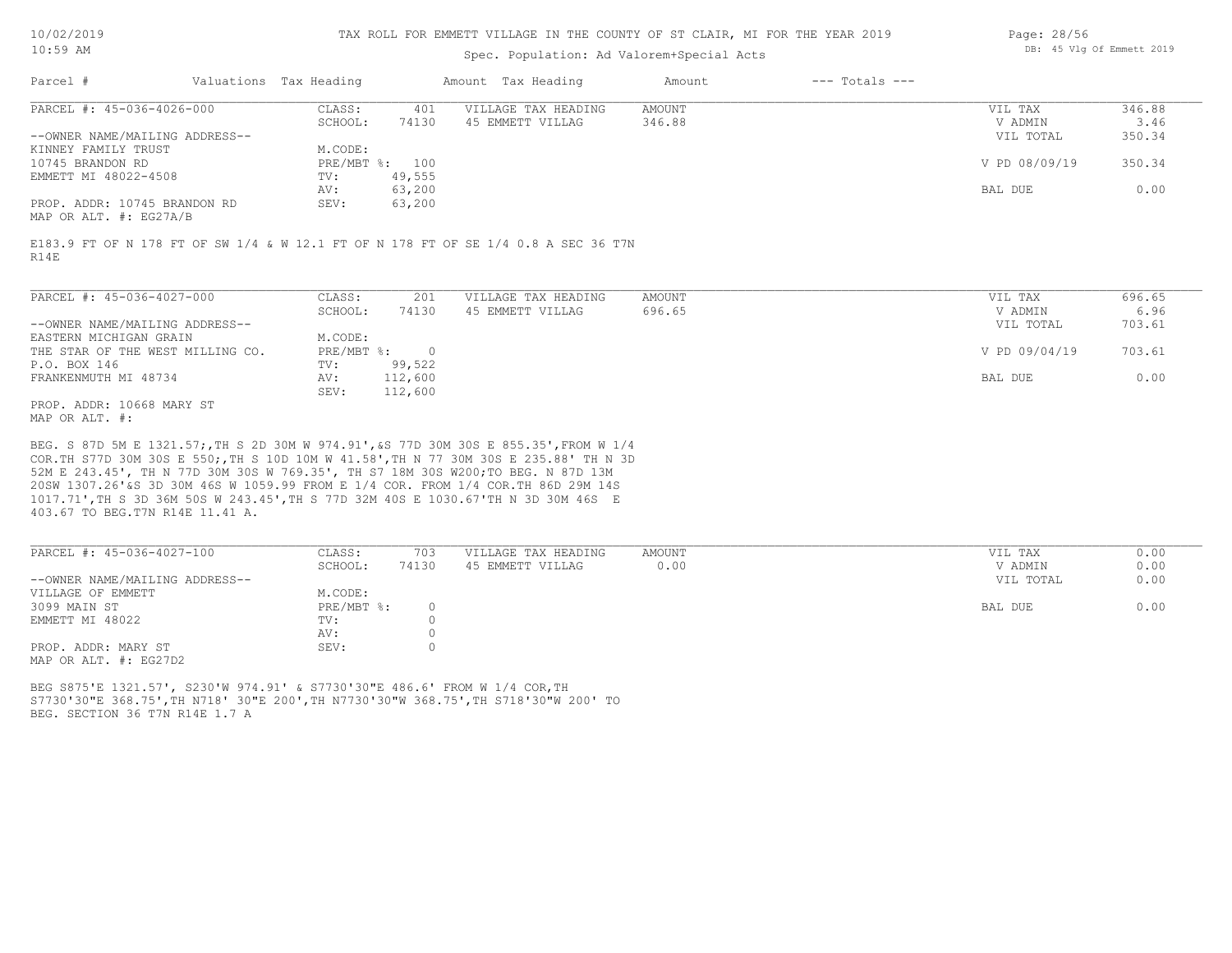# TAX ROLL FOR EMMETT VILLAGE IN THE COUNTY OF ST CLAIR, MI FOR THE YEAR 2019

Spec. Population: Ad Valorem+Special Acts

| Parcel # | Valuations | Tax Heading | Amount | Tax Heading | Amount | --- Totals --- | |
|---|---|---|---|---|---|---|---|

## PARCEL #: 45-036-4026-000

| | | | | | | |
|---|---|---|---|---|---|---|
| --OWNER NAME/MAILING ADDRESS-- | CLASS: | 401 | VILLAGE TAX HEADING | AMOUNT | VIL TAX | 346.88 |
| KINNEY FAMILY TRUST | SCHOOL: | 74130 | 45 EMMETT VILLAG | 346.88 | V ADMIN | 3.46 |
| 10745 BRANDON RD | M.CODE: | | | | VIL TOTAL | 350.34 |
| EMMETT MI 48022-4508 | PRE/MBT %: | 100 | | | V PD 08/09/19 | 350.34 |
| | TV: | 49,555 | | | | |
| | AV: | 63,200 | | | BAL DUE | 0.00 |
| PROP. ADDR: 10745 BRANDON RD | SEV: | 63,200 | | | | |
| MAP OR ALT. #: EG27A/B | | | | | | |

E183.9 FT OF N 178 FT OF SW 1/4 & W 12.1 FT OF N 178 FT OF SE 1/4 0.8 A SEC 36 T7N R14E

## PARCEL #: 45-036-4027-000

| | | | | | | |
|---|---|---|---|---|---|---|
| --OWNER NAME/MAILING ADDRESS-- | CLASS: | 201 | VILLAGE TAX HEADING | AMOUNT | VIL TAX | 696.65 |
| EASTERN MICHIGAN GRAIN | SCHOOL: | 74130 | 45 EMMETT VILLAG | 696.65 | V ADMIN | 6.96 |
| THE STAR OF THE WEST MILLING CO. | M.CODE: | | | | VIL TOTAL | 703.61 |
| P.O. BOX 146 | PRE/MBT %: | 0 | | | V PD 09/04/19 | 703.61 |
| FRANKENMUTH MI 48734 | TV: | 99,522 | | | | |
| | AV: | 112,600 | | | BAL DUE | 0.00 |
| PROP. ADDR: 10668 MARY ST | SEV: | 112,600 | | | | |
| MAP OR ALT. #: | | | | | | |

BEG. S 87D 5M E 1321.57;,TH S 2D 30M W 974.91',&S 77D 30M 30S E 855.35',FROM W 1/4 COR.TH S77D 30M 30S E 550;,TH S 10D 10M W 41.58',TH N 77 30M 30S E 235.88' TH N 3D 52M E 243.45', TH N 77D 30M 30S W 769.35', TH S7 18M 30S W200;TO BEG. N 87D 13M 20SW 1307.26'&S 3D 30M 46S W 1059.99 FROM E 1/4 COR. FROM 1/4 COR.TH 86D 29M 14S 1017.71',TH S 3D 36M 50S W 243.45',TH S 77D 32M 40S E 1030.67'TH N 3D 30M 46S E 403.67 TO BEG.T7N R14E 11.41 A.

## PARCEL #: 45-036-4027-100

| | | | | | | |
|---|---|---|---|---|---|---|
| --OWNER NAME/MAILING ADDRESS-- | CLASS: | 703 | VILLAGE TAX HEADING | AMOUNT | VIL TAX | 0.00 |
| VILLAGE OF EMMETT | SCHOOL: | 74130 | 45 EMMETT VILLAG | 0.00 | V ADMIN | 0.00 |
| 3099 MAIN ST | M.CODE: | | | | VIL TOTAL | 0.00 |
| EMMETT MI 48022 | PRE/MBT %: | 0 | | | BAL DUE | 0.00 |
| | TV: | 0 | | | | |
| | AV: | 0 | | | | |
| PROP. ADDR: MARY ST | SEV: | 0 | | | | |
| MAP OR ALT. #: EG27D2 | | | | | | |

BEG S875'E 1321.57', S230'W 974.91' & S7730'30"E 486.6' FROM W 1/4 COR,TH S7730'30"E 368.75',TH N718' 30"E 200',TH N7730'30"W 368.75',TH S718'30"W 200' TO BEG. SECTION 36 T7N R14E 1.7 A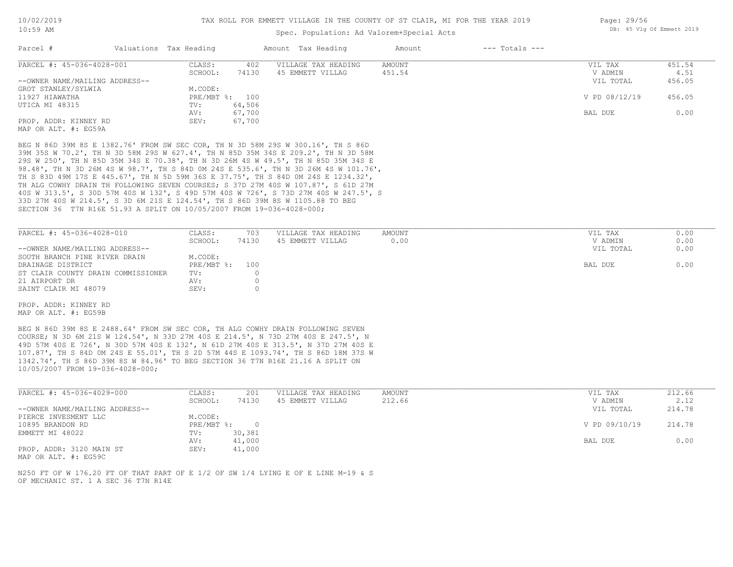TAX ROLL FOR EMMETT VILLAGE IN THE COUNTY OF ST CLAIR, MI FOR THE YEAR 2019

Spec. Population: Ad Valorem+Special Acts

| Parcel # | Valuations | Tax Heading | Amount | Tax Heading | Amount | --- Totals --- | |
|---|---|---|---|---|---|---|---|
| PARCEL #: 45-036-4028-001 | CLASS: | 402 | VILLAGE TAX HEADING | AMOUNT | | VIL TAX | 451.54 |
| | SCHOOL: | 74130 | 45 EMMETT VILLAG | 451.54 | | V ADMIN | 4.51 |
| --OWNER NAME/MAILING ADDRESS-- | | | | | | VIL TOTAL | 456.05 |
| GROT STANLEY/SYLWIA | M.CODE: | | | | | | |
| 11927 HIAWATHA | PRE/MBT %: | 100 | | | | V PD 08/12/19 | 456.05 |
| UTICA MI 48315 | TV: | 64,506 | | | | | |
| | AV: | 67,700 | | | | BAL DUE | 0.00 |
| PROP. ADDR: KINNEY RD | SEV: | 67,700 | | | | | |
| MAP OR ALT. #: EG59A | | | | | | | |

BEG N 86D 39M 8S E 1382.76' FROM SW SEC COR, TH N 3D 58M 29S W 300.16', TH S 86D 39M 35S W 70.2', TH N 3D 58M 29S W 627.4', TH N 85D 35M 34S E 209.2', TH N 3D 58M 29S W 250', TH N 85D 35M 34S E 70.38', TH N 3D 26M 4S W 49.5', TH N 85D 35M 34S E 98.48', TH N 3D 26M 4S W 98.7', TH S 84D 0M 24S E 535.6', TH N 3D 26M 4S W 101.76', TH S 83D 49M 17S E 445.67', TH N 5D 59M 36S E 37.75', TH S 84D 0M 24S E 1234.32', TH ALG COWHY DRAIN TH FOLLOWING SEVEN COURSES; S 37D 27M 40S W 107.87', S 61D 27M 40S W 313.5', S 30D 57M 40S W 132', S 49D 57M 40S W 726', S 73D 27M 40S W 247.5', S 33D 27M 40S W 214.5', S 3D 6M 21S E 124.54', TH S 86D 39M 8S W 1105.88 TO BEG SECTION 36 T7N R16E 51.93 A SPLIT ON 10/05/2007 FROM 19-036-4028-000;

| Parcel # | Valuations | Tax Heading | Amount | Tax Heading | Amount | --- Totals --- | |
|---|---|---|---|---|---|---|---|
| PARCEL #: 45-036-4028-010 | CLASS: | 703 | VILLAGE TAX HEADING | AMOUNT | | VIL TAX | 0.00 |
| | SCHOOL: | 74130 | 45 EMMETT VILLAG | 0.00 | | V ADMIN | 0.00 |
| --OWNER NAME/MAILING ADDRESS-- | | | | | | VIL TOTAL | 0.00 |
| SOUTH BRANCH PINE RIVER DRAIN | M.CODE: | | | | | | |
| DRAINAGE DISTRICT | PRE/MBT %: | 100 | | | | BAL DUE | 0.00 |
| ST CLAIR COUNTY DRAIN COMMISSIONER | TV: | 0 | | | | | |
| 21 AIRPORT DR | AV: | 0 | | | | | |
| SAINT CLAIR MI 48079 | SEV: | 0 | | | | | |
| PROP. ADDR: KINNEY RD | | | | | | | |
| MAP OR ALT. #: EG59B | | | | | | | |

BEG N 86D 39M 8S E 2488.64' FROM SW SEC COR, TH ALG COWHY DRAIN FOLLOWING SEVEN COURSE; N 3D 6M 21S W 124.54', N 33D 27M 40S E 214.5', N 73D 27M 40S E 247.5', N 49D 57M 40S E 726', N 30D 57M 40S E 132', N 61D 27M 40S E 313.5', N 37D 27M 40S E 107.87', TH S 84D 0M 24S E 55.01', TH S 2D 57M 44S E 1093.74', TH S 86D 18M 37S W 1342.74', TH S 86D 39M 8S W 84.96' TO BEG SECTION 36 T7N R16E 21.16 A SPLIT ON 10/05/2007 FROM 19-036-4028-000;

| Parcel # | Valuations | Tax Heading | Amount | Tax Heading | Amount | --- Totals --- | |
|---|---|---|---|---|---|---|---|
| PARCEL #: 45-036-4029-000 | CLASS: | 201 | VILLAGE TAX HEADING | AMOUNT | | VIL TAX | 212.66 |
| | SCHOOL: | 74130 | 45 EMMETT VILLAG | 212.66 | | V ADMIN | 2.12 |
| --OWNER NAME/MAILING ADDRESS-- | | | | | | VIL TOTAL | 214.78 |
| PIERCE INVESMENT LLC | M.CODE: | | | | | | |
| 10895 BRANDON RD | PRE/MBT %: | 0 | | | | V PD 09/10/19 | 214.78 |
| EMMETT MI 48022 | TV: | 30,381 | | | | | |
| | AV: | 41,000 | | | | BAL DUE | 0.00 |
| PROP. ADDR: 3120 MAIN ST | SEV: | 41,000 | | | | | |
| MAP OR ALT. #: EG59C | | | | | | | |

N250 FT OF W 176.20 FT OF THAT PART OF E 1/2 OF SW 1/4 LYING E OF E LINE M-19 & S OF MECHANIC ST. 1 A SEC 36 T7N R14E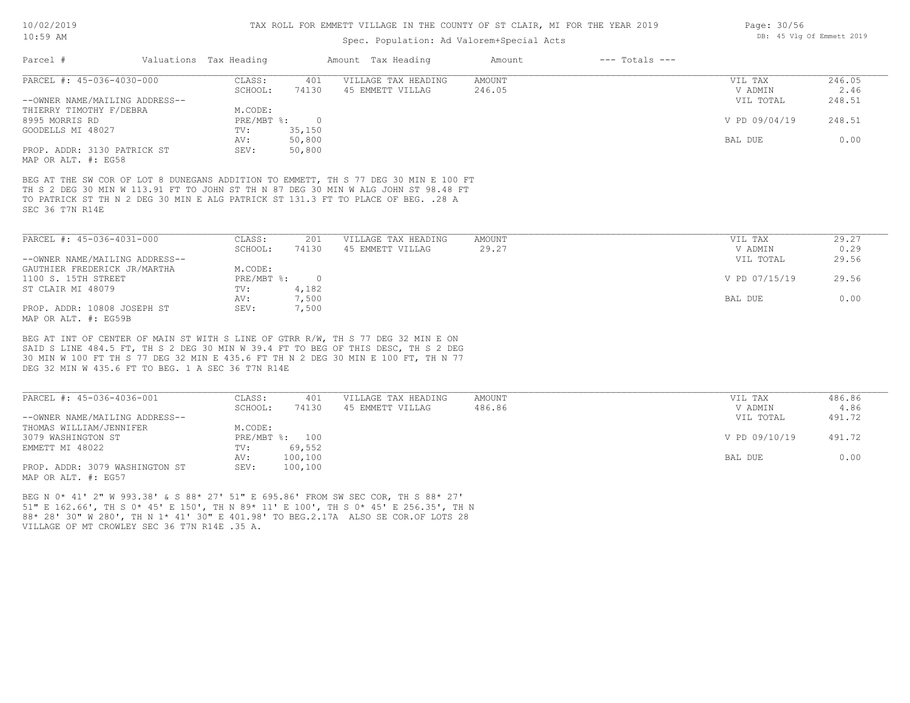TAX ROLL FOR EMMETT VILLAGE IN THE COUNTY OF ST CLAIR, MI FOR THE YEAR 2019

Spec. Population: Ad Valorem+Special Acts

| Parcel # | Valuations | Tax Heading | Amount | Tax Heading | Amount | --- Totals --- | |
|---|---|---|---|---|---|---|---|
| PARCEL #: 45-036-4030-000 | CLASS: | 401 | VILLAGE TAX HEADING | AMOUNT | | VIL TAX | 246.05 |
| | SCHOOL: | 74130 | 45 EMMETT VILLAG | 246.05 | | V ADMIN | 2.46 |
| --OWNER NAME/MAILING ADDRESS-- | | | | | | VIL TOTAL | 248.51 |
| THIERRY TIMOTHY F/DEBRA | M.CODE: | | | | | | |
| 8995 MORRIS RD | PRE/MBT %: | 0 | | | | V PD 09/04/19 | 248.51 |
| GOODELLS MI 48027 | TV: | 35,150 | | | | | |
| | AV: | 50,800 | | | | BAL DUE | 0.00 |
| PROP. ADDR: 3130 PATRICK ST | SEV: | 50,800 | | | | | |
| MAP OR ALT. #: EG58 | | | | | | | |

BEG AT THE SW COR OF LOT 8 DUNEGANS ADDITION TO EMMETT, TH S 77 DEG 30 MIN E 100 FT TH S 2 DEG 30 MIN W 113.91 FT TO JOHN ST TH N 87 DEG 30 MIN W ALG JOHN ST 98.48 FT TO PATRICK ST TH N 2 DEG 30 MIN E ALG PATRICK ST 131.3 FT TO PLACE OF BEG. .28 A SEC 36 T7N R14E

| Parcel # | Valuations | Tax Heading | Amount | Tax Heading | Amount | --- Totals --- | |
|---|---|---|---|---|---|---|---|
| PARCEL #: 45-036-4031-000 | CLASS: | 201 | VILLAGE TAX HEADING | AMOUNT | | VIL TAX | 29.27 |
| | SCHOOL: | 74130 | 45 EMMETT VILLAG | 29.27 | | V ADMIN | 0.29 |
| --OWNER NAME/MAILING ADDRESS-- | | | | | | VIL TOTAL | 29.56 |
| GAUTHIER FREDERICK JR/MARTHA | M.CODE: | | | | | | |
| 1100 S. 15TH STREET | PRE/MBT %: | 0 | | | | V PD 07/15/19 | 29.56 |
| ST CLAIR MI 48079 | TV: | 4,182 | | | | | |
| | AV: | 7,500 | | | | BAL DUE | 0.00 |
| PROP. ADDR: 10808 JOSEPH ST | SEV: | 7,500 | | | | | |
| MAP OR ALT. #: EG59B | | | | | | | |

BEG AT INT OF CENTER OF MAIN ST WITH S LINE OF GTRR R/W, TH S 77 DEG 32 MIN E ON SAID S LINE 484.5 FT, TH S 2 DEG 30 MIN W 39.4 FT TO BEG OF THIS DESC, TH S 2 DEG 30 MIN W 100 FT TH S 77 DEG 32 MIN E 435.6 FT TH N 2 DEG 30 MIN E 100 FT, TH N 77 DEG 32 MIN W 435.6 FT TO BEG. 1 A SEC 36 T7N R14E

| Parcel # | Valuations | Tax Heading | Amount | Tax Heading | Amount | --- Totals --- | |
|---|---|---|---|---|---|---|---|
| PARCEL #: 45-036-4036-001 | CLASS: | 401 | VILLAGE TAX HEADING | AMOUNT | | VIL TAX | 486.86 |
| | SCHOOL: | 74130 | 45 EMMETT VILLAG | 486.86 | | V ADMIN | 4.86 |
| --OWNER NAME/MAILING ADDRESS-- | | | | | | VIL TOTAL | 491.72 |
| THOMAS WILLIAM/JENNIFER | M.CODE: | | | | | | |
| 3079 WASHINGTON ST | PRE/MBT %: | 100 | | | | V PD 09/10/19 | 491.72 |
| EMMETT MI 48022 | TV: | 69,552 | | | | | |
| | AV: | 100,100 | | | | BAL DUE | 0.00 |
| PROP. ADDR: 3079 WASHINGTON ST | SEV: | 100,100 | | | | | |
| MAP OR ALT. #: EG57 | | | | | | | |

BEG N 0* 41' 2" W 993.38' & S 88* 27' 51" E 695.86' FROM SW SEC COR, TH S 88* 27' 51" E 162.66', TH S 0* 45' E 150', TH N 89* 11' E 100', TH S 0* 45' E 256.35', TH N 88* 28' 30" W 280', TH N 1* 41' 30" E 401.98' TO BEG.2.17A ALSO SE COR.OF LOTS 28 VILLAGE OF MT CROWLEY SEC 36 T7N R14E .35 A.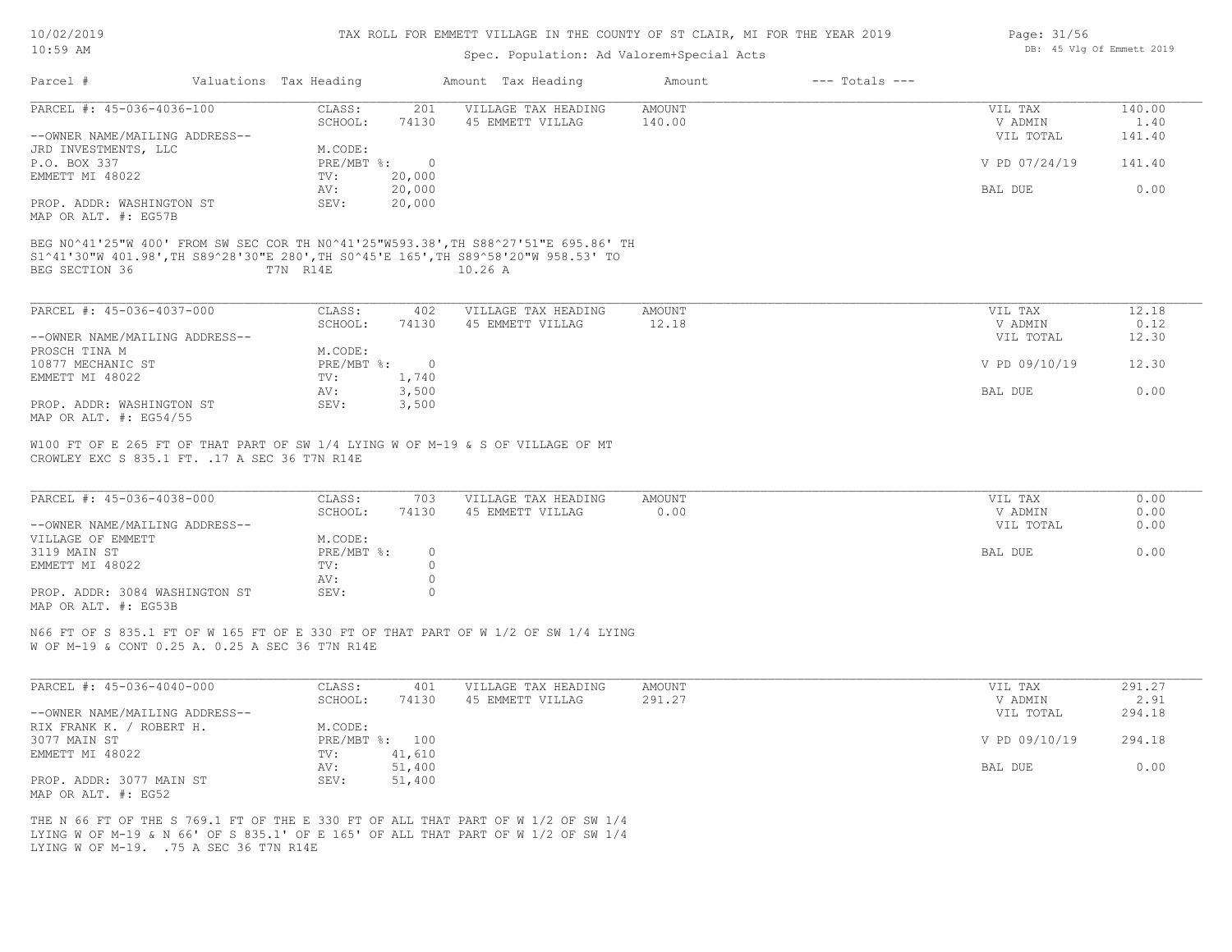# TAX ROLL FOR EMMETT VILLAGE IN THE COUNTY OF ST CLAIR, MI FOR THE YEAR 2019

Spec. Population: Ad Valorem+Special Acts

| Parcel # | Valuations | Tax Heading | Amount | Tax Heading | Amount | --- Totals --- |
|---|---|---|---|---|---|---|

---

**PARCEL #: 45-036-4036-100**

| | | | |
|---|---|---|---|
| CLASS: 201 | VILLAGE TAX HEADING | AMOUNT | VIL TAX 140.00 |
| SCHOOL: 74130 | 45 EMMETT VILLAG | 140.00 | V ADMIN 1.40 |
| | | | VIL TOTAL 141.40 |
| M.CODE: | | | |
| PRE/MBT %: 0 | | | V PD 07/24/19 141.40 |
| TV: 20,000 | | | |
| AV: 20,000 | | | BAL DUE 0.00 |
| SEV: 20,000 | | | |

--OWNER NAME/MAILING ADDRESS--
JRD INVESTMENTS, LLC
P.O. BOX 337
EMMETT MI 48022

PROP. ADDR: WASHINGTON ST
MAP OR ALT. #: EG57B

BEG N0^41'25"W 400' FROM SW SEC COR TH N0^41'25"W593.38', TH S88^27'51"E 695.86' TH S1^41'30"W 401.98', TH S89^28'30"E 280', TH S0^45'E 165', TH S89^58'20"W 958.53' TO BEG SECTION 36 T7N R14E 10.26 A

---

**PARCEL #: 45-036-4037-000**

| | | | |
|---|---|---|---|
| CLASS: 402 | VILLAGE TAX HEADING | AMOUNT | VIL TAX 12.18 |
| SCHOOL: 74130 | 45 EMMETT VILLAG | 12.18 | V ADMIN 0.12 |
| | | | VIL TOTAL 12.30 |
| M.CODE: | | | |
| PRE/MBT %: 0 | | | V PD 09/10/19 12.30 |
| TV: 1,740 | | | |
| AV: 3,500 | | | BAL DUE 0.00 |
| SEV: 3,500 | | | |

--OWNER NAME/MAILING ADDRESS--
PROSCH TINA M
10877 MECHANIC ST
EMMETT MI 48022

PROP. ADDR: WASHINGTON ST
MAP OR ALT. #: EG54/55

W100 FT OF E 265 FT OF THAT PART OF SW 1/4 LYING W OF M-19 & S OF VILLAGE OF MT CROWLEY EXC S 835.1 FT. .17 A SEC 36 T7N R14E

---

**PARCEL #: 45-036-4038-000**

| | | | |
|---|---|---|---|
| CLASS: 703 | VILLAGE TAX HEADING | AMOUNT | VIL TAX 0.00 |
| SCHOOL: 74130 | 45 EMMETT VILLAG | 0.00 | V ADMIN 0.00 |
| | | | VIL TOTAL 0.00 |
| M.CODE: | | | |
| PRE/MBT %: 0 | | | BAL DUE 0.00 |
| TV: 0 | | | |
| AV: 0 | | | |
| SEV: 0 | | | |

--OWNER NAME/MAILING ADDRESS--
VILLAGE OF EMMETT
3119 MAIN ST
EMMETT MI 48022

PROP. ADDR: 3084 WASHINGTON ST
MAP OR ALT. #: EG53B

N66 FT OF S 835.1 FT OF W 165 FT OF E 330 FT OF THAT PART OF W 1/2 OF SW 1/4 LYING W OF M-19 & CONT 0.25 A. 0.25 A SEC 36 T7N R14E

---

**PARCEL #: 45-036-4040-000**

| | | | |
|---|---|---|---|
| CLASS: 401 | VILLAGE TAX HEADING | AMOUNT | VIL TAX 291.27 |
| SCHOOL: 74130 | 45 EMMETT VILLAG | 291.27 | V ADMIN 2.91 |
| | | | VIL TOTAL 294.18 |
| M.CODE: | | | |
| PRE/MBT %: 100 | | | V PD 09/10/19 294.18 |
| TV: 41,610 | | | |
| AV: 51,400 | | | BAL DUE 0.00 |
| SEV: 51,400 | | | |

--OWNER NAME/MAILING ADDRESS--
RIX FRANK K. / ROBERT H.
3077 MAIN ST
EMMETT MI 48022

PROP. ADDR: 3077 MAIN ST
MAP OR ALT. #: EG52

THE N 66 FT OF THE S 769.1 FT OF THE E 330 FT OF ALL THAT PART OF W 1/2 OF SW 1/4 LYING W OF M-19 & N 66' OF S 835.1' OF E 165' OF ALL THAT PART OF W 1/2 OF SW 1/4 LYING W OF M-19. .75 A SEC 36 T7N R14E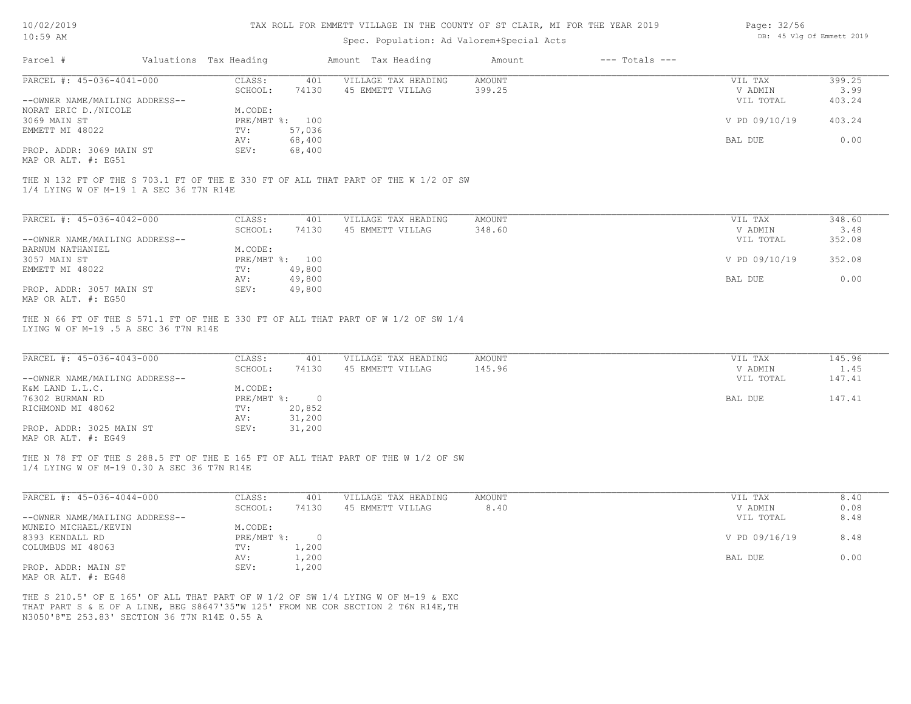# TAX ROLL FOR EMMETT VILLAGE IN THE COUNTY OF ST CLAIR, MI FOR THE YEAR 2019

Spec. Population: Ad Valorem+Special Acts

| Parcel # | Valuations | Tax Heading | Amount | Tax Heading | Amount | --- Totals --- | |
|---|---|---|---|---|---|---|---|

---

**PARCEL #: 45-036-4041-000**

| | | | | | |
|---|---|---|---|---|---|
| CLASS: | 401 | VILLAGE TAX HEADING | AMOUNT | VIL TAX | 399.25 |
| SCHOOL: | 74130 | 45 EMMETT VILLAG | 399.25 | V ADMIN | 3.99 |
| M.CODE: | | | | VIL TOTAL | 403.24 |
| PRE/MBT %: | 100 | | | V PD 09/10/19 | 403.24 |
| TV: | 57,036 | | | | |
| AV: | 68,400 | | | BAL DUE | 0.00 |
| SEV: | 68,400 | | | | |

--OWNER NAME/MAILING ADDRESS--
NORAT ERIC D./NICOLE
3069 MAIN ST
EMMETT MI 48022

PROP. ADDR: 3069 MAIN ST
MAP OR ALT. #: EG51

THE N 132 FT OF THE S 703.1 FT OF THE E 330 FT OF ALL THAT PART OF THE W 1/2 OF SW 1/4 LYING W OF M-19 1 A SEC 36 T7N R14E

---

**PARCEL #: 45-036-4042-000**

| | | | | | |
|---|---|---|---|---|---|
| CLASS: | 401 | VILLAGE TAX HEADING | AMOUNT | VIL TAX | 348.60 |
| SCHOOL: | 74130 | 45 EMMETT VILLAG | 348.60 | V ADMIN | 3.48 |
| M.CODE: | | | | VIL TOTAL | 352.08 |
| PRE/MBT %: | 100 | | | V PD 09/10/19 | 352.08 |
| TV: | 49,800 | | | | |
| AV: | 49,800 | | | BAL DUE | 0.00 |
| SEV: | 49,800 | | | | |

--OWNER NAME/MAILING ADDRESS--
BARNUM NATHANIEL
3057 MAIN ST
EMMETT MI 48022

PROP. ADDR: 3057 MAIN ST
MAP OR ALT. #: EG50

THE N 66 FT OF THE S 571.1 FT OF THE E 330 FT OF ALL THAT PART OF W 1/2 OF SW 1/4 LYING W OF M-19 .5 A SEC 36 T7N R14E

---

**PARCEL #: 45-036-4043-000**

| | | | | | |
|---|---|---|---|---|---|
| CLASS: | 401 | VILLAGE TAX HEADING | AMOUNT | VIL TAX | 145.96 |
| SCHOOL: | 74130 | 45 EMMETT VILLAG | 145.96 | V ADMIN | 1.45 |
| M.CODE: | | | | VIL TOTAL | 147.41 |
| PRE/MBT %: | 0 | | | BAL DUE | 147.41 |
| TV: | 20,852 | | | | |
| AV: | 31,200 | | | | |
| SEV: | 31,200 | | | | |

--OWNER NAME/MAILING ADDRESS--
K&M LAND L.L.C.
76302 BURMAN RD
RICHMOND MI 48062

PROP. ADDR: 3025 MAIN ST
MAP OR ALT. #: EG49

THE N 78 FT OF THE S 288.5 FT OF THE E 165 FT OF ALL THAT PART OF THE W 1/2 OF SW 1/4 LYING W OF M-19 0.30 A SEC 36 T7N R14E

---

**PARCEL #: 45-036-4044-000**

| | | | | | |
|---|---|---|---|---|---|
| CLASS: | 401 | VILLAGE TAX HEADING | AMOUNT | VIL TAX | 8.40 |
| SCHOOL: | 74130 | 45 EMMETT VILLAG | 8.40 | V ADMIN | 0.08 |
| M.CODE: | | | | VIL TOTAL | 8.48 |
| PRE/MBT %: | 0 | | | V PD 09/16/19 | 8.48 |
| TV: | 1,200 | | | | |
| AV: | 1,200 | | | BAL DUE | 0.00 |
| SEV: | 1,200 | | | | |

--OWNER NAME/MAILING ADDRESS--
MUNEIO MICHAEL/KEVIN
8393 KENDALL RD
COLUMBUS MI 48063

PROP. ADDR: MAIN ST
MAP OR ALT. #: EG48

THE S 210.5' OF E 165' OF ALL THAT PART OF W 1/2 OF SW 1/4 LYING W OF M-19 & EXC THAT PART S & E OF A LINE, BEG S8647'35"W 125' FROM NE COR SECTION 2 T6N R14E,TH N3050'8"E 253.83' SECTION 36 T7N R14E 0.55 A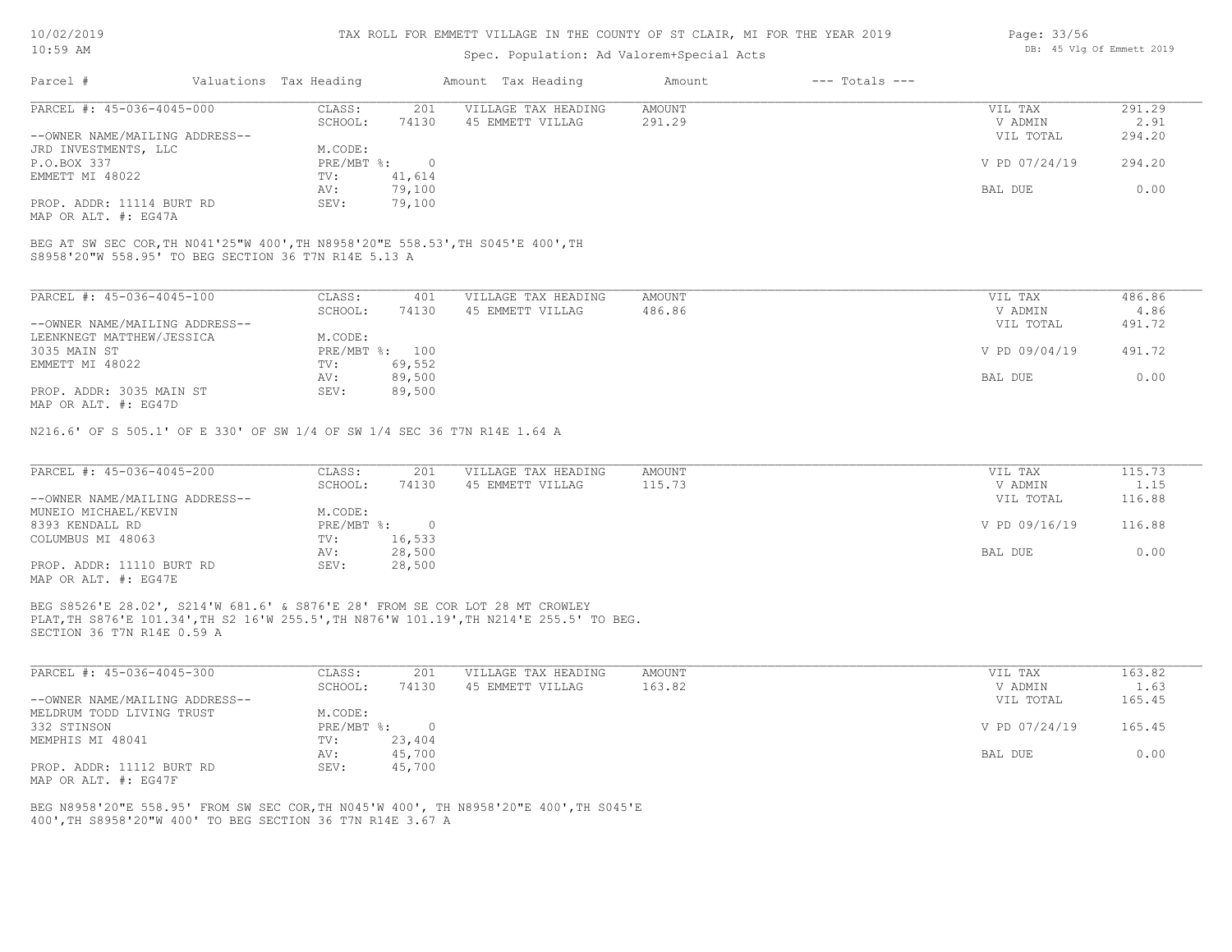# TAX ROLL FOR EMMETT VILLAGE IN THE COUNTY OF ST CLAIR, MI FOR THE YEAR 2019

10/02/2019
10:59 AM

Spec. Population: Ad Valorem+Special Acts

DB: 45 Vlg Of Emmett 2019

| Parcel # | Valuations | Tax Heading | Amount | Tax Heading | Amount | --- Totals --- | |
|---|---|---|---|---|---|---|---|

## PARCEL #: 45-036-4045-000

| | | | | | | |
|---|---|---|---|---|---|---|
| PARCEL #: 45-036-4045-000 | CLASS: | 201 | VILLAGE TAX HEADING | AMOUNT | VIL TAX | 291.29 |
| | SCHOOL: | 74130 | 45 EMMETT VILLAG | 291.29 | V ADMIN | 2.91 |
| --OWNER NAME/MAILING ADDRESS-- | | | | | VIL TOTAL | 294.20 |
| JRD INVESTMENTS, LLC | M.CODE: | | | | | |
| P.O.BOX 337 | PRE/MBT %: | 0 | | | V PD 07/24/19 | 294.20 |
| EMMETT MI 48022 | TV: | 41,614 | | | | |
| | AV: | 79,100 | | | BAL DUE | 0.00 |
| PROP. ADDR: 11114 BURT RD | SEV: | 79,100 | | | | |
| MAP OR ALT. #: EG47A | | | | | | |

BEG AT SW SEC COR,TH N041'25"W 400',TH N8958'20"E 558.53',TH S045'E 400',TH S8958'20"W 558.95' TO BEG SECTION 36 T7N R14E 5.13 A

## PARCEL #: 45-036-4045-100

| | | | | | | |
|---|---|---|---|---|---|---|
| PARCEL #: 45-036-4045-100 | CLASS: | 401 | VILLAGE TAX HEADING | AMOUNT | VIL TAX | 486.86 |
| | SCHOOL: | 74130 | 45 EMMETT VILLAG | 486.86 | V ADMIN | 4.86 |
| --OWNER NAME/MAILING ADDRESS-- | | | | | VIL TOTAL | 491.72 |
| LEENKNEGT MATTHEW/JESSICA | M.CODE: | | | | | |
| 3035 MAIN ST | PRE/MBT %: | 100 | | | V PD 09/04/19 | 491.72 |
| EMMETT MI 48022 | TV: | 69,552 | | | | |
| | AV: | 89,500 | | | BAL DUE | 0.00 |
| PROP. ADDR: 3035 MAIN ST | SEV: | 89,500 | | | | |
| MAP OR ALT. #: EG47D | | | | | | |

N216.6' OF S 505.1' OF E 330' OF SW 1/4 OF SW 1/4 SEC 36 T7N R14E 1.64 A

## PARCEL #: 45-036-4045-200

| | | | | | | |
|---|---|---|---|---|---|---|
| PARCEL #: 45-036-4045-200 | CLASS: | 201 | VILLAGE TAX HEADING | AMOUNT | VIL TAX | 115.73 |
| | SCHOOL: | 74130 | 45 EMMETT VILLAG | 115.73 | V ADMIN | 1.15 |
| --OWNER NAME/MAILING ADDRESS-- | | | | | VIL TOTAL | 116.88 |
| MUNEIO MICHAEL/KEVIN | M.CODE: | | | | | |
| 8393 KENDALL RD | PRE/MBT %: | 0 | | | V PD 09/16/19 | 116.88 |
| COLUMBUS MI 48063 | TV: | 16,533 | | | | |
| | AV: | 28,500 | | | BAL DUE | 0.00 |
| PROP. ADDR: 11110 BURT RD | SEV: | 28,500 | | | | |
| MAP OR ALT. #: EG47E | | | | | | |

BEG S8526'E 28.02', S214'W 681.6' & S876'E 28' FROM SE COR LOT 28 MT CROWLEY PLAT,TH S876'E 101.34',TH S2 16'W 255.5',TH N876'W 101.19',TH N214'E 255.5' TO BEG. SECTION 36 T7N R14E 0.59 A

## PARCEL #: 45-036-4045-300

| | | | | | | |
|---|---|---|---|---|---|---|
| PARCEL #: 45-036-4045-300 | CLASS: | 201 | VILLAGE TAX HEADING | AMOUNT | VIL TAX | 163.82 |
| | SCHOOL: | 74130 | 45 EMMETT VILLAG | 163.82 | V ADMIN | 1.63 |
| --OWNER NAME/MAILING ADDRESS-- | | | | | VIL TOTAL | 165.45 |
| MELDRUM TODD LIVING TRUST | M.CODE: | | | | | |
| 332 STINSON | PRE/MBT %: | 0 | | | V PD 07/24/19 | 165.45 |
| MEMPHIS MI 48041 | TV: | 23,404 | | | | |
| | AV: | 45,700 | | | BAL DUE | 0.00 |
| PROP. ADDR: 11112 BURT RD | SEV: | 45,700 | | | | |
| MAP OR ALT. #: EG47F | | | | | | |

BEG N8958'20"E 558.95' FROM SW SEC COR,TH N045'W 400', TH N8958'20"E 400',TH S045'E 400',TH S8958'20"W 400' TO BEG SECTION 36 T7N R14E 3.67 A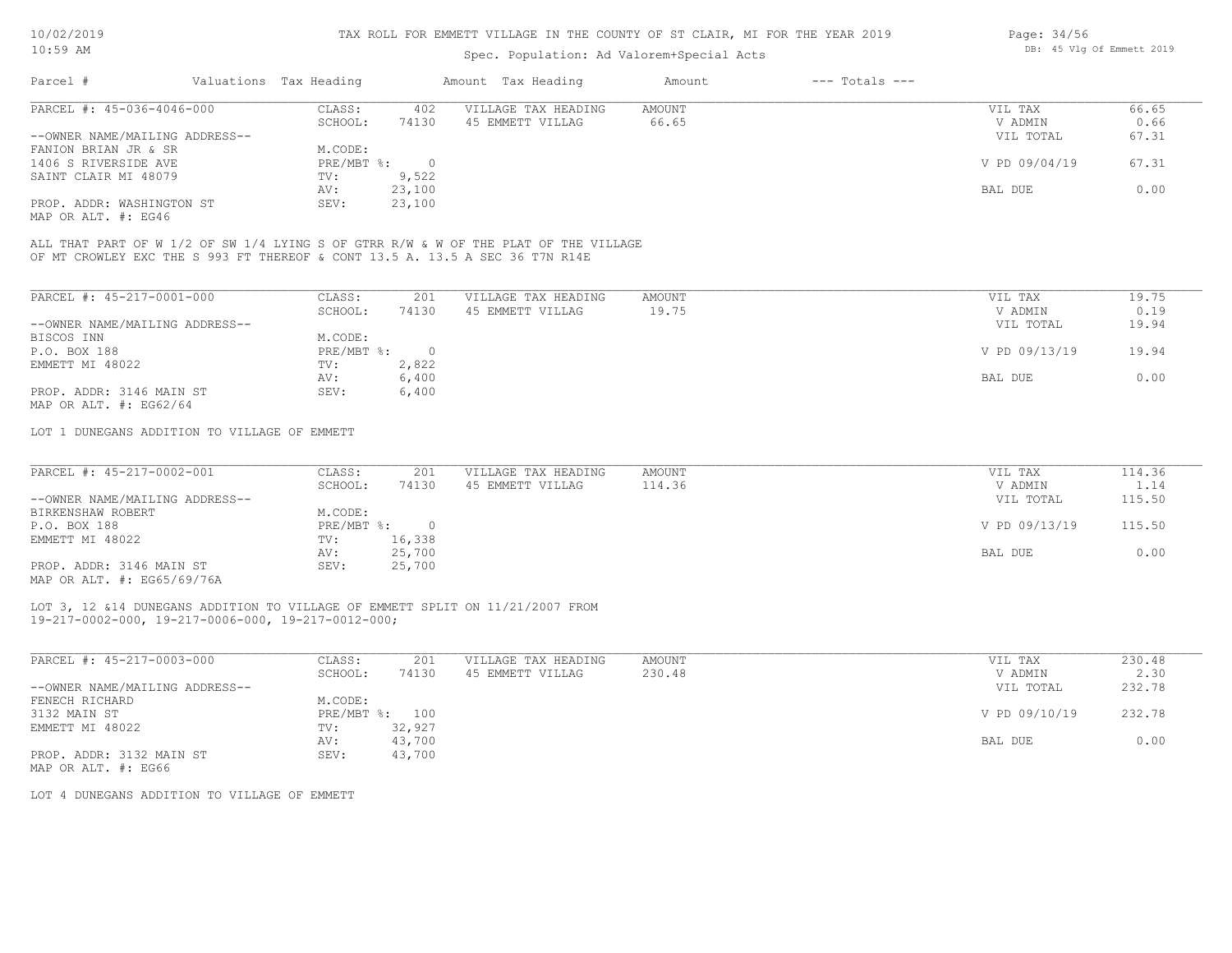TAX ROLL FOR EMMETT VILLAGE IN THE COUNTY OF ST CLAIR, MI FOR THE YEAR 2019

Spec. Population: Ad Valorem+Special Acts

| Parcel # | Valuations | Tax Heading | Amount | Tax Heading | Amount | --- Totals --- | |
|---|---|---|---|---|---|---|---|

**PARCEL #: 45-036-4046-000**

| | | | | | |
|---|---|---|---|---|---|
| CLASS: | 402 | VILLAGE TAX HEADING | AMOUNT | VIL TAX | 66.65 |
| SCHOOL: | 74130 | 45 EMMETT VILLAG | 66.65 | V ADMIN | 0.66 |
| M.CODE: | | | | VIL TOTAL | 67.31 |
| PRE/MBT %: | 0 | | | V PD 09/04/19 | 67.31 |
| TV: | 9,522 | | | | |
| AV: | 23,100 | | | BAL DUE | 0.00 |
| SEV: | 23,100 | | | | |

--OWNER NAME/MAILING ADDRESS--
FANION BRIAN JR & SR
1406 S RIVERSIDE AVE
SAINT CLAIR MI 48079

PROP. ADDR: WASHINGTON ST
MAP OR ALT. #: EG46

ALL THAT PART OF W 1/2 OF SW 1/4 LYING S OF GTRR R/W & W OF THE PLAT OF THE VILLAGE
OF MT CROWLEY EXC THE S 993 FT THEREOF & CONT 13.5 A. 13.5 A SEC 36 T7N R14E

**PARCEL #: 45-217-0001-000**

| | | | | | |
|---|---|---|---|---|---|
| CLASS: | 201 | VILLAGE TAX HEADING | AMOUNT | VIL TAX | 19.75 |
| SCHOOL: | 74130 | 45 EMMETT VILLAG | 19.75 | V ADMIN | 0.19 |
| M.CODE: | | | | VIL TOTAL | 19.94 |
| PRE/MBT %: | 0 | | | V PD 09/13/19 | 19.94 |
| TV: | 2,822 | | | | |
| AV: | 6,400 | | | BAL DUE | 0.00 |
| SEV: | 6,400 | | | | |

--OWNER NAME/MAILING ADDRESS--
BISCOS INN
P.O. BOX 188
EMMETT MI 48022

PROP. ADDR: 3146 MAIN ST
MAP OR ALT. #: EG62/64

LOT 1 DUNEGANS ADDITION TO VILLAGE OF EMMETT

**PARCEL #: 45-217-0002-001**

| | | | | | |
|---|---|---|---|---|---|
| CLASS: | 201 | VILLAGE TAX HEADING | AMOUNT | VIL TAX | 114.36 |
| SCHOOL: | 74130 | 45 EMMETT VILLAG | 114.36 | V ADMIN | 1.14 |
| M.CODE: | | | | VIL TOTAL | 115.50 |
| PRE/MBT %: | 0 | | | V PD 09/13/19 | 115.50 |
| TV: | 16,338 | | | | |
| AV: | 25,700 | | | BAL DUE | 0.00 |
| SEV: | 25,700 | | | | |

--OWNER NAME/MAILING ADDRESS--
BIRKENSHAW ROBERT
P.O. BOX 188
EMMETT MI 48022

PROP. ADDR: 3146 MAIN ST
MAP OR ALT. #: EG65/69/76A

LOT 3, 12 &14 DUNEGANS ADDITION TO VILLAGE OF EMMETT SPLIT ON 11/21/2007 FROM
19-217-0002-000, 19-217-0006-000, 19-217-0012-000;

**PARCEL #: 45-217-0003-000**

| | | | | | |
|---|---|---|---|---|---|
| CLASS: | 201 | VILLAGE TAX HEADING | AMOUNT | VIL TAX | 230.48 |
| SCHOOL: | 74130 | 45 EMMETT VILLAG | 230.48 | V ADMIN | 2.30 |
| M.CODE: | | | | VIL TOTAL | 232.78 |
| PRE/MBT %: | 100 | | | V PD 09/10/19 | 232.78 |
| TV: | 32,927 | | | | |
| AV: | 43,700 | | | BAL DUE | 0.00 |
| SEV: | 43,700 | | | | |

--OWNER NAME/MAILING ADDRESS--
FENECH RICHARD
3132 MAIN ST
EMMETT MI 48022

PROP. ADDR: 3132 MAIN ST
MAP OR ALT. #: EG66

LOT 4 DUNEGANS ADDITION TO VILLAGE OF EMMETT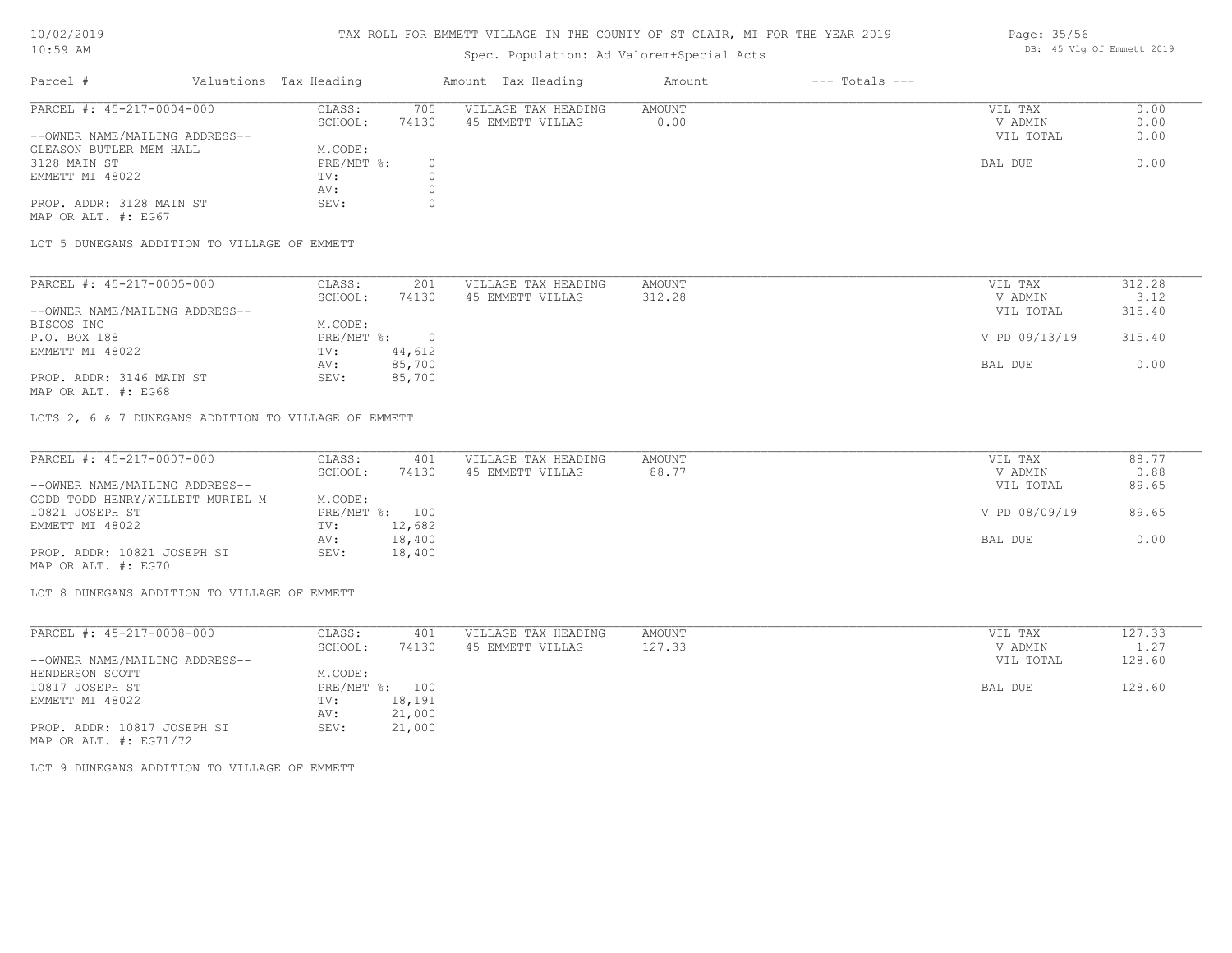# TAX ROLL FOR EMMETT VILLAGE IN THE COUNTY OF ST CLAIR, MI FOR THE YEAR 2019

10/02/2019
10:59 AM

Spec. Population: Ad Valorem+Special Acts

DB: 45 Vlg Of Emmett 2019

| Parcel # | Valuations | Tax Heading | Amount | Tax Heading | Amount | --- Totals --- | |
|---|---|---|---|---|---|---|---|

---

**PARCEL #: 45-217-0004-000**

| | | | | | |
|---|---|---|---|---|---|
| CLASS: | 705 | VILLAGE TAX HEADING | AMOUNT | VIL TAX | 0.00 |
| SCHOOL: | 74130 | 45 EMMETT VILLAG | 0.00 | V ADMIN | 0.00 |
| | | | | VIL TOTAL | 0.00 |
| M.CODE: | | | | | |
| PRE/MBT %: | 0 | | | BAL DUE | 0.00 |
| TV: | 0 | | | | |
| AV: | 0 | | | | |
| SEV: | 0 | | | | |

--OWNER NAME/MAILING ADDRESS--
GLEASON BUTLER MEM HALL
3128 MAIN ST
EMMETT MI 48022

PROP. ADDR: 3128 MAIN ST
MAP OR ALT. #: EG67

LOT 5 DUNEGANS ADDITION TO VILLAGE OF EMMETT

---

**PARCEL #: 45-217-0005-000**

| | | | | | |
|---|---|---|---|---|---|
| CLASS: | 201 | VILLAGE TAX HEADING | AMOUNT | VIL TAX | 312.28 |
| SCHOOL: | 74130 | 45 EMMETT VILLAG | 312.28 | V ADMIN | 3.12 |
| | | | | VIL TOTAL | 315.40 |
| M.CODE: | | | | | |
| PRE/MBT %: | 0 | | | V PD 09/13/19 | 315.40 |
| TV: | 44,612 | | | | |
| AV: | 85,700 | | | BAL DUE | 0.00 |
| SEV: | 85,700 | | | | |

--OWNER NAME/MAILING ADDRESS--
BISCOS INC
P.O. BOX 188
EMMETT MI 48022

PROP. ADDR: 3146 MAIN ST
MAP OR ALT. #: EG68

LOTS 2, 6 & 7 DUNEGANS ADDITION TO VILLAGE OF EMMETT

---

**PARCEL #: 45-217-0007-000**

| | | | | | |
|---|---|---|---|---|---|
| CLASS: | 401 | VILLAGE TAX HEADING | AMOUNT | VIL TAX | 88.77 |
| SCHOOL: | 74130 | 45 EMMETT VILLAG | 88.77 | V ADMIN | 0.88 |
| | | | | VIL TOTAL | 89.65 |
| M.CODE: | | | | | |
| PRE/MBT %: | 100 | | | V PD 08/09/19 | 89.65 |
| TV: | 12,682 | | | | |
| AV: | 18,400 | | | BAL DUE | 0.00 |
| SEV: | 18,400 | | | | |

--OWNER NAME/MAILING ADDRESS--
GODD TODD HENRY/WILLETT MURIEL M
10821 JOSEPH ST
EMMETT MI 48022

PROP. ADDR: 10821 JOSEPH ST
MAP OR ALT. #: EG70

LOT 8 DUNEGANS ADDITION TO VILLAGE OF EMMETT

---

**PARCEL #: 45-217-0008-000**

| | | | | | |
|---|---|---|---|---|---|
| CLASS: | 401 | VILLAGE TAX HEADING | AMOUNT | VIL TAX | 127.33 |
| SCHOOL: | 74130 | 45 EMMETT VILLAG | 127.33 | V ADMIN | 1.27 |
| | | | | VIL TOTAL | 128.60 |
| M.CODE: | | | | | |
| PRE/MBT %: | 100 | | | BAL DUE | 128.60 |
| TV: | 18,191 | | | | |
| AV: | 21,000 | | | | |
| SEV: | 21,000 | | | | |

--OWNER NAME/MAILING ADDRESS--
HENDERSON SCOTT
10817 JOSEPH ST
EMMETT MI 48022

PROP. ADDR: 10817 JOSEPH ST
MAP OR ALT. #: EG71/72

LOT 9 DUNEGANS ADDITION TO VILLAGE OF EMMETT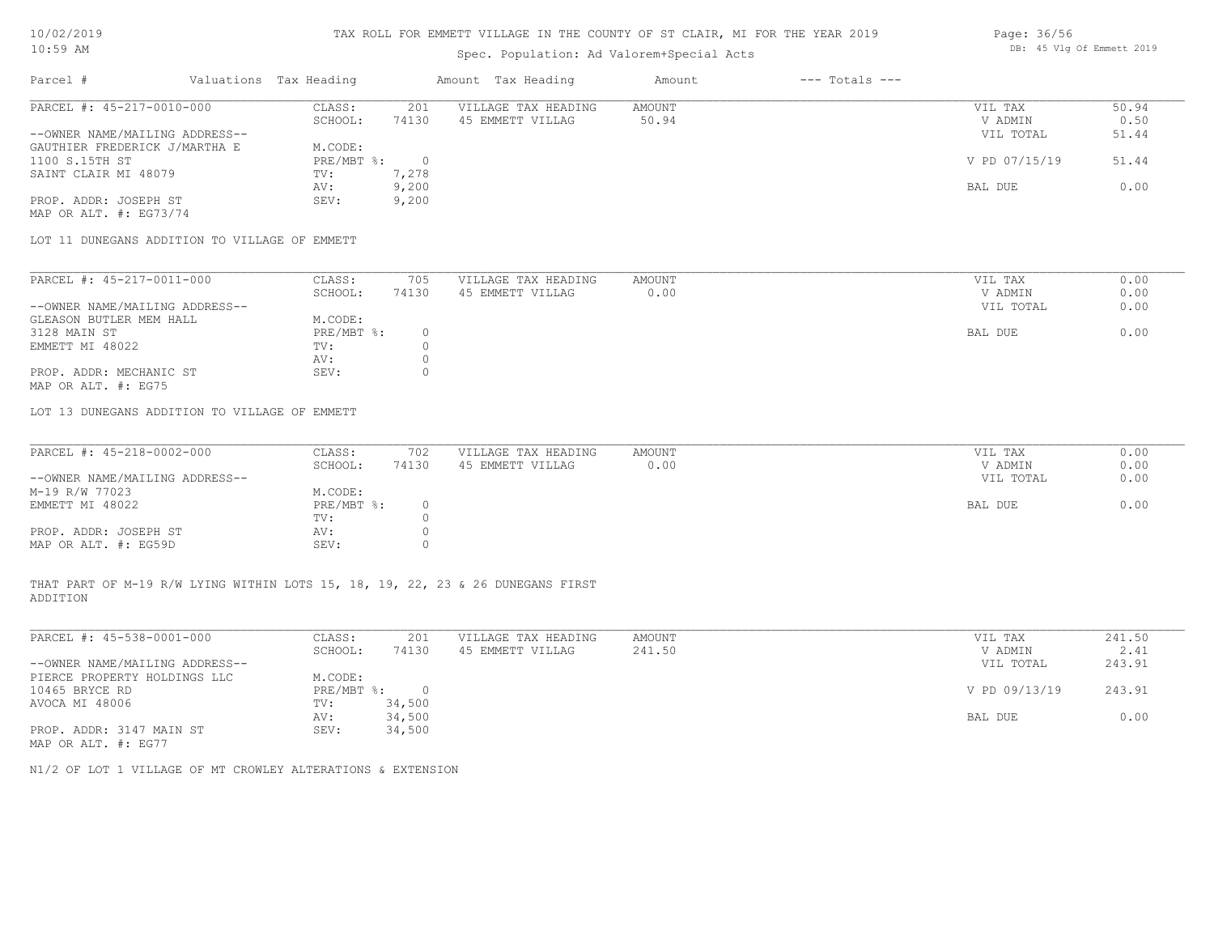# TAX ROLL FOR EMMETT VILLAGE IN THE COUNTY OF ST CLAIR, MI FOR THE YEAR 2019

Spec. Population: Ad Valorem+Special Acts

| Parcel # | Valuations | Tax Heading | Amount | Tax Heading | Amount | --- Totals --- | |
|---|---|---|---|---|---|---|---|

---

PARCEL #: 45-217-0010-000

| | | | | | | |
|---|---|---|---|---|---|---|
| CLASS: | 201 | VILLAGE TAX HEADING | AMOUNT | | VIL TAX | 50.94 |
| SCHOOL: | 74130 | 45 EMMETT VILLAG | 50.94 | | V ADMIN | 0.50 |
| | | | | | VIL TOTAL | 51.44 |
| M.CODE: | | | | | | |
| PRE/MBT %: | 0 | | | | V PD 07/15/19 | 51.44 |
| TV: | 7,278 | | | | | |
| AV: | 9,200 | | | | BAL DUE | 0.00 |
| SEV: | 9,200 | | | | | |

--OWNER NAME/MAILING ADDRESS--
GAUTHIER FREDERICK J/MARTHA E
1100 S.15TH ST
SAINT CLAIR MI 48079

PROP. ADDR: JOSEPH ST
MAP OR ALT. #: EG73/74

LOT 11 DUNEGANS ADDITION TO VILLAGE OF EMMETT

---

PARCEL #: 45-217-0011-000

| | | | | | | |
|---|---|---|---|---|---|---|
| CLASS: | 705 | VILLAGE TAX HEADING | AMOUNT | | VIL TAX | 0.00 |
| SCHOOL: | 74130 | 45 EMMETT VILLAG | 0.00 | | V ADMIN | 0.00 |
| | | | | | VIL TOTAL | 0.00 |
| M.CODE: | | | | | | |
| PRE/MBT %: | 0 | | | | BAL DUE | 0.00 |
| TV: | 0 | | | | | |
| AV: | 0 | | | | | |
| SEV: | 0 | | | | | |

--OWNER NAME/MAILING ADDRESS--
GLEASON BUTLER MEM HALL
3128 MAIN ST
EMMETT MI 48022

PROP. ADDR: MECHANIC ST
MAP OR ALT. #: EG75

LOT 13 DUNEGANS ADDITION TO VILLAGE OF EMMETT

---

PARCEL #: 45-218-0002-000

| | | | | | | |
|---|---|---|---|---|---|---|
| CLASS: | 702 | VILLAGE TAX HEADING | AMOUNT | | VIL TAX | 0.00 |
| SCHOOL: | 74130 | 45 EMMETT VILLAG | 0.00 | | V ADMIN | 0.00 |
| | | | | | VIL TOTAL | 0.00 |
| M.CODE: | | | | | | |
| PRE/MBT %: | 0 | | | | BAL DUE | 0.00 |
| TV: | 0 | | | | | |
| AV: | 0 | | | | | |
| SEV: | 0 | | | | | |

--OWNER NAME/MAILING ADDRESS--
M-19 R/W 77023
EMMETT MI 48022

PROP. ADDR: JOSEPH ST
MAP OR ALT. #: EG59D

THAT PART OF M-19 R/W LYING WITHIN LOTS 15, 18, 19, 22, 23 & 26 DUNEGANS FIRST ADDITION

---

PARCEL #: 45-538-0001-000

| | | | | | | |
|---|---|---|---|---|---|---|
| CLASS: | 201 | VILLAGE TAX HEADING | AMOUNT | | VIL TAX | 241.50 |
| SCHOOL: | 74130 | 45 EMMETT VILLAG | 241.50 | | V ADMIN | 2.41 |
| | | | | | VIL TOTAL | 243.91 |
| M.CODE: | | | | | | |
| PRE/MBT %: | 0 | | | | V PD 09/13/19 | 243.91 |
| TV: | 34,500 | | | | | |
| AV: | 34,500 | | | | BAL DUE | 0.00 |
| SEV: | 34,500 | | | | | |

--OWNER NAME/MAILING ADDRESS--
PIERCE PROPERTY HOLDINGS LLC
10465 BRYCE RD
AVOCA MI 48006

PROP. ADDR: 3147 MAIN ST
MAP OR ALT. #: EG77

N1/2 OF LOT 1 VILLAGE OF MT CROWLEY ALTERATIONS & EXTENSION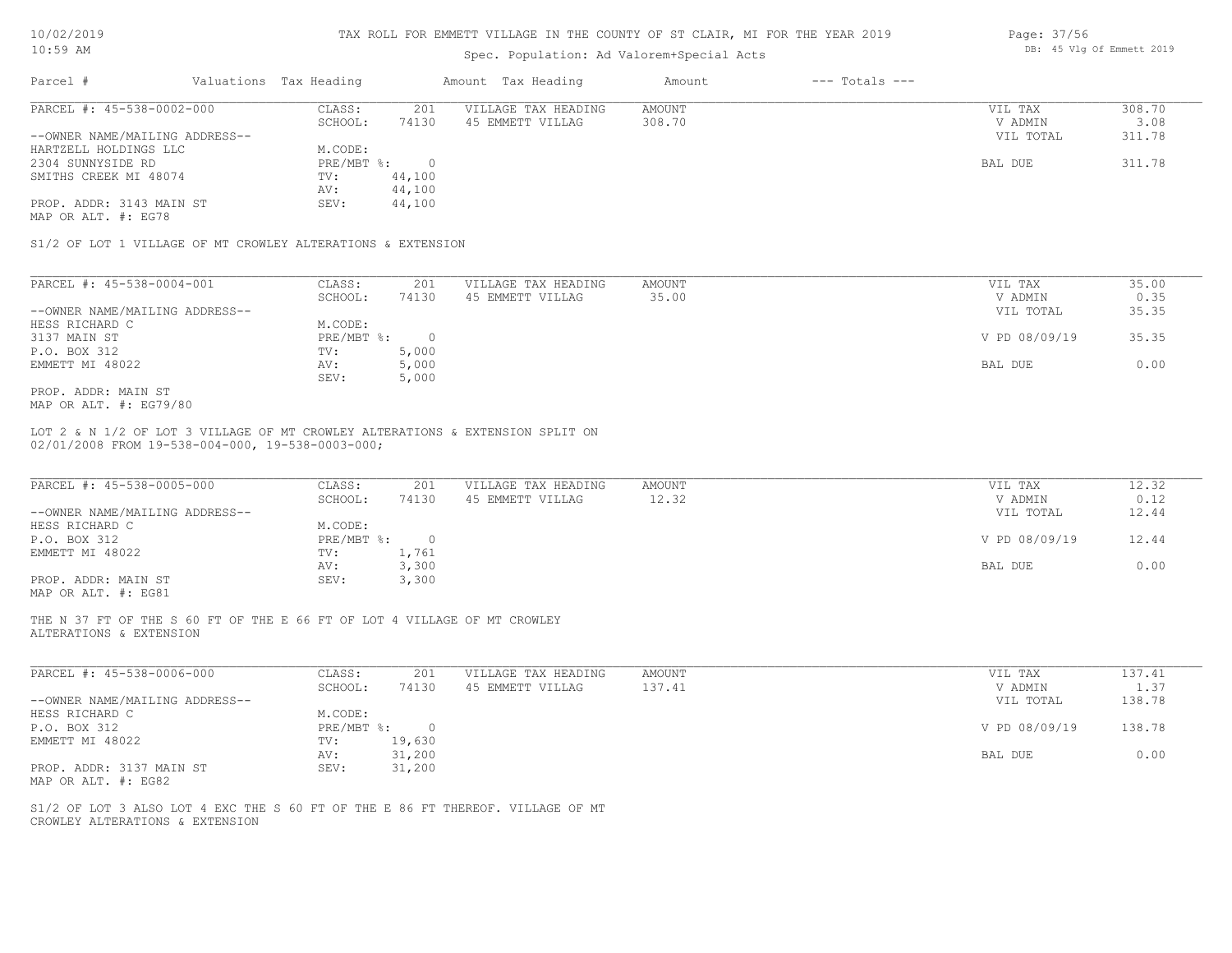# TAX ROLL FOR EMMETT VILLAGE IN THE COUNTY OF ST CLAIR, MI FOR THE YEAR 2019

10/02/2019
10:59 AM

Spec. Population: Ad Valorem+Special Acts

DB: 45 Vlg Of Emmett 2019

| Parcel # | Valuations | Tax Heading | Amount | Tax Heading | Amount | --- Totals --- | |
|---|---|---|---|---|---|---|---|
| PARCEL #: 45-538-0002-000 | CLASS: | 201 | VILLAGE TAX HEADING | AMOUNT | | VIL TAX | 308.70 |
| | SCHOOL: | 74130 | 45 EMMETT VILLAG | 308.70 | | V ADMIN | 3.08 |
| --OWNER NAME/MAILING ADDRESS-- | | | | | | VIL TOTAL | 311.78 |
| HARTZELL HOLDINGS LLC | M.CODE: | | | | | | |
| 2304 SUNNYSIDE RD | PRE/MBT %: | 0 | | | | BAL DUE | 311.78 |
| SMITHS CREEK MI 48074 | TV: | 44,100 | | | | | |
| | AV: | 44,100 | | | | | |
| PROP. ADDR: 3143 MAIN ST | SEV: | 44,100 | | | | | |
| MAP OR ALT. #: EG78 | | | | | | | |

S1/2 OF LOT 1 VILLAGE OF MT CROWLEY ALTERATIONS & EXTENSION

| Parcel # | Valuations | Tax Heading | Amount | Tax Heading | Amount | --- Totals --- | |
|---|---|---|---|---|---|---|---|
| PARCEL #: 45-538-0004-001 | CLASS: | 201 | VILLAGE TAX HEADING | AMOUNT | | VIL TAX | 35.00 |
| | SCHOOL: | 74130 | 45 EMMETT VILLAG | 35.00 | | V ADMIN | 0.35 |
| --OWNER NAME/MAILING ADDRESS-- | | | | | | VIL TOTAL | 35.35 |
| HESS RICHARD C | M.CODE: | | | | | | |
| 3137 MAIN ST | PRE/MBT %: | 0 | | | | V PD 08/09/19 | 35.35 |
| P.O. BOX 312 | TV: | 5,000 | | | | | |
| EMMETT MI 48022 | AV: | 5,000 | | | | BAL DUE | 0.00 |
| | SEV: | 5,000 | | | | | |
| PROP. ADDR: MAIN ST | | | | | | | |
| MAP OR ALT. #: EG79/80 | | | | | | | |

LOT 2 & N 1/2 OF LOT 3 VILLAGE OF MT CROWLEY ALTERATIONS & EXTENSION SPLIT ON 02/01/2008 FROM 19-538-004-000, 19-538-0003-000;

| Parcel # | Valuations | Tax Heading | Amount | Tax Heading | Amount | --- Totals --- | |
|---|---|---|---|---|---|---|---|
| PARCEL #: 45-538-0005-000 | CLASS: | 201 | VILLAGE TAX HEADING | AMOUNT | | VIL TAX | 12.32 |
| | SCHOOL: | 74130 | 45 EMMETT VILLAG | 12.32 | | V ADMIN | 0.12 |
| --OWNER NAME/MAILING ADDRESS-- | | | | | | VIL TOTAL | 12.44 |
| HESS RICHARD C | M.CODE: | | | | | | |
| P.O. BOX 312 | PRE/MBT %: | 0 | | | | V PD 08/09/19 | 12.44 |
| EMMETT MI 48022 | TV: | 1,761 | | | | | |
| | AV: | 3,300 | | | | BAL DUE | 0.00 |
| PROP. ADDR: MAIN ST | SEV: | 3,300 | | | | | |
| MAP OR ALT. #: EG81 | | | | | | | |

THE N 37 FT OF THE S 60 FT OF THE E 66 FT OF LOT 4 VILLAGE OF MT CROWLEY ALTERATIONS & EXTENSION

| Parcel # | Valuations | Tax Heading | Amount | Tax Heading | Amount | --- Totals --- | |
|---|---|---|---|---|---|---|---|
| PARCEL #: 45-538-0006-000 | CLASS: | 201 | VILLAGE TAX HEADING | AMOUNT | | VIL TAX | 137.41 |
| | SCHOOL: | 74130 | 45 EMMETT VILLAG | 137.41 | | V ADMIN | 1.37 |
| --OWNER NAME/MAILING ADDRESS-- | | | | | | VIL TOTAL | 138.78 |
| HESS RICHARD C | M.CODE: | | | | | | |
| P.O. BOX 312 | PRE/MBT %: | 0 | | | | V PD 08/09/19 | 138.78 |
| EMMETT MI 48022 | TV: | 19,630 | | | | | |
| | AV: | 31,200 | | | | BAL DUE | 0.00 |
| PROP. ADDR: 3137 MAIN ST | SEV: | 31,200 | | | | | |
| MAP OR ALT. #: EG82 | | | | | | | |

S1/2 OF LOT 3 ALSO LOT 4 EXC THE S 60 FT OF THE E 86 FT THEREOF. VILLAGE OF MT CROWLEY ALTERATIONS & EXTENSION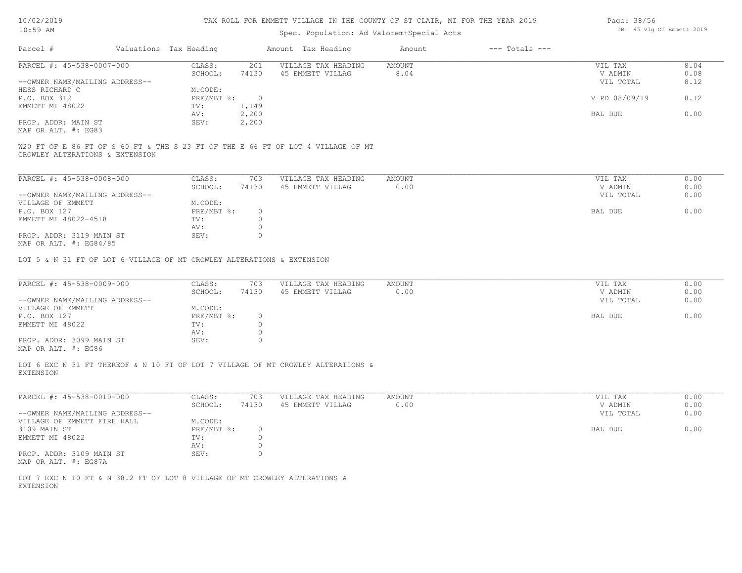TAX ROLL FOR EMMETT VILLAGE IN THE COUNTY OF ST CLAIR, MI FOR THE YEAR 2019

Spec. Population: Ad Valorem+Special Acts

| Parcel # | Valuations Tax Heading | | Amount Tax Heading | Amount | --- Totals --- | |
|---|---|---|---|---|---|---|
| PARCEL #: 45-538-0007-000 | CLASS: | 201 | VILLAGE TAX HEADING | AMOUNT | VIL TAX | 8.04 |
| | SCHOOL: | 74130 | 45 EMMETT VILLAG | 8.04 | V ADMIN | 0.08 |
| --OWNER NAME/MAILING ADDRESS-- | | | | | VIL TOTAL | 8.12 |
| HESS RICHARD C | M.CODE: | | | | | |
| P.O. BOX 312 | PRE/MBT %: | 0 | | | V PD 08/09/19 | 8.12 |
| EMMETT MI 48022 | TV: | 1,149 | | | | |
| | AV: | 2,200 | | | BAL DUE | 0.00 |
| PROP. ADDR: MAIN ST | SEV: | 2,200 | | | | |
| MAP OR ALT. #: EG83 | | | | | | |

W20 FT OF E 86 FT OF S 60 FT & THE S 23 FT OF THE E 66 FT OF LOT 4 VILLAGE OF MT CROWLEY ALTERATIONS & EXTENSION

| Parcel # | Valuations Tax Heading | | Amount Tax Heading | Amount | --- Totals --- | |
|---|---|---|---|---|---|---|
| PARCEL #: 45-538-0008-000 | CLASS: | 703 | VILLAGE TAX HEADING | AMOUNT | VIL TAX | 0.00 |
| | SCHOOL: | 74130 | 45 EMMETT VILLAG | 0.00 | V ADMIN | 0.00 |
| --OWNER NAME/MAILING ADDRESS-- | | | | | VIL TOTAL | 0.00 |
| VILLAGE OF EMMETT | M.CODE: | | | | | |
| P.O. BOX 127 | PRE/MBT %: | 0 | | | BAL DUE | 0.00 |
| EMMETT MI 48022-4518 | TV: | 0 | | | | |
| | AV: | 0 | | | | |
| PROP. ADDR: 3119 MAIN ST | SEV: | 0 | | | | |
| MAP OR ALT. #: EG84/85 | | | | | | |

LOT 5 & N 31 FT OF LOT 6 VILLAGE OF MT CROWLEY ALTERATIONS & EXTENSION

| Parcel # | Valuations Tax Heading | | Amount Tax Heading | Amount | --- Totals --- | |
|---|---|---|---|---|---|---|
| PARCEL #: 45-538-0009-000 | CLASS: | 703 | VILLAGE TAX HEADING | AMOUNT | VIL TAX | 0.00 |
| | SCHOOL: | 74130 | 45 EMMETT VILLAG | 0.00 | V ADMIN | 0.00 |
| --OWNER NAME/MAILING ADDRESS-- | | | | | VIL TOTAL | 0.00 |
| VILLAGE OF EMMETT | M.CODE: | | | | | |
| P.O. BOX 127 | PRE/MBT %: | 0 | | | BAL DUE | 0.00 |
| EMMETT MI 48022 | TV: | 0 | | | | |
| | AV: | 0 | | | | |
| PROP. ADDR: 3099 MAIN ST | SEV: | 0 | | | | |
| MAP OR ALT. #: EG86 | | | | | | |

LOT 6 EXC N 31 FT THEREOF & N 10 FT OF LOT 7 VILLAGE OF MT CROWLEY ALTERATIONS & EXTENSION

| Parcel # | Valuations Tax Heading | | Amount Tax Heading | Amount | --- Totals --- | |
|---|---|---|---|---|---|---|
| PARCEL #: 45-538-0010-000 | CLASS: | 703 | VILLAGE TAX HEADING | AMOUNT | VIL TAX | 0.00 |
| | SCHOOL: | 74130 | 45 EMMETT VILLAG | 0.00 | V ADMIN | 0.00 |
| --OWNER NAME/MAILING ADDRESS-- | | | | | VIL TOTAL | 0.00 |
| VILLAGE OF EMMETT FIRE HALL | M.CODE: | | | | | |
| 3109 MAIN ST | PRE/MBT %: | 0 | | | BAL DUE | 0.00 |
| EMMETT MI 48022 | TV: | 0 | | | | |
| | AV: | 0 | | | | |
| PROP. ADDR: 3109 MAIN ST | SEV: | 0 | | | | |
| MAP OR ALT. #: EG87A | | | | | | |

LOT 7 EXC N 10 FT & N 38.2 FT OF LOT 8 VILLAGE OF MT CROWLEY ALTERATIONS & EXTENSION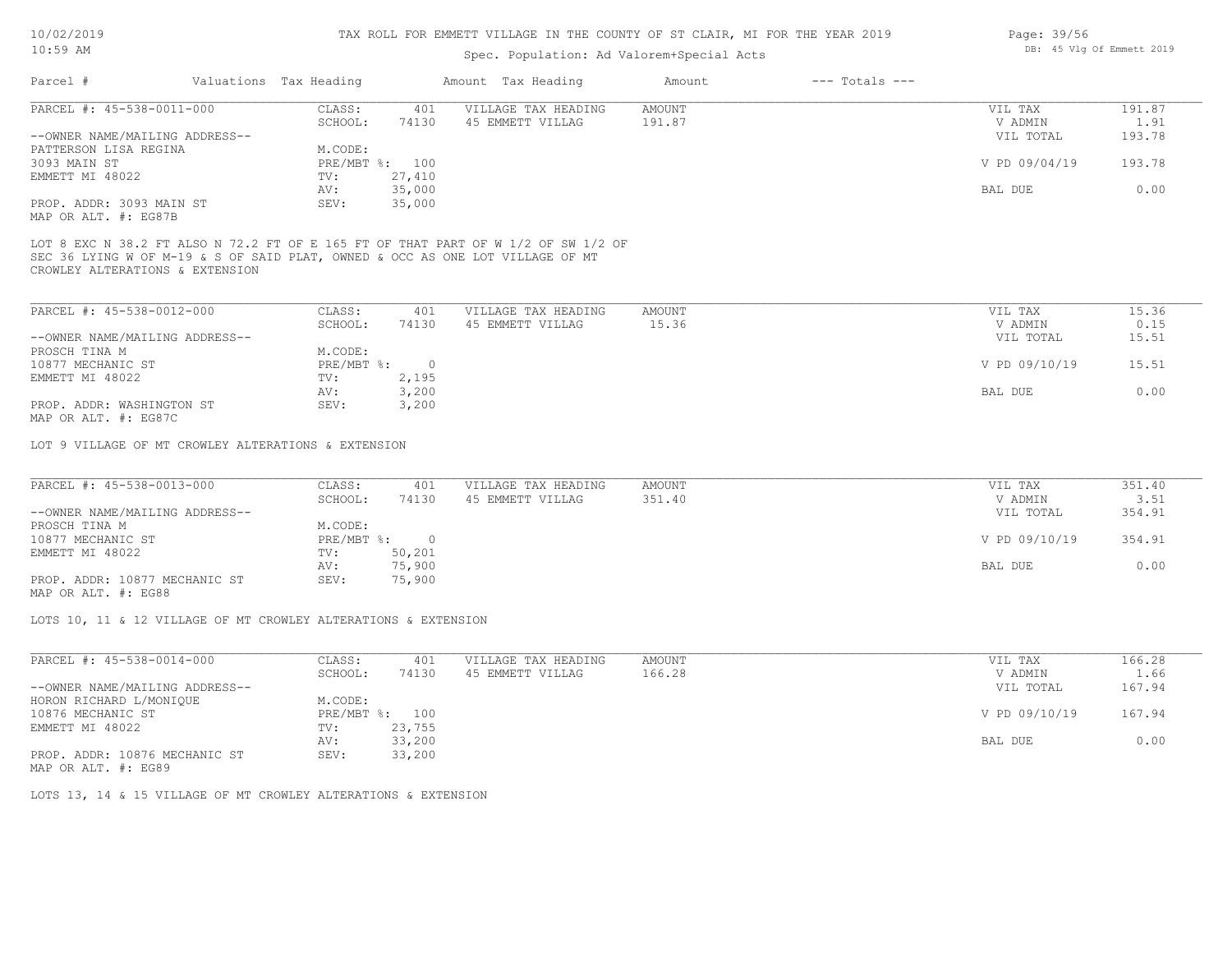TAX ROLL FOR EMMETT VILLAGE IN THE COUNTY OF ST CLAIR, MI FOR THE YEAR 2019

Spec. Population: Ad Valorem+Special Acts

| Parcel # | Valuations | Tax Heading | Amount | Tax Heading | Amount | --- Totals --- | |
|---|---|---|---|---|---|---|---|
| PARCEL #: 45-538-0011-000 | CLASS: | 401 | VILLAGE TAX HEADING | AMOUNT | | VIL TAX | 191.87 |
| | SCHOOL: | 74130 | 45 EMMETT VILLAG | 191.87 | | V ADMIN | 1.91 |
| --OWNER NAME/MAILING ADDRESS-- | | | | | | VIL TOTAL | 193.78 |
| PATTERSON LISA REGINA | M.CODE: | | | | | | |
| 3093 MAIN ST | PRE/MBT %: | 100 | | | | V PD 09/04/19 | 193.78 |
| EMMETT MI 48022 | TV: | 27,410 | | | | | |
| | AV: | 35,000 | | | | BAL DUE | 0.00 |
| PROP. ADDR: 3093 MAIN ST | SEV: | 35,000 | | | | | |
| MAP OR ALT. #: EG87B | | | | | | | |

LOT 8 EXC N 38.2 FT ALSO N 72.2 FT OF E 165 FT OF THAT PART OF W 1/2 OF SW 1/2 OF SEC 36 LYING W OF M-19 & S OF SAID PLAT, OWNED & OCC AS ONE LOT VILLAGE OF MT CROWLEY ALTERATIONS & EXTENSION

| Parcel # | Valuations | Tax Heading | Amount | Tax Heading | Amount | --- Totals --- | |
|---|---|---|---|---|---|---|---|
| PARCEL #: 45-538-0012-000 | CLASS: | 401 | VILLAGE TAX HEADING | AMOUNT | | VIL TAX | 15.36 |
| | SCHOOL: | 74130 | 45 EMMETT VILLAG | 15.36 | | V ADMIN | 0.15 |
| --OWNER NAME/MAILING ADDRESS-- | | | | | | VIL TOTAL | 15.51 |
| PROSCH TINA M | M.CODE: | | | | | | |
| 10877 MECHANIC ST | PRE/MBT %: | 0 | | | | V PD 09/10/19 | 15.51 |
| EMMETT MI 48022 | TV: | 2,195 | | | | | |
| | AV: | 3,200 | | | | BAL DUE | 0.00 |
| PROP. ADDR: WASHINGTON ST | SEV: | 3,200 | | | | | |
| MAP OR ALT. #: EG87C | | | | | | | |

LOT 9 VILLAGE OF MT CROWLEY ALTERATIONS & EXTENSION

| Parcel # | Valuations | Tax Heading | Amount | Tax Heading | Amount | --- Totals --- | |
|---|---|---|---|---|---|---|---|
| PARCEL #: 45-538-0013-000 | CLASS: | 401 | VILLAGE TAX HEADING | AMOUNT | | VIL TAX | 351.40 |
| | SCHOOL: | 74130 | 45 EMMETT VILLAG | 351.40 | | V ADMIN | 3.51 |
| --OWNER NAME/MAILING ADDRESS-- | | | | | | VIL TOTAL | 354.91 |
| PROSCH TINA M | M.CODE: | | | | | | |
| 10877 MECHANIC ST | PRE/MBT %: | 0 | | | | V PD 09/10/19 | 354.91 |
| EMMETT MI 48022 | TV: | 50,201 | | | | | |
| | AV: | 75,900 | | | | BAL DUE | 0.00 |
| PROP. ADDR: 10877 MECHANIC ST | SEV: | 75,900 | | | | | |
| MAP OR ALT. #: EG88 | | | | | | | |

LOTS 10, 11 & 12 VILLAGE OF MT CROWLEY ALTERATIONS & EXTENSION

| Parcel # | Valuations | Tax Heading | Amount | Tax Heading | Amount | --- Totals --- | |
|---|---|---|---|---|---|---|---|
| PARCEL #: 45-538-0014-000 | CLASS: | 401 | VILLAGE TAX HEADING | AMOUNT | | VIL TAX | 166.28 |
| | SCHOOL: | 74130 | 45 EMMETT VILLAG | 166.28 | | V ADMIN | 1.66 |
| --OWNER NAME/MAILING ADDRESS-- | | | | | | VIL TOTAL | 167.94 |
| HORON RICHARD L/MONIQUE | M.CODE: | | | | | | |
| 10876 MECHANIC ST | PRE/MBT %: | 100 | | | | V PD 09/10/19 | 167.94 |
| EMMETT MI 48022 | TV: | 23,755 | | | | | |
| | AV: | 33,200 | | | | BAL DUE | 0.00 |
| PROP. ADDR: 10876 MECHANIC ST | SEV: | 33,200 | | | | | |
| MAP OR ALT. #: EG89 | | | | | | | |

LOTS 13, 14 & 15 VILLAGE OF MT CROWLEY ALTERATIONS & EXTENSION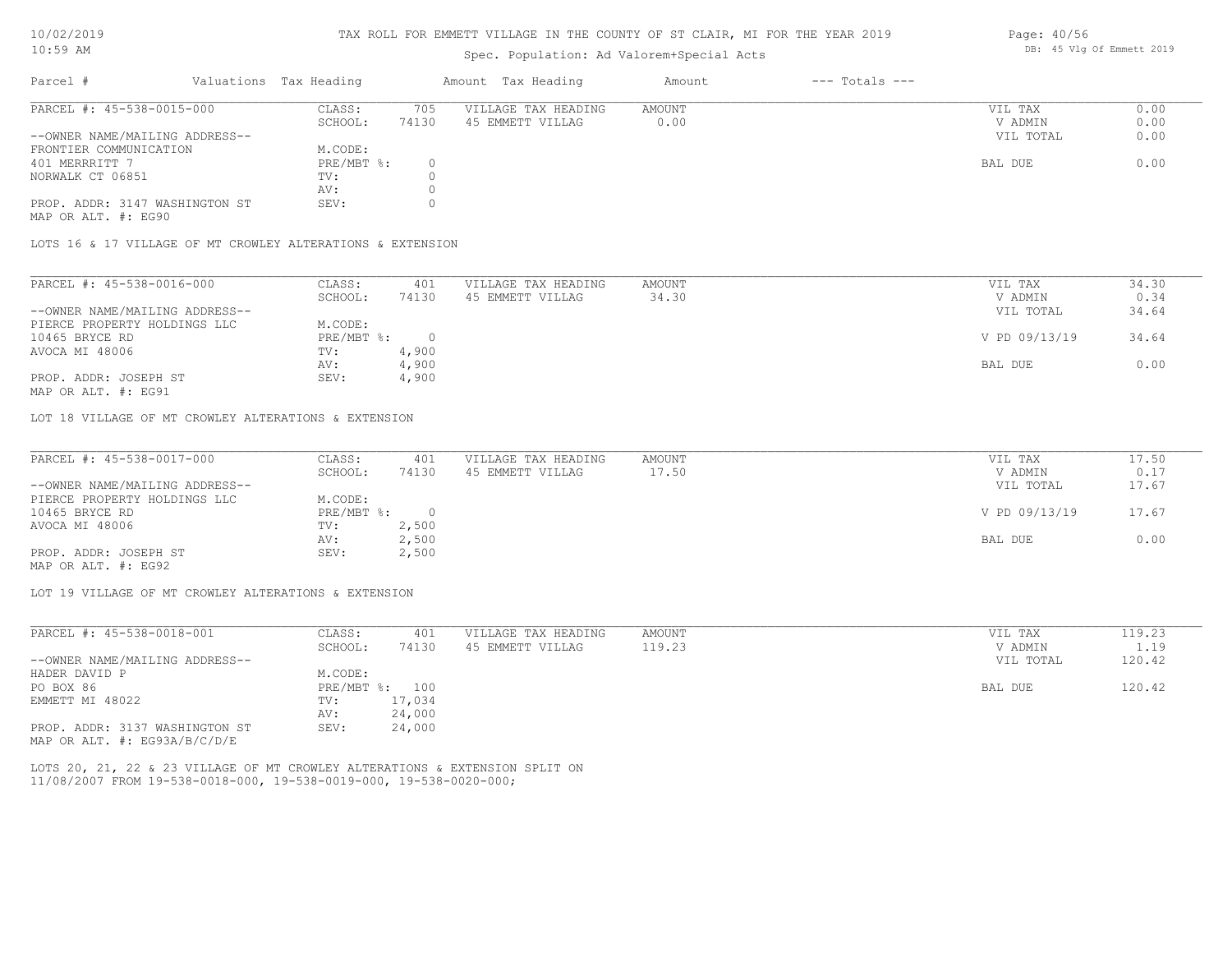# TAX ROLL FOR EMMETT VILLAGE IN THE COUNTY OF ST CLAIR, MI FOR THE YEAR 2019

Spec. Population: Ad Valorem+Special Acts

10/02/2019
10:59 AM

DB: 45 Vlg Of Emmett 2019

| Parcel # | Valuations | Tax Heading | Amount | Tax Heading | Amount | --- Totals --- | |
|---|---|---|---|---|---|---|---|

---

**PARCEL #: 45-538-0015-000**

| | | | | | |
|---|---|---|---|---|---|
| --OWNER NAME/MAILING ADDRESS-- | CLASS: 705 | VILLAGE TAX HEADING | AMOUNT | VIL TAX | 0.00 |
| FRONTIER COMMUNICATION | SCHOOL: 74130 | 45 EMMETT VILLAG | 0.00 | V ADMIN | 0.00 |
| 401 MERRRITT 7 | M.CODE: | | | VIL TOTAL | 0.00 |
| NORWALK CT 06851 | PRE/MBT %: 0 | | | BAL DUE | 0.00 |
| | TV: 0 | | | | |
| | AV: 0 | | | | |
| PROP. ADDR: 3147 WASHINGTON ST | SEV: 0 | | | | |
| MAP OR ALT. #: EG90 | | | | | |

LOTS 16 & 17 VILLAGE OF MT CROWLEY ALTERATIONS & EXTENSION

---

**PARCEL #: 45-538-0016-000**

| | | | | | |
|---|---|---|---|---|---|
| --OWNER NAME/MAILING ADDRESS-- | CLASS: 401 | VILLAGE TAX HEADING | AMOUNT | VIL TAX | 34.30 |
| PIERCE PROPERTY HOLDINGS LLC | SCHOOL: 74130 | 45 EMMETT VILLAG | 34.30 | V ADMIN | 0.34 |
| 10465 BRYCE RD | M.CODE: | | | VIL TOTAL | 34.64 |
| AVOCA MI 48006 | PRE/MBT %: 0 | | | V PD 09/13/19 | 34.64 |
| | TV: 4,900 | | | | |
| | AV: 4,900 | | | BAL DUE | 0.00 |
| PROP. ADDR: JOSEPH ST | SEV: 4,900 | | | | |
| MAP OR ALT. #: EG91 | | | | | |

LOT 18 VILLAGE OF MT CROWLEY ALTERATIONS & EXTENSION

---

**PARCEL #: 45-538-0017-000**

| | | | | | |
|---|---|---|---|---|---|
| --OWNER NAME/MAILING ADDRESS-- | CLASS: 401 | VILLAGE TAX HEADING | AMOUNT | VIL TAX | 17.50 |
| PIERCE PROPERTY HOLDINGS LLC | SCHOOL: 74130 | 45 EMMETT VILLAG | 17.50 | V ADMIN | 0.17 |
| 10465 BRYCE RD | M.CODE: | | | VIL TOTAL | 17.67 |
| AVOCA MI 48006 | PRE/MBT %: 0 | | | V PD 09/13/19 | 17.67 |
| | TV: 2,500 | | | | |
| | AV: 2,500 | | | BAL DUE | 0.00 |
| PROP. ADDR: JOSEPH ST | SEV: 2,500 | | | | |
| MAP OR ALT. #: EG92 | | | | | |

LOT 19 VILLAGE OF MT CROWLEY ALTERATIONS & EXTENSION

---

**PARCEL #: 45-538-0018-001**

| | | | | | |
|---|---|---|---|---|---|
| --OWNER NAME/MAILING ADDRESS-- | CLASS: 401 | VILLAGE TAX HEADING | AMOUNT | VIL TAX | 119.23 |
| HADER DAVID P | SCHOOL: 74130 | 45 EMMETT VILLAG | 119.23 | V ADMIN | 1.19 |
| PO BOX 86 | M.CODE: | | | VIL TOTAL | 120.42 |
| EMMETT MI 48022 | PRE/MBT %: 100 | | | BAL DUE | 120.42 |
| | TV: 17,034 | | | | |
| | AV: 24,000 | | | | |
| PROP. ADDR: 3137 WASHINGTON ST | SEV: 24,000 | | | | |
| MAP OR ALT. #: EG93A/B/C/D/E | | | | | |

LOTS 20, 21, 22 & 23 VILLAGE OF MT CROWLEY ALTERATIONS & EXTENSION SPLIT ON 11/08/2007 FROM 19-538-0018-000, 19-538-0019-000, 19-538-0020-000;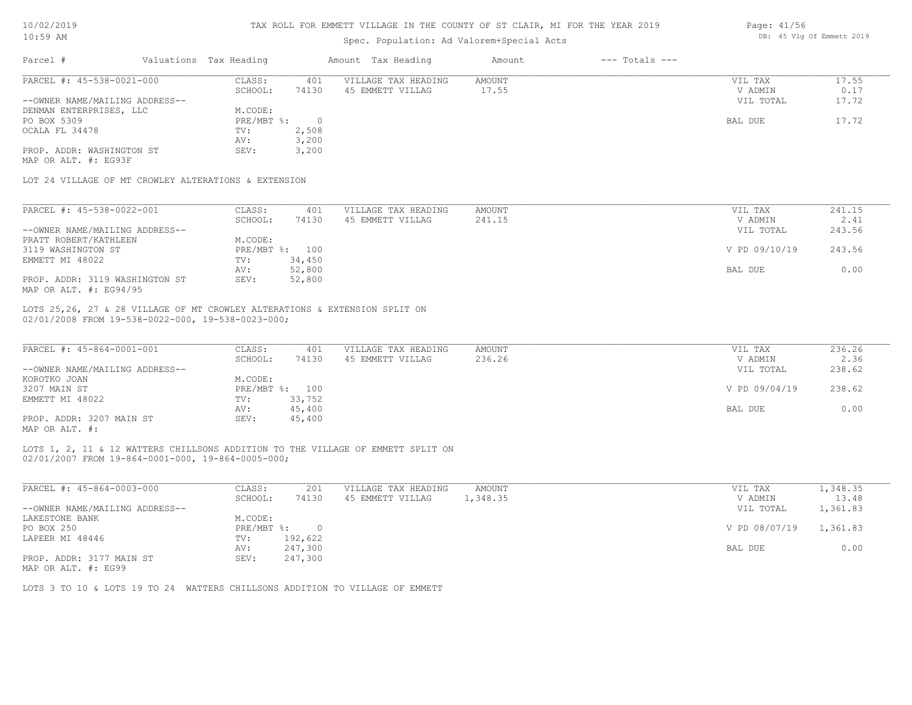TAX ROLL FOR EMMETT VILLAGE IN THE COUNTY OF ST CLAIR, MI FOR THE YEAR 2019

Spec. Population: Ad Valorem+Special Acts

| Parcel # | Valuations | Tax Heading | Amount | Tax Heading | Amount | --- Totals --- | |
|---|---|---|---|---|---|---|---|

---

**PARCEL #: 45-538-0021-000**

| | | | | | |
|---|---|---|---|---|---|
| CLASS: | 401 | VILLAGE TAX HEADING | AMOUNT | VIL TAX | 17.55 |
| SCHOOL: | 74130 | 45 EMMETT VILLAG | 17.55 | V ADMIN | 0.17 |
| M.CODE: | | | | VIL TOTAL | 17.72 |
| PRE/MBT %: | 0 | | | BAL DUE | 17.72 |
| TV: | 2,508 | | | | |
| AV: | 3,200 | | | | |
| SEV: | 3,200 | | | | |

--OWNER NAME/MAILING ADDRESS--
DENMAN ENTERPRISES, LLC
PO BOX 5309
OCALA FL 34478

PROP. ADDR: WASHINGTON ST
MAP OR ALT. #: EG93F

LOT 24 VILLAGE OF MT CROWLEY ALTERATIONS & EXTENSION

---

**PARCEL #: 45-538-0022-001**

| | | | | | |
|---|---|---|---|---|---|
| CLASS: | 401 | VILLAGE TAX HEADING | AMOUNT | VIL TAX | 241.15 |
| SCHOOL: | 74130 | 45 EMMETT VILLAG | 241.15 | V ADMIN | 2.41 |
| M.CODE: | | | | VIL TOTAL | 243.56 |
| PRE/MBT %: | 100 | | | V PD 09/10/19 | 243.56 |
| TV: | 34,450 | | | | |
| AV: | 52,800 | | | BAL DUE | 0.00 |
| SEV: | 52,800 | | | | |

--OWNER NAME/MAILING ADDRESS--
PRATT ROBERT/KATHLEEN
3119 WASHINGTON ST
EMMETT MI 48022

PROP. ADDR: 3119 WASHINGTON ST
MAP OR ALT. #: EG94/95

LOTS 25,26, 27 & 28 VILLAGE OF MT CROWLEY ALTERATIONS & EXTENSION SPLIT ON 02/01/2008 FROM 19-538-0022-000, 19-538-0023-000;

---

**PARCEL #: 45-864-0001-001**

| | | | | | |
|---|---|---|---|---|---|
| CLASS: | 401 | VILLAGE TAX HEADING | AMOUNT | VIL TAX | 236.26 |
| SCHOOL: | 74130 | 45 EMMETT VILLAG | 236.26 | V ADMIN | 2.36 |
| M.CODE: | | | | VIL TOTAL | 238.62 |
| PRE/MBT %: | 100 | | | V PD 09/04/19 | 238.62 |
| TV: | 33,752 | | | | |
| AV: | 45,400 | | | BAL DUE | 0.00 |
| SEV: | 45,400 | | | | |

--OWNER NAME/MAILING ADDRESS--
KOROTKO JOAN
3207 MAIN ST
EMMETT MI 48022

PROP. ADDR: 3207 MAIN ST
MAP OR ALT. #:

LOTS 1, 2, 11 & 12 WATTERS CHILLSONS ADDITION TO THE VILLAGE OF EMMETT SPLIT ON 02/01/2007 FROM 19-864-0001-000, 19-864-0005-000;

---

**PARCEL #: 45-864-0003-000**

| | | | | | |
|---|---|---|---|---|---|
| CLASS: | 201 | VILLAGE TAX HEADING | AMOUNT | VIL TAX | 1,348.35 |
| SCHOOL: | 74130 | 45 EMMETT VILLAG | 1,348.35 | V ADMIN | 13.48 |
| M.CODE: | | | | VIL TOTAL | 1,361.83 |
| PRE/MBT %: | 0 | | | V PD 08/07/19 | 1,361.83 |
| TV: | 192,622 | | | | |
| AV: | 247,300 | | | BAL DUE | 0.00 |
| SEV: | 247,300 | | | | |

--OWNER NAME/MAILING ADDRESS--
LAKESTONE BANK
PO BOX 250
LAPEER MI 48446

PROP. ADDR: 3177 MAIN ST
MAP OR ALT. #: EG99

LOTS 3 TO 10 & LOTS 19 TO 24 WATTERS CHILLSONS ADDITION TO VILLAGE OF EMMETT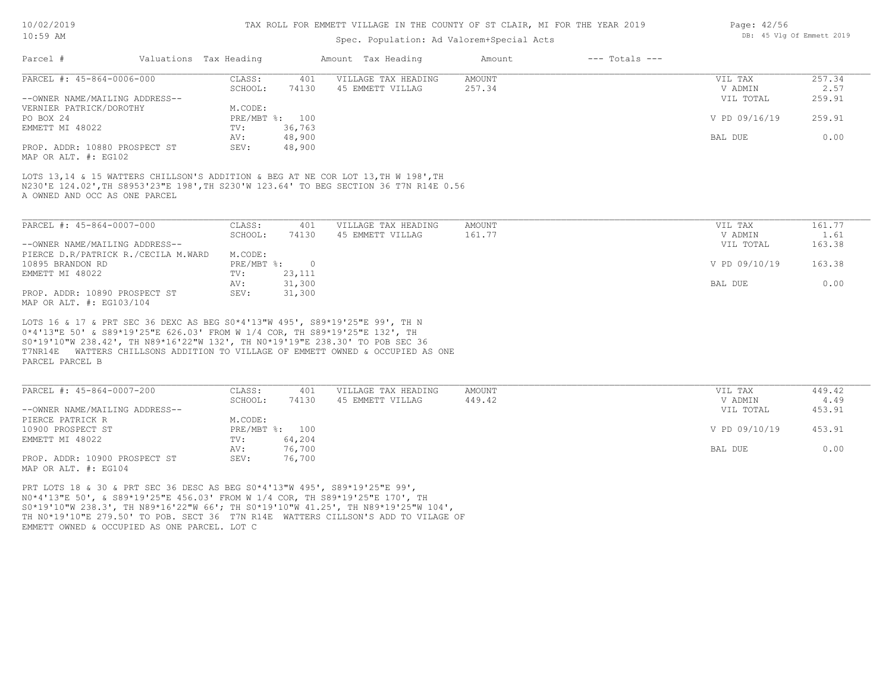# TAX ROLL FOR EMMETT VILLAGE IN THE COUNTY OF ST CLAIR, MI FOR THE YEAR 2019

Spec. Population: Ad Valorem+Special Acts

| Parcel # | Valuations | Tax Heading | Amount | Tax Heading | Amount | --- Totals --- | |
|---|---|---|---|---|---|---|---|

---

**PARCEL #: 45-864-0006-000**

| | | | | | | |
|---|---|---|---|---|---|---|
| CLASS: | 401 | VILLAGE TAX HEADING | AMOUNT | | VIL TAX | 257.34 |
| SCHOOL: | 74130 | 45 EMMETT VILLAG | 257.34 | | V ADMIN | 2.57 |
| | | | | | VIL TOTAL | 259.91 |
| M.CODE: | | | | | | |
| PRE/MBT %: | 100 | | | | V PD 09/16/19 | 259.91 |
| TV: | 36,763 | | | | | |
| AV: | 48,900 | | | | BAL DUE | 0.00 |
| SEV: | 48,900 | | | | | |

--OWNER NAME/MAILING ADDRESS--
VERNIER PATRICK/DOROTHY
PO BOX 24
EMMETT MI 48022

PROP. ADDR: 10880 PROSPECT ST
MAP OR ALT. #: EG102

LOTS 13,14 & 15 WATTERS CHILLSON'S ADDITION & BEG AT NE COR LOT 13,TH W 198',TH N230'E 124.02',TH S8953'23"E 198',TH S230'W 123.64' TO BEG SECTION 36 T7N R14E 0.56 A OWNED AND OCC AS ONE PARCEL

---

**PARCEL #: 45-864-0007-000**

| | | | | | | |
|---|---|---|---|---|---|---|
| CLASS: | 401 | VILLAGE TAX HEADING | AMOUNT | | VIL TAX | 161.77 |
| SCHOOL: | 74130 | 45 EMMETT VILLAG | 161.77 | | V ADMIN | 1.61 |
| | | | | | VIL TOTAL | 163.38 |
| M.CODE: | | | | | | |
| PRE/MBT %: | 0 | | | | V PD 09/10/19 | 163.38 |
| TV: | 23,111 | | | | | |
| AV: | 31,300 | | | | BAL DUE | 0.00 |
| SEV: | 31,300 | | | | | |

--OWNER NAME/MAILING ADDRESS--
PIERCE D.R/PATRICK R./CECILA M.WARD
10895 BRANDON RD
EMMETT MI 48022

PROP. ADDR: 10890 PROSPECT ST
MAP OR ALT. #: EG103/104

LOTS 16 & 17 & PRT SEC 36 DEXC AS BEG S0*4'13"W 495', S89*19'25"E 99', TH N 0*4'13"E 50' & S89*19'25"E 626.03' FROM W 1/4 COR, TH S89*19'25"E 132', TH S0*19'10"W 238.42', TH N89*16'22"W 132', TH N0*19'19"E 238.30' TO POB SEC 36 T7NR14E WATTERS CHILLSONS ADDITION TO VILLAGE OF EMMETT OWNED & OCCUPIED AS ONE PARCEL PARCEL B

---

**PARCEL #: 45-864-0007-200**

| | | | | | | |
|---|---|---|---|---|---|---|
| CLASS: | 401 | VILLAGE TAX HEADING | AMOUNT | | VIL TAX | 449.42 |
| SCHOOL: | 74130 | 45 EMMETT VILLAG | 449.42 | | V ADMIN | 4.49 |
| | | | | | VIL TOTAL | 453.91 |
| M.CODE: | | | | | | |
| PRE/MBT %: | 100 | | | | V PD 09/10/19 | 453.91 |
| TV: | 64,204 | | | | | |
| AV: | 76,700 | | | | BAL DUE | 0.00 |
| SEV: | 76,700 | | | | | |

--OWNER NAME/MAILING ADDRESS--
PIERCE PATRICK R
10900 PROSPECT ST
EMMETT MI 48022

PROP. ADDR: 10900 PROSPECT ST
MAP OR ALT. #: EG104

PRT LOTS 18 & 30 & PRT SEC 36 DESC AS BEG S0*4'13"W 495', S89*19'25"E 99', N0*4'13"E 50', & S89*19'25"E 456.03' FROM W 1/4 COR, TH S89*19'25"E 170', TH S0*19'10"W 238.3', TH N89*16'22"W 66'; TH S0*19'10"W 41.25', TH N89*19'25"W 104', TH N0*19'10"E 279.50' TO POB. SECT 36 T7N R14E WATTERS CILLSON'S ADD TO VILAGE OF EMMETT OWNED & OCCUPIED AS ONE PARCEL. LOT C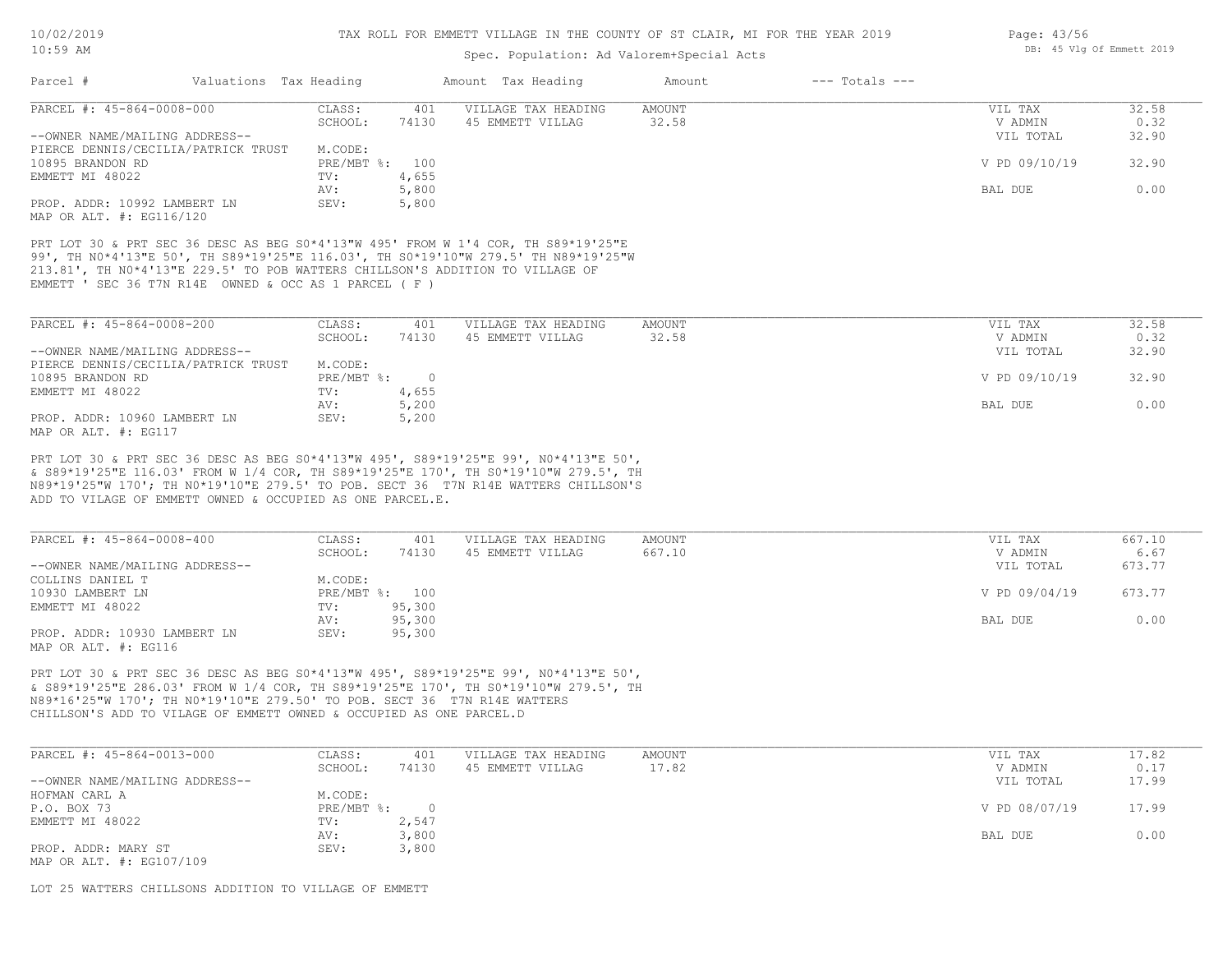Parcel # | Valuations | Tax Heading | Amount | Tax Heading | Amount | --- Totals ---

---

**PARCEL #: 45-864-0008-000**

| | | | |
|---|---|---|---|
| CLASS: | 401 | VILLAGE TAX HEADING | AMOUNT |
| SCHOOL: | 74130 | 45 EMMETT VILLAG | 32.58 |
| M.CODE: | | | |
| PRE/MBT %: | 100 | | |
| TV: | 4,655 | | |
| AV: | 5,800 | | |
| SEV: | 5,800 | | |

--OWNER NAME/MAILING ADDRESS--
PIERCE DENNIS/CECILIA/PATRICK TRUST
10895 BRANDON RD
EMMETT MI 48022

PROP. ADDR: 10992 LAMBERT LN
MAP OR ALT. #: EG116/120

| | |
|---|---|
| VIL TAX | 32.58 |
| V ADMIN | 0.32 |
| VIL TOTAL | 32.90 |
| V PD 09/10/19 | 32.90 |
| BAL DUE | 0.00 |

PRT LOT 30 & PRT SEC 36 DESC AS BEG S0*4'13"W 495' FROM W 1'4 COR, TH S89*19'25"E 99', TH N0*4'13"E 50', TH S89*19'25"E 116.03', TH S0*19'10"W 279.5' TH N89*19'25"W 213.81', TH N0*4'13"E 229.5' TO POB WATTERS CHILLSON'S ADDITION TO VILLAGE OF EMMETT ' SEC 36 T7N R14E OWNED & OCC AS 1 PARCEL ( F )

---

**PARCEL #: 45-864-0008-200**

| | | | |
|---|---|---|---|
| CLASS: | 401 | VILLAGE TAX HEADING | AMOUNT |
| SCHOOL: | 74130 | 45 EMMETT VILLAG | 32.58 |
| M.CODE: | | | |
| PRE/MBT %: | 0 | | |
| TV: | 4,655 | | |
| AV: | 5,200 | | |
| SEV: | 5,200 | | |

--OWNER NAME/MAILING ADDRESS--
PIERCE DENNIS/CECILIA/PATRICK TRUST
10895 BRANDON RD
EMMETT MI 48022

PROP. ADDR: 10960 LAMBERT LN
MAP OR ALT. #: EG117

| | |
|---|---|
| VIL TAX | 32.58 |
| V ADMIN | 0.32 |
| VIL TOTAL | 32.90 |
| V PD 09/10/19 | 32.90 |
| BAL DUE | 0.00 |

PRT LOT 30 & PRT SEC 36 DESC AS BEG S0*4'13"W 495', S89*19'25"E 99', N0*4'13"E 50', & S89*19'25"E 116.03' FROM W 1/4 COR, TH S89*19'25"E 170', TH S0*19'10"W 279.5', TH N89*19'25"W 170'; TH N0*19'10"E 279.5' TO POB. SECT 36 T7N R14E WATTERS CHILLSON'S ADD TO VILAGE OF EMMETT OWNED & OCCUPIED AS ONE PARCEL.E.

---

**PARCEL #: 45-864-0008-400**

| | | | |
|---|---|---|---|
| CLASS: | 401 | VILLAGE TAX HEADING | AMOUNT |
| SCHOOL: | 74130 | 45 EMMETT VILLAG | 667.10 |
| M.CODE: | | | |
| PRE/MBT %: | 100 | | |
| TV: | 95,300 | | |
| AV: | 95,300 | | |
| SEV: | 95,300 | | |

--OWNER NAME/MAILING ADDRESS--
COLLINS DANIEL T
10930 LAMBERT LN
EMMETT MI 48022

PROP. ADDR: 10930 LAMBERT LN
MAP OR ALT. #: EG116

| | |
|---|---|
| VIL TAX | 667.10 |
| V ADMIN | 6.67 |
| VIL TOTAL | 673.77 |
| V PD 09/04/19 | 673.77 |
| BAL DUE | 0.00 |

PRT LOT 30 & PRT SEC 36 DESC AS BEG S0*4'13"W 495', S89*19'25"E 99', N0*4'13"E 50', & S89*19'25"E 286.03' FROM W 1/4 COR, TH S89*19'25"E 170', TH S0*19'10"W 279.5', TH N89*16'25"W 170'; TH N0*19'10"E 279.50' TO POB. SECT 36 T7N R14E WATTERS CHILLSON'S ADD TO VILAGE OF EMMETT OWNED & OCCUPIED AS ONE PARCEL.D

---

**PARCEL #: 45-864-0013-000**

| | | | |
|---|---|---|---|
| CLASS: | 401 | VILLAGE TAX HEADING | AMOUNT |
| SCHOOL: | 74130 | 45 EMMETT VILLAG | 17.82 |
| M.CODE: | | | |
| PRE/MBT %: | 0 | | |
| TV: | 2,547 | | |
| AV: | 3,800 | | |
| SEV: | 3,800 | | |

--OWNER NAME/MAILING ADDRESS--
HOFMAN CARL A
P.O. BOX 73
EMMETT MI 48022

PROP. ADDR: MARY ST
MAP OR ALT. #: EG107/109

| | |
|---|---|
| VIL TAX | 17.82 |
| V ADMIN | 0.17 |
| VIL TOTAL | 17.99 |
| V PD 08/07/19 | 17.99 |
| BAL DUE | 0.00 |

LOT 25 WATTERS CHILLSONS ADDITION TO VILLAGE OF EMMETT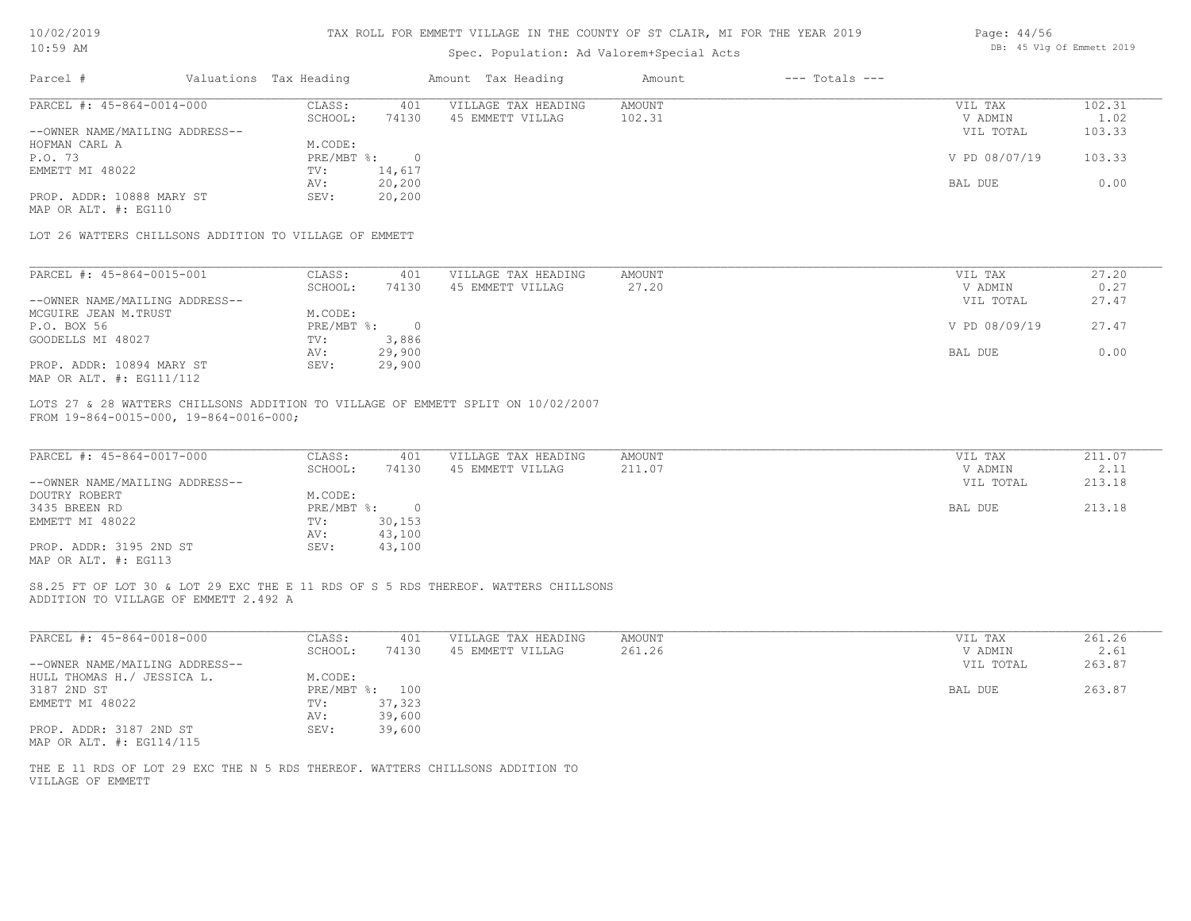# TAX ROLL FOR EMMETT VILLAGE IN THE COUNTY OF ST CLAIR, MI FOR THE YEAR 2019

10/02/2019
10:59 AM

Spec. Population: Ad Valorem+Special Acts

DB: 45 Vlg Of Emmett 2019

| Parcel # | Valuations | Tax Heading | Amount | Tax Heading | Amount | --- Totals --- | |
|---|---|---|---|---|---|---|---|

---

**PARCEL #: 45-864-0014-000**

| | | | | | | |
|---|---|---|---|---|---|---|
| CLASS: | 401 | VILLAGE TAX HEADING | AMOUNT | | VIL TAX | 102.31 |
| SCHOOL: | 74130 | 45 EMMETT VILLAG | 102.31 | | V ADMIN | 1.02 |
| | | | | | VIL TOTAL | 103.33 |
| M.CODE: | | | | | | |
| PRE/MBT %: | 0 | | | | V PD 08/07/19 | 103.33 |
| TV: | 14,617 | | | | | |
| AV: | 20,200 | | | | BAL DUE | 0.00 |
| SEV: | 20,200 | | | | | |

--OWNER NAME/MAILING ADDRESS--
HOFMAN CARL A
P.O. 73
EMMETT MI 48022

PROP. ADDR: 10888 MARY ST
MAP OR ALT. #: EG110

LOT 26 WATTERS CHILLSONS ADDITION TO VILLAGE OF EMMETT

---

**PARCEL #: 45-864-0015-001**

| | | | | | | |
|---|---|---|---|---|---|---|
| CLASS: | 401 | VILLAGE TAX HEADING | AMOUNT | | VIL TAX | 27.20 |
| SCHOOL: | 74130 | 45 EMMETT VILLAG | 27.20 | | V ADMIN | 0.27 |
| | | | | | VIL TOTAL | 27.47 |
| M.CODE: | | | | | | |
| PRE/MBT %: | 0 | | | | V PD 08/09/19 | 27.47 |
| TV: | 3,886 | | | | | |
| AV: | 29,900 | | | | BAL DUE | 0.00 |
| SEV: | 29,900 | | | | | |

--OWNER NAME/MAILING ADDRESS--
MCGUIRE JEAN M.TRUST
P.O. BOX 56
GOODELLS MI 48027

PROP. ADDR: 10894 MARY ST
MAP OR ALT. #: EG111/112

LOTS 27 & 28 WATTERS CHILLSONS ADDITION TO VILLAGE OF EMMETT SPLIT ON 10/02/2007
FROM 19-864-0015-000, 19-864-0016-000;

---

**PARCEL #: 45-864-0017-000**

| | | | | | | |
|---|---|---|---|---|---|---|
| CLASS: | 401 | VILLAGE TAX HEADING | AMOUNT | | VIL TAX | 211.07 |
| SCHOOL: | 74130 | 45 EMMETT VILLAG | 211.07 | | V ADMIN | 2.11 |
| | | | | | VIL TOTAL | 213.18 |
| M.CODE: | | | | | | |
| PRE/MBT %: | 0 | | | | BAL DUE | 213.18 |
| TV: | 30,153 | | | | | |
| AV: | 43,100 | | | | | |
| SEV: | 43,100 | | | | | |

--OWNER NAME/MAILING ADDRESS--
DOUTRY ROBERT
3435 BREEN RD
EMMETT MI 48022

PROP. ADDR: 3195 2ND ST
MAP OR ALT. #: EG113

S8.25 FT OF LOT 30 & LOT 29 EXC THE E 11 RDS OF S 5 RDS THEREOF. WATTERS CHILLSONS
ADDITION TO VILLAGE OF EMMETT 2.492 A

---

**PARCEL #: 45-864-0018-000**

| | | | | | | |
|---|---|---|---|---|---|---|
| CLASS: | 401 | VILLAGE TAX HEADING | AMOUNT | | VIL TAX | 261.26 |
| SCHOOL: | 74130 | 45 EMMETT VILLAG | 261.26 | | V ADMIN | 2.61 |
| | | | | | VIL TOTAL | 263.87 |
| M.CODE: | | | | | | |
| PRE/MBT %: | 100 | | | | BAL DUE | 263.87 |
| TV: | 37,323 | | | | | |
| AV: | 39,600 | | | | | |
| SEV: | 39,600 | | | | | |

--OWNER NAME/MAILING ADDRESS--
HULL THOMAS H./ JESSICA L.
3187 2ND ST
EMMETT MI 48022

PROP. ADDR: 3187 2ND ST
MAP OR ALT. #: EG114/115

THE E 11 RDS OF LOT 29 EXC THE N 5 RDS THEREOF. WATTERS CHILLSONS ADDITION TO
VILLAGE OF EMMETT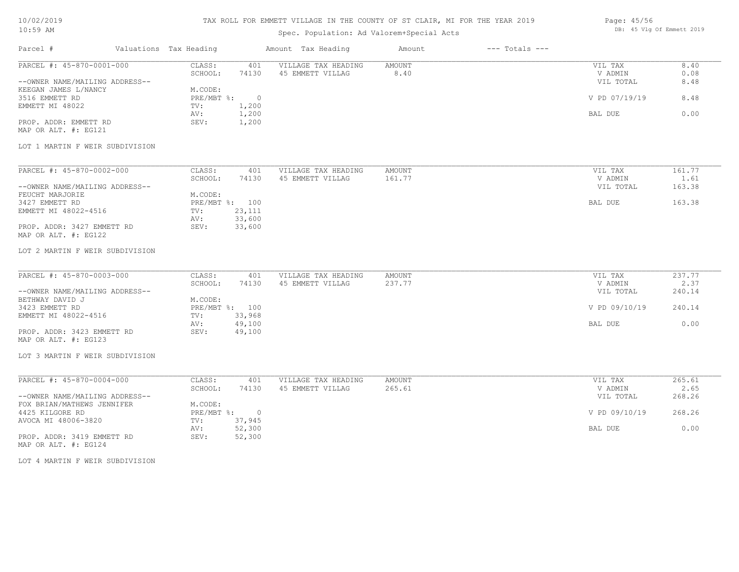# TAX ROLL FOR EMMETT VILLAGE IN THE COUNTY OF ST CLAIR, MI FOR THE YEAR 2019

Spec. Population: Ad Valorem+Special Acts

DB: 45 Vlg Of Emmett 2019

| Parcel # | Valuations | Tax Heading | Amount Tax Heading | Amount | --- Totals --- | |
|---|---|---|---|---|---|---|
| PARCEL #: 45-870-0001-000 | CLASS: 401 | VILLAGE TAX HEADING | AMOUNT | | VIL TAX | 8.40 |
| | SCHOOL: 74130 | 45 EMMETT VILLAG | 8.40 | | V ADMIN | 0.08 |
| --OWNER NAME/MAILING ADDRESS-- | | | | | VIL TOTAL | 8.48 |
| KEEGAN JAMES L/NANCY | M.CODE: | | | | | |
| 3516 EMMETT RD | PRE/MBT %: 0 | | | | V PD 07/19/19 | 8.48 |
| EMMETT MI 48022 | TV: 1,200 | | | | | |
| | AV: 1,200 | | | | BAL DUE | 0.00 |
| PROP. ADDR: EMMETT RD | SEV: 1,200 | | | | | |
| MAP OR ALT. #: EG121 | | | | | | |
| LOT 1 MARTIN F WEIR SUBDIVISION | | | | | | |
| PARCEL #: 45-870-0002-000 | CLASS: 401 | VILLAGE TAX HEADING | AMOUNT | | VIL TAX | 161.77 |
| | SCHOOL: 74130 | 45 EMMETT VILLAG | 161.77 | | V ADMIN | 1.61 |
| --OWNER NAME/MAILING ADDRESS-- | | | | | VIL TOTAL | 163.38 |
| FEUCHT MARJORIE | M.CODE: | | | | | |
| 3427 EMMETT RD | PRE/MBT %: 100 | | | | BAL DUE | 163.38 |
| EMMETT MI 48022-4516 | TV: 23,111 | | | | | |
| | AV: 33,600 | | | | | |
| PROP. ADDR: 3427 EMMETT RD | SEV: 33,600 | | | | | |
| MAP OR ALT. #: EG122 | | | | | | |
| LOT 2 MARTIN F WEIR SUBDIVISION | | | | | | |
| PARCEL #: 45-870-0003-000 | CLASS: 401 | VILLAGE TAX HEADING | AMOUNT | | VIL TAX | 237.77 |
| | SCHOOL: 74130 | 45 EMMETT VILLAG | 237.77 | | V ADMIN | 2.37 |
| --OWNER NAME/MAILING ADDRESS-- | | | | | VIL TOTAL | 240.14 |
| BETHWAY DAVID J | M.CODE: | | | | | |
| 3423 EMMETT RD | PRE/MBT %: 100 | | | | V PD 09/10/19 | 240.14 |
| EMMETT MI 48022-4516 | TV: 33,968 | | | | | |
| | AV: 49,100 | | | | BAL DUE | 0.00 |
| PROP. ADDR: 3423 EMMETT RD | SEV: 49,100 | | | | | |
| MAP OR ALT. #: EG123 | | | | | | |
| LOT 3 MARTIN F WEIR SUBDIVISION | | | | | | |
| PARCEL #: 45-870-0004-000 | CLASS: 401 | VILLAGE TAX HEADING | AMOUNT | | VIL TAX | 265.61 |
| | SCHOOL: 74130 | 45 EMMETT VILLAG | 265.61 | | V ADMIN | 2.65 |
| --OWNER NAME/MAILING ADDRESS-- | | | | | VIL TOTAL | 268.26 |
| FOX BRIAN/MATHEWS JENNIFER | M.CODE: | | | | | |
| 4425 KILGORE RD | PRE/MBT %: 0 | | | | V PD 09/10/19 | 268.26 |
| AVOCA MI 48006-3820 | TV: 37,945 | | | | | |
| | AV: 52,300 | | | | BAL DUE | 0.00 |
| PROP. ADDR: 3419 EMMETT RD | SEV: 52,300 | | | | | |
| MAP OR ALT. #: EG124 | | | | | | |
| LOT 4 MARTIN F WEIR SUBDIVISION | | | | | | |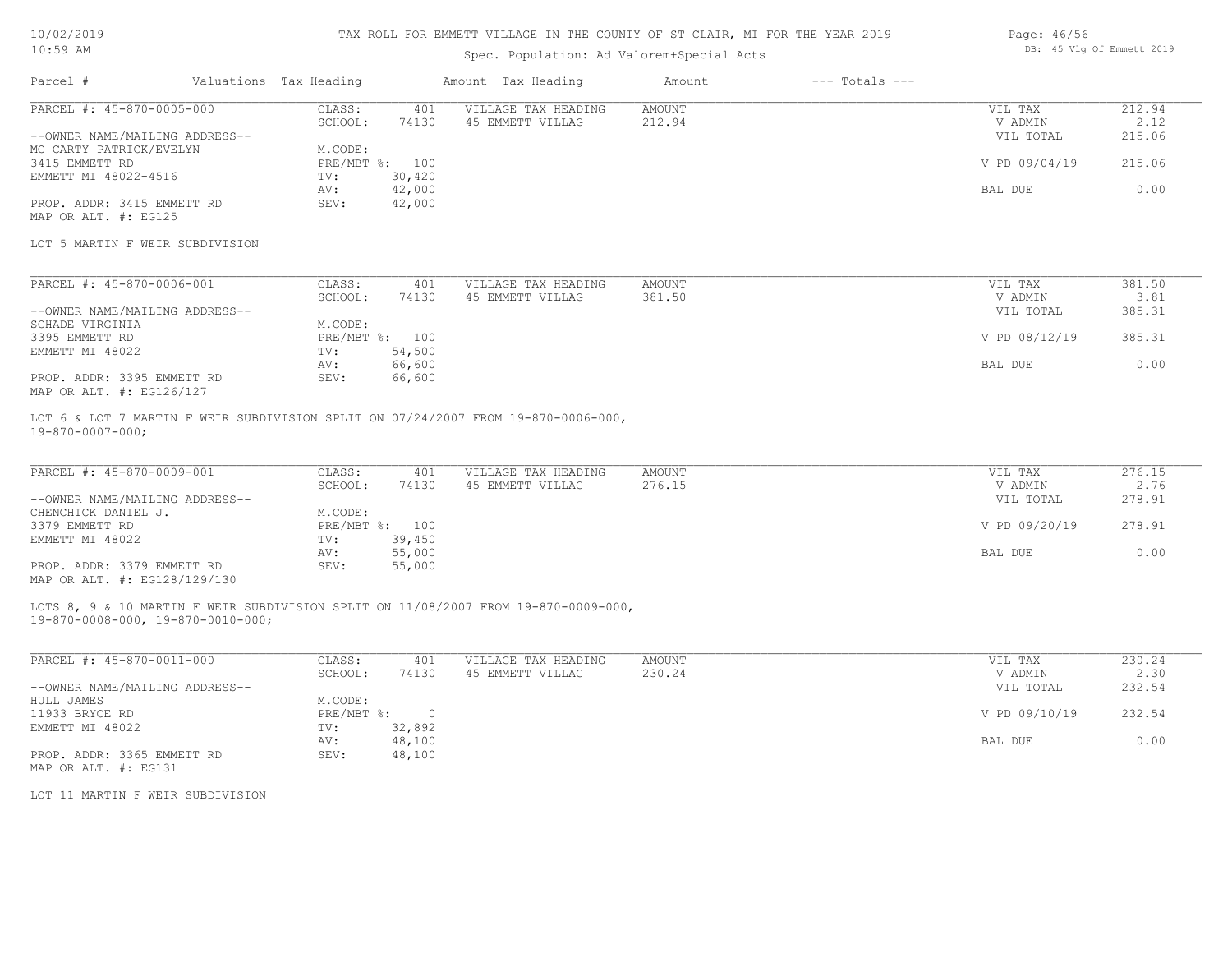# TAX ROLL FOR EMMETT VILLAGE IN THE COUNTY OF ST CLAIR, MI FOR THE YEAR 2019

Spec. Population: Ad Valorem+Special Acts

| Parcel # | Valuations | Tax Heading | Amount | Tax Heading | Amount | --- Totals --- | |
|---|---|---|---|---|---|---|---|
| PARCEL #: 45-870-0005-000 | CLASS: | 401 | VILLAGE TAX HEADING | AMOUNT | | VIL TAX | 212.94 |
| | SCHOOL: | 74130 | 45 EMMETT VILLAG | 212.94 | | V ADMIN | 2.12 |
| --OWNER NAME/MAILING ADDRESS-- | | | | | | VIL TOTAL | 215.06 |
| MC CARTY PATRICK/EVELYN | M.CODE: | | | | | | |
| 3415 EMMETT RD | PRE/MBT %: | 100 | | | | V PD 09/04/19 | 215.06 |
| EMMETT MI 48022-4516 | TV: | 30,420 | | | | | |
| | AV: | 42,000 | | | | BAL DUE | 0.00 |
| PROP. ADDR: 3415 EMMETT RD | SEV: | 42,000 | | | | | |
| MAP OR ALT. #: EG125 | | | | | | | |

LOT 5 MARTIN F WEIR SUBDIVISION

| Parcel # | Valuations | Tax Heading | Amount | Tax Heading | Amount | --- Totals --- | |
|---|---|---|---|---|---|---|---|
| PARCEL #: 45-870-0006-001 | CLASS: | 401 | VILLAGE TAX HEADING | AMOUNT | | VIL TAX | 381.50 |
| | SCHOOL: | 74130 | 45 EMMETT VILLAG | 381.50 | | V ADMIN | 3.81 |
| --OWNER NAME/MAILING ADDRESS-- | | | | | | VIL TOTAL | 385.31 |
| SCHADE VIRGINIA | M.CODE: | | | | | | |
| 3395 EMMETT RD | PRE/MBT %: | 100 | | | | V PD 08/12/19 | 385.31 |
| EMMETT MI 48022 | TV: | 54,500 | | | | | |
| | AV: | 66,600 | | | | BAL DUE | 0.00 |
| PROP. ADDR: 3395 EMMETT RD | SEV: | 66,600 | | | | | |
| MAP OR ALT. #: EG126/127 | | | | | | | |

LOT 6 & LOT 7 MARTIN F WEIR SUBDIVISION SPLIT ON 07/24/2007 FROM 19-870-0006-000, 19-870-0007-000;

| Parcel # | Valuations | Tax Heading | Amount | Tax Heading | Amount | --- Totals --- | |
|---|---|---|---|---|---|---|---|
| PARCEL #: 45-870-0009-001 | CLASS: | 401 | VILLAGE TAX HEADING | AMOUNT | | VIL TAX | 276.15 |
| | SCHOOL: | 74130 | 45 EMMETT VILLAG | 276.15 | | V ADMIN | 2.76 |
| --OWNER NAME/MAILING ADDRESS-- | | | | | | VIL TOTAL | 278.91 |
| CHENCHICK DANIEL J. | M.CODE: | | | | | | |
| 3379 EMMETT RD | PRE/MBT %: | 100 | | | | V PD 09/20/19 | 278.91 |
| EMMETT MI 48022 | TV: | 39,450 | | | | | |
| | AV: | 55,000 | | | | BAL DUE | 0.00 |
| PROP. ADDR: 3379 EMMETT RD | SEV: | 55,000 | | | | | |
| MAP OR ALT. #: EG128/129/130 | | | | | | | |

LOTS 8, 9 & 10 MARTIN F WEIR SUBDIVISION SPLIT ON 11/08/2007 FROM 19-870-0009-000, 19-870-0008-000, 19-870-0010-000;

| Parcel # | Valuations | Tax Heading | Amount | Tax Heading | Amount | --- Totals --- | |
|---|---|---|---|---|---|---|---|
| PARCEL #: 45-870-0011-000 | CLASS: | 401 | VILLAGE TAX HEADING | AMOUNT | | VIL TAX | 230.24 |
| | SCHOOL: | 74130 | 45 EMMETT VILLAG | 230.24 | | V ADMIN | 2.30 |
| --OWNER NAME/MAILING ADDRESS-- | | | | | | VIL TOTAL | 232.54 |
| HULL JAMES | M.CODE: | | | | | | |
| 11933 BRYCE RD | PRE/MBT %: | 0 | | | | V PD 09/10/19 | 232.54 |
| EMMETT MI 48022 | TV: | 32,892 | | | | | |
| | AV: | 48,100 | | | | BAL DUE | 0.00 |
| PROP. ADDR: 3365 EMMETT RD | SEV: | 48,100 | | | | | |
| MAP OR ALT. #: EG131 | | | | | | | |

LOT 11 MARTIN F WEIR SUBDIVISION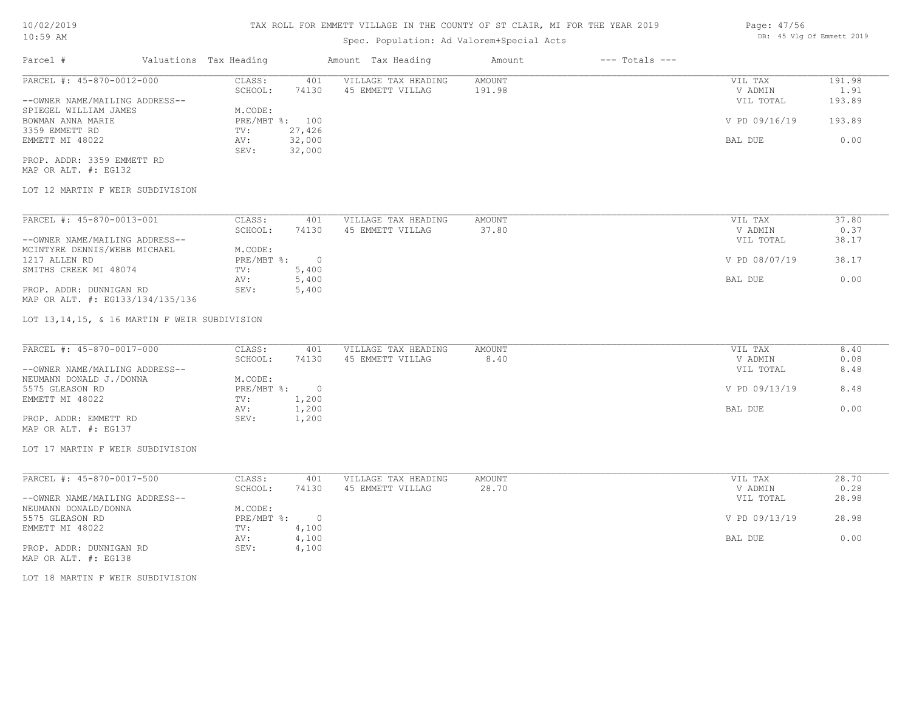# TAX ROLL FOR EMMETT VILLAGE IN THE COUNTY OF ST CLAIR, MI FOR THE YEAR 2019

Spec. Population: Ad Valorem+Special Acts

10/02/2019
10:59 AM

DB: 45 Vlg Of Emmett 2019

| Parcel # | Valuations | Tax Heading | Amount | Tax Heading | Amount | --- Totals --- |
|---|---|---|---|---|---|---|

---

**PARCEL #: 45-870-0012-000**

| | | | | | |
|---|---|---|---|---|---|
| CLASS: | 401 | VILLAGE TAX HEADING | AMOUNT | VIL TAX | 191.98 |
| SCHOOL: | 74130 | 45 EMMETT VILLAG | 191.98 | V ADMIN | 1.91 |
| M.CODE: | | | | VIL TOTAL | 193.89 |
| PRE/MBT %: | 100 | | | V PD 09/16/19 | 193.89 |
| TV: | 27,426 | | | | |
| AV: | 32,000 | | | BAL DUE | 0.00 |
| SEV: | 32,000 | | | | |

--OWNER NAME/MAILING ADDRESS--
SPIEGEL WILLIAM JAMES
BOWMAN ANNA MARIE
3359 EMMETT RD
EMMETT MI 48022

PROP. ADDR: 3359 EMMETT RD
MAP OR ALT. #: EG132

LOT 12 MARTIN F WEIR SUBDIVISION

---

**PARCEL #: 45-870-0013-001**

| | | | | | |
|---|---|---|---|---|---|
| CLASS: | 401 | VILLAGE TAX HEADING | AMOUNT | VIL TAX | 37.80 |
| SCHOOL: | 74130 | 45 EMMETT VILLAG | 37.80 | V ADMIN | 0.37 |
| M.CODE: | | | | VIL TOTAL | 38.17 |
| PRE/MBT %: | 0 | | | V PD 08/07/19 | 38.17 |
| TV: | 5,400 | | | | |
| AV: | 5,400 | | | BAL DUE | 0.00 |
| SEV: | 5,400 | | | | |

--OWNER NAME/MAILING ADDRESS--
MCINTYRE DENNIS/WEBB MICHAEL
1217 ALLEN RD
SMITHS CREEK MI 48074

PROP. ADDR: DUNNIGAN RD
MAP OR ALT. #: EG133/134/135/136

LOT 13,14,15, & 16 MARTIN F WEIR SUBDIVISION

---

**PARCEL #: 45-870-0017-000**

| | | | | | |
|---|---|---|---|---|---|
| CLASS: | 401 | VILLAGE TAX HEADING | AMOUNT | VIL TAX | 8.40 |
| SCHOOL: | 74130 | 45 EMMETT VILLAG | 8.40 | V ADMIN | 0.08 |
| M.CODE: | | | | VIL TOTAL | 8.48 |
| PRE/MBT %: | 0 | | | V PD 09/13/19 | 8.48 |
| TV: | 1,200 | | | | |
| AV: | 1,200 | | | BAL DUE | 0.00 |
| SEV: | 1,200 | | | | |

--OWNER NAME/MAILING ADDRESS--
NEUMANN DONALD J./DONNA
5575 GLEASON RD
EMMETT MI 48022

PROP. ADDR: EMMETT RD
MAP OR ALT. #: EG137

LOT 17 MARTIN F WEIR SUBDIVISION

---

**PARCEL #: 45-870-0017-500**

| | | | | | |
|---|---|---|---|---|---|
| CLASS: | 401 | VILLAGE TAX HEADING | AMOUNT | VIL TAX | 28.70 |
| SCHOOL: | 74130 | 45 EMMETT VILLAG | 28.70 | V ADMIN | 0.28 |
| M.CODE: | | | | VIL TOTAL | 28.98 |
| PRE/MBT %: | 0 | | | V PD 09/13/19 | 28.98 |
| TV: | 4,100 | | | | |
| AV: | 4,100 | | | BAL DUE | 0.00 |
| SEV: | 4,100 | | | | |

--OWNER NAME/MAILING ADDRESS--
NEUMANN DONALD/DONNA
5575 GLEASON RD
EMMETT MI 48022

PROP. ADDR: DUNNIGAN RD
MAP OR ALT. #: EG138

LOT 18 MARTIN F WEIR SUBDIVISION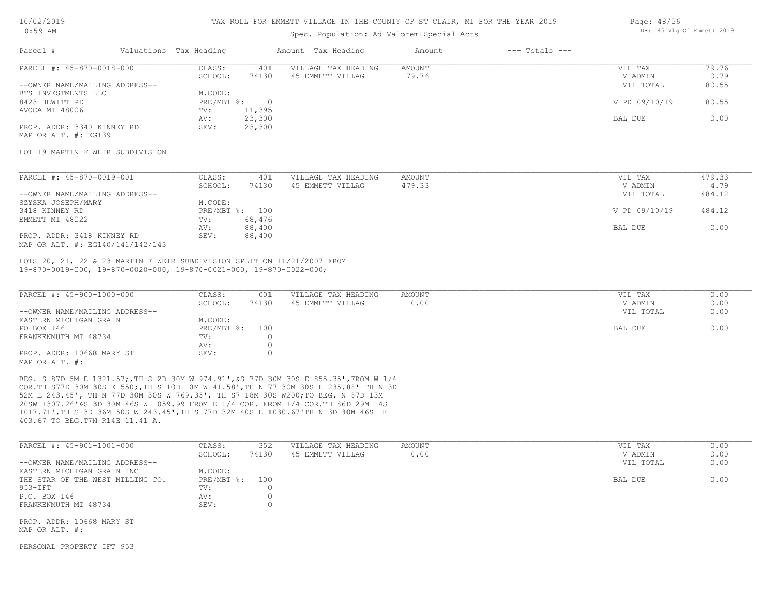TAX ROLL FOR EMMETT VILLAGE IN THE COUNTY OF ST CLAIR, MI FOR THE YEAR 2019

Spec. Population: Ad Valorem+Special Acts

| Parcel # | Valuations | Tax Heading | Amount | Tax Heading | Amount | --- Totals --- | |
|---|---|---|---|---|---|---|---|
| PARCEL #: 45-870-0018-000 | CLASS: | 401 | VILLAGE TAX HEADING | AMOUNT | | VIL TAX | 79.76 |
| | SCHOOL: | 74130 | 45 EMMETT VILLAG | 79.76 | | V ADMIN | 0.79 |
| --OWNER NAME/MAILING ADDRESS-- | | | | | | VIL TOTAL | 80.55 |
| BTS INVESTMENTS LLC | M.CODE: | | | | | | |
| 8423 HEWITT RD | PRE/MBT %: | 0 | | | | V PD 09/10/19 | 80.55 |
| AVOCA MI 48006 | TV: | 11,395 | | | | | |
| | AV: | 23,300 | | | | BAL DUE | 0.00 |
| PROP. ADDR: 3340 KINNEY RD | SEV: | 23,300 | | | | | |
| MAP OR ALT. #: EG139 | | | | | | | |

LOT 19 MARTIN F WEIR SUBDIVISION

| Parcel # | Valuations | Tax Heading | Amount | Tax Heading | Amount | --- Totals --- | |
|---|---|---|---|---|---|---|---|
| PARCEL #: 45-870-0019-001 | CLASS: | 401 | VILLAGE TAX HEADING | AMOUNT | | VIL TAX | 479.33 |
| | SCHOOL: | 74130 | 45 EMMETT VILLAG | 479.33 | | V ADMIN | 4.79 |
| --OWNER NAME/MAILING ADDRESS-- | | | | | | VIL TOTAL | 484.12 |
| SZYSKA JOSEPH/MARY | M.CODE: | | | | | | |
| 3418 KINNEY RD | PRE/MBT %: | 100 | | | | V PD 09/10/19 | 484.12 |
| EMMETT MI 48022 | TV: | 68,476 | | | | | |
| | AV: | 88,400 | | | | BAL DUE | 0.00 |
| PROP. ADDR: 3418 KINNEY RD | SEV: | 88,400 | | | | | |
| MAP OR ALT. #: EG140/141/142/143 | | | | | | | |

LOTS 20, 21, 22 & 23 MARTIN F WEIR SUBDIVISION SPLIT ON 11/21/2007 FROM 19-870-0019-000, 19-870-0020-000, 19-870-0021-000, 19-870-0022-000;

| Parcel # | Valuations | Tax Heading | Amount | Tax Heading | Amount | --- Totals --- | |
|---|---|---|---|---|---|---|---|
| PARCEL #: 45-900-1000-000 | CLASS: | 001 | VILLAGE TAX HEADING | AMOUNT | | VIL TAX | 0.00 |
| | SCHOOL: | 74130 | 45 EMMETT VILLAG | 0.00 | | V ADMIN | 0.00 |
| --OWNER NAME/MAILING ADDRESS-- | | | | | | VIL TOTAL | 0.00 |
| EASTERN MICHIGAN GRAIN | M.CODE: | | | | | | |
| PO BOX 146 | PRE/MBT %: | 100 | | | | BAL DUE | 0.00 |
| FRANKENMUTH MI 48734 | TV: | 0 | | | | | |
| | AV: | 0 | | | | | |
| PROP. ADDR: 10668 MARY ST | SEV: | 0 | | | | | |
| MAP OR ALT. #: | | | | | | | |

BEG. S 87D 5M E 1321.57;,TH S 2D 30M W 974.91',&S 77D 30M 30S E 855.35',FROM W 1/4 COR.TH S77D 30M 30S E 550;,TH S 10D 10M W 41.58',TH N 77 30M 30S E 235.88' TH N 3D 52M E 243.45', TH N 77D 30M 30S W 769.35', TH S7 18M 30S W200;TO BEG. N 87D 13M 20SW 1307.26'&S 3D 30M 46S W 1059.99 FROM E 1/4 COR. FROM 1/4 COR.TH 86D 29M 14S 1017.71',TH S 3D 36M 50S W 243.45',TH S 77D 32M 40S E 1030.67'TH N 3D 30M 46S E 403.67 TO BEG.T7N R14E 11.41 A.

| Parcel # | Valuations | Tax Heading | Amount | Tax Heading | Amount | --- Totals --- | |
|---|---|---|---|---|---|---|---|
| PARCEL #: 45-901-1001-000 | CLASS: | 352 | VILLAGE TAX HEADING | AMOUNT | | VIL TAX | 0.00 |
| | SCHOOL: | 74130 | 45 EMMETT VILLAG | 0.00 | | V ADMIN | 0.00 |
| --OWNER NAME/MAILING ADDRESS-- | | | | | | VIL TOTAL | 0.00 |
| EASTERN MICHIGAN GRAIN INC | M.CODE: | | | | | | |
| THE STAR OF THE WEST MILLING CO. | PRE/MBT %: | 100 | | | | BAL DUE | 0.00 |
| 953-IFT | TV: | 0 | | | | | |
| P.O. BOX 146 | AV: | 0 | | | | | |
| FRANKENMUTH MI 48734 | SEV: | 0 | | | | | |
| PROP. ADDR: 10668 MARY ST | | | | | | | |
| MAP OR ALT. #: | | | | | | | |

PERSONAL PROPERTY IFT 953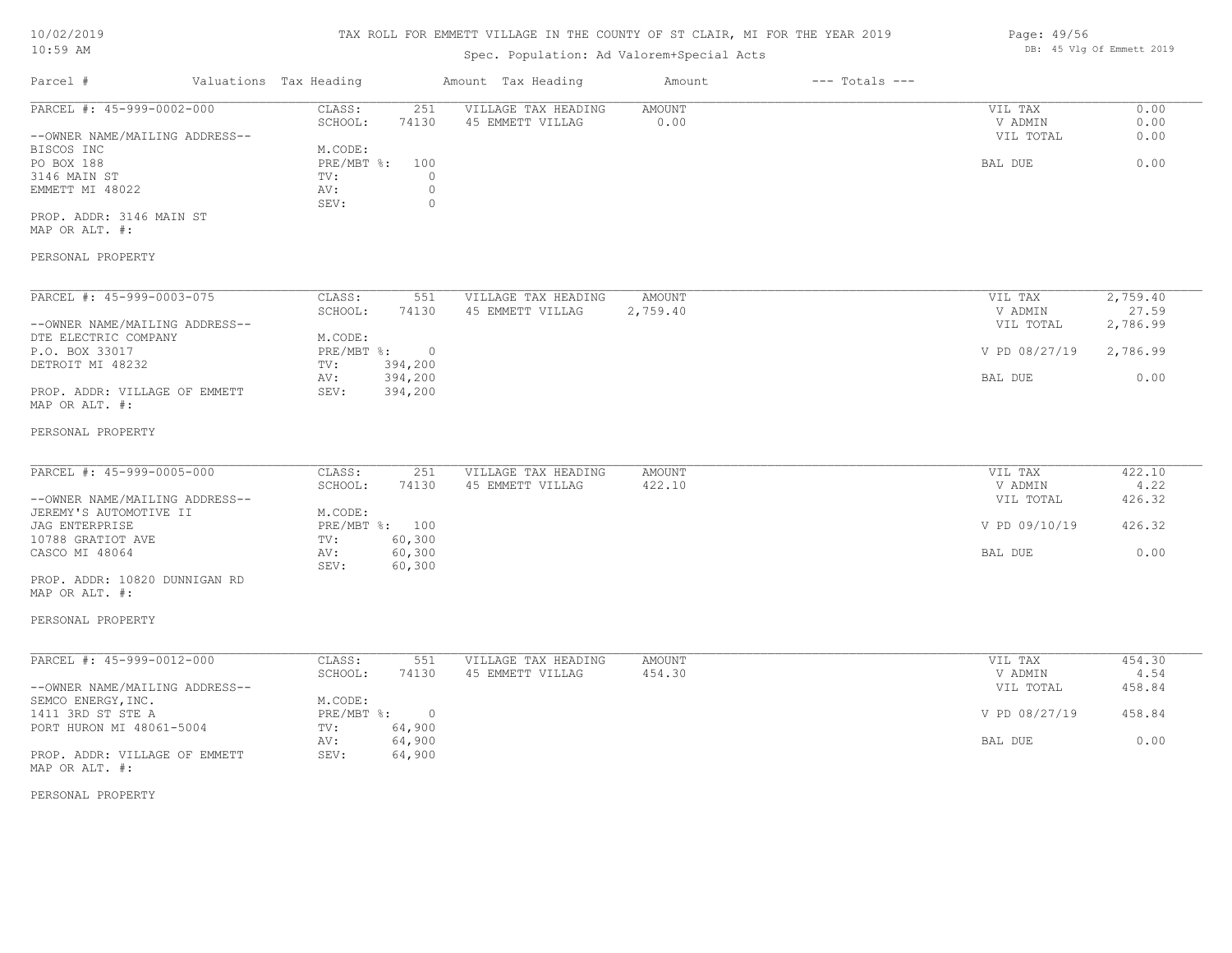# TAX ROLL FOR EMMETT VILLAGE IN THE COUNTY OF ST CLAIR, MI FOR THE YEAR 2019

Spec. Population: Ad Valorem+Special Acts

10/02/2019
10:59 AM

DB: 45 Vlg Of Emmett 2019

| Parcel # | Valuations Tax Heading | | Amount Tax Heading | Amount | --- Totals --- | |
|---|---|---|---|---|---|---|
| PARCEL #: 45-999-0002-000 | CLASS: | 251 | VILLAGE TAX HEADING | AMOUNT | VIL TAX | 0.00 |
| | SCHOOL: | 74130 | 45 EMMETT VILLAG | 0.00 | V ADMIN | 0.00 |
| --OWNER NAME/MAILING ADDRESS-- | | | | | VIL TOTAL | 0.00 |
| BISCOS INC | M.CODE: | | | | | |
| PO BOX 188 | PRE/MBT %: | 100 | | | BAL DUE | 0.00 |
| 3146 MAIN ST | TV: | 0 | | | | |
| EMMETT MI 48022 | AV: | 0 | | | | |
| | SEV: | 0 | | | | |
| PROP. ADDR: 3146 MAIN ST | | | | | | |
| MAP OR ALT. #: | | | | | | |
| PERSONAL PROPERTY | | | | | | |

| Parcel # | Valuations Tax Heading | | Amount Tax Heading | Amount | --- Totals --- | |
|---|---|---|---|---|---|---|
| PARCEL #: 45-999-0003-075 | CLASS: | 551 | VILLAGE TAX HEADING | AMOUNT | VIL TAX | 2,759.40 |
| | SCHOOL: | 74130 | 45 EMMETT VILLAG | 2,759.40 | V ADMIN | 27.59 |
| --OWNER NAME/MAILING ADDRESS-- | | | | | VIL TOTAL | 2,786.99 |
| DTE ELECTRIC COMPANY | M.CODE: | | | | | |
| P.O. BOX 33017 | PRE/MBT %: | 0 | | | V PD 08/27/19 | 2,786.99 |
| DETROIT MI 48232 | TV: | 394,200 | | | | |
| | AV: | 394,200 | | | BAL DUE | 0.00 |
| PROP. ADDR: VILLAGE OF EMMETT | SEV: | 394,200 | | | | |
| MAP OR ALT. #: | | | | | | |
| PERSONAL PROPERTY | | | | | | |

| Parcel # | Valuations Tax Heading | | Amount Tax Heading | Amount | --- Totals --- | |
|---|---|---|---|---|---|---|
| PARCEL #: 45-999-0005-000 | CLASS: | 251 | VILLAGE TAX HEADING | AMOUNT | VIL TAX | 422.10 |
| | SCHOOL: | 74130 | 45 EMMETT VILLAG | 422.10 | V ADMIN | 4.22 |
| --OWNER NAME/MAILING ADDRESS-- | | | | | VIL TOTAL | 426.32 |
| JEREMY'S AUTOMOTIVE II | M.CODE: | | | | | |
| JAG ENTERPRISE | PRE/MBT %: | 100 | | | V PD 09/10/19 | 426.32 |
| 10788 GRATIOT AVE | TV: | 60,300 | | | | |
| CASCO MI 48064 | AV: | 60,300 | | | BAL DUE | 0.00 |
| | SEV: | 60,300 | | | | |
| PROP. ADDR: 10820 DUNNIGAN RD | | | | | | |
| MAP OR ALT. #: | | | | | | |
| PERSONAL PROPERTY | | | | | | |

| Parcel # | Valuations Tax Heading | | Amount Tax Heading | Amount | --- Totals --- | |
|---|---|---|---|---|---|---|
| PARCEL #: 45-999-0012-000 | CLASS: | 551 | VILLAGE TAX HEADING | AMOUNT | VIL TAX | 454.30 |
| | SCHOOL: | 74130 | 45 EMMETT VILLAG | 454.30 | V ADMIN | 4.54 |
| --OWNER NAME/MAILING ADDRESS-- | | | | | VIL TOTAL | 458.84 |
| SEMCO ENERGY,INC. | M.CODE: | | | | | |
| 1411 3RD ST STE A | PRE/MBT %: | 0 | | | V PD 08/27/19 | 458.84 |
| PORT HURON MI 48061-5004 | TV: | 64,900 | | | | |
| | AV: | 64,900 | | | BAL DUE | 0.00 |
| PROP. ADDR: VILLAGE OF EMMETT | SEV: | 64,900 | | | | |
| MAP OR ALT. #: | | | | | | |
| PERSONAL PROPERTY | | | | | | |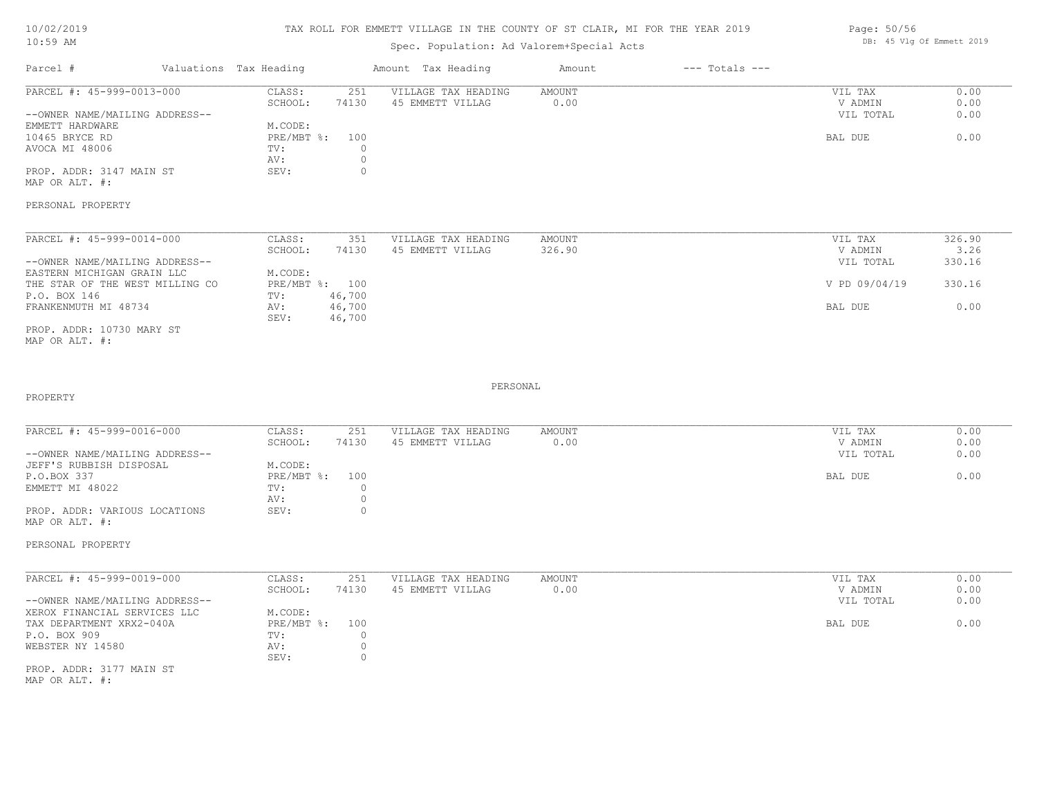# TAX ROLL FOR EMMETT VILLAGE IN THE COUNTY OF ST CLAIR, MI FOR THE YEAR 2019

Spec. Population: Ad Valorem+Special Acts

DB: 45 Vlg Of Emmett 2019

| Parcel # | Valuations | Tax Heading | Amount | Tax Heading | Amount | --- Totals --- | |
|---|---|---|---|---|---|---|---|
| PARCEL #: 45-999-0013-000 | CLASS: | | 251 | VILLAGE TAX HEADING | AMOUNT | VIL TAX | 0.00 |
| | SCHOOL: | | 74130 | 45 EMMETT VILLAG | 0.00 | V ADMIN | 0.00 |
| --OWNER NAME/MAILING ADDRESS-- | | | | | | VIL TOTAL | 0.00 |
| EMMETT HARDWARE | M.CODE: | | | | | | |
| 10465 BRYCE RD | PRE/MBT %: | | 100 | | | BAL DUE | 0.00 |
| AVOCA MI 48006 | TV: | | 0 | | | | |
| | AV: | | 0 | | | | |
| PROP. ADDR: 3147 MAIN ST | SEV: | | 0 | | | | |
| MAP OR ALT. #: | | | | | | | |
| PERSONAL PROPERTY | | | | | | | |

| Parcel # | Valuations | Tax Heading | Amount | Tax Heading | Amount | --- Totals --- | |
|---|---|---|---|---|---|---|---|
| PARCEL #: 45-999-0014-000 | CLASS: | | 351 | VILLAGE TAX HEADING | AMOUNT | VIL TAX | 326.90 |
| | SCHOOL: | | 74130 | 45 EMMETT VILLAG | 326.90 | V ADMIN | 3.26 |
| --OWNER NAME/MAILING ADDRESS-- | | | | | | VIL TOTAL | 330.16 |
| EASTERN MICHIGAN GRAIN LLC | M.CODE: | | | | | | |
| THE STAR OF THE WEST MILLING CO | PRE/MBT %: | | 100 | | | V PD 09/04/19 | 330.16 |
| P.O. BOX 146 | TV: | | 46,700 | | | | |
| FRANKENMUTH MI 48734 | AV: | | 46,700 | | | BAL DUE | 0.00 |
| | SEV: | | 46,700 | | | | |
| PROP. ADDR: 10730 MARY ST | | | | | | | |
| MAP OR ALT. #: | | | | | | | |
| PERSONAL PROPERTY | | | | | | | |

| Parcel # | Valuations | Tax Heading | Amount | Tax Heading | Amount | --- Totals --- | |
|---|---|---|---|---|---|---|---|
| PARCEL #: 45-999-0016-000 | CLASS: | | 251 | VILLAGE TAX HEADING | AMOUNT | VIL TAX | 0.00 |
| | SCHOOL: | | 74130 | 45 EMMETT VILLAG | 0.00 | V ADMIN | 0.00 |
| --OWNER NAME/MAILING ADDRESS-- | | | | | | VIL TOTAL | 0.00 |
| JEFF'S RUBBISH DISPOSAL | M.CODE: | | | | | | |
| P.O.BOX 337 | PRE/MBT %: | | 100 | | | BAL DUE | 0.00 |
| EMMETT MI 48022 | TV: | | 0 | | | | |
| | AV: | | 0 | | | | |
| PROP. ADDR: VARIOUS LOCATIONS | SEV: | | 0 | | | | |
| MAP OR ALT. #: | | | | | | | |
| PERSONAL PROPERTY | | | | | | | |

| Parcel # | Valuations | Tax Heading | Amount | Tax Heading | Amount | --- Totals --- | |
|---|---|---|---|---|---|---|---|
| PARCEL #: 45-999-0019-000 | CLASS: | | 251 | VILLAGE TAX HEADING | AMOUNT | VIL TAX | 0.00 |
| | SCHOOL: | | 74130 | 45 EMMETT VILLAG | 0.00 | V ADMIN | 0.00 |
| --OWNER NAME/MAILING ADDRESS-- | | | | | | VIL TOTAL | 0.00 |
| XEROX FINANCIAL SERVICES LLC | M.CODE: | | | | | | |
| TAX DEPARTMENT XRX2-040A | PRE/MBT %: | | 100 | | | BAL DUE | 0.00 |
| P.O. BOX 909 | TV: | | 0 | | | | |
| WEBSTER NY 14580 | AV: | | 0 | | | | |
| | SEV: | | 0 | | | | |
| PROP. ADDR: 3177 MAIN ST | | | | | | | |
| MAP OR ALT. #: | | | | | | | |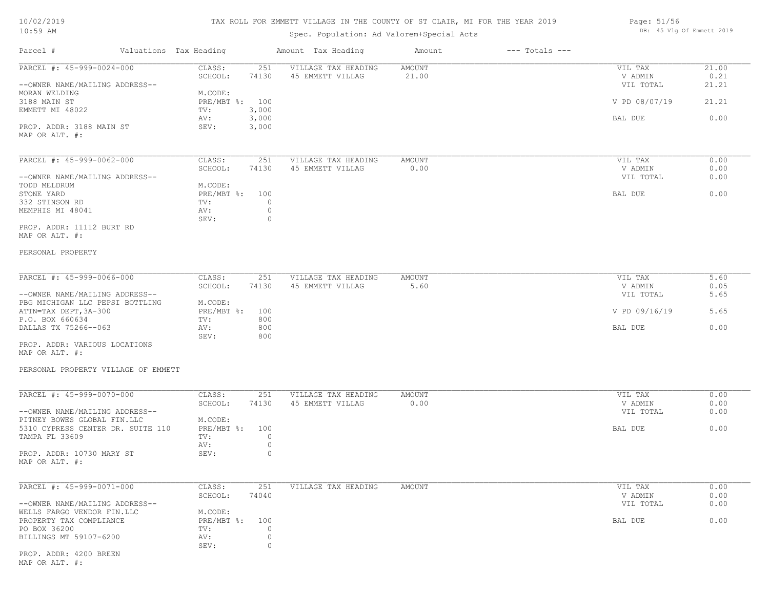# TAX ROLL FOR EMMETT VILLAGE IN THE COUNTY OF ST CLAIR, MI FOR THE YEAR 2019

Spec. Population: Ad Valorem+Special Acts

| Parcel # | Valuations | Tax Heading | Amount | Tax Heading | Amount | --- Totals --- | |
|---|---|---|---|---|---|---|---|
| PARCEL #: 45-999-0024-000 | CLASS: | 251 | VILLAGE TAX HEADING | AMOUNT | | VIL TAX | 21.00 |
| | SCHOOL: | 74130 | 45 EMMETT VILLAG | 21.00 | | V ADMIN | 0.21 |
| --OWNER NAME/MAILING ADDRESS-- | | | | | | VIL TOTAL | 21.21 |
| MORAN WELDING | M.CODE: | | | | | | |
| 3188 MAIN ST | PRE/MBT %: | 100 | | | | V PD 08/07/19 | 21.21 |
| EMMETT MI 48022 | TV: | 3,000 | | | | | |
| | AV: | 3,000 | | | | BAL DUE | 0.00 |
| PROP. ADDR: 3188 MAIN ST | SEV: | 3,000 | | | | | |
| MAP OR ALT. #: | | | | | | | |

| Parcel # | Valuations | Tax Heading | Amount | Tax Heading | Amount | --- Totals --- | |
|---|---|---|---|---|---|---|---|
| PARCEL #: 45-999-0062-000 | CLASS: | 251 | VILLAGE TAX HEADING | AMOUNT | | VIL TAX | 0.00 |
| | SCHOOL: | 74130 | 45 EMMETT VILLAG | 0.00 | | V ADMIN | 0.00 |
| --OWNER NAME/MAILING ADDRESS-- | | | | | | VIL TOTAL | 0.00 |
| TODD MELDRUM | M.CODE: | | | | | | |
| STONE YARD | PRE/MBT %: | 100 | | | | BAL DUE | 0.00 |
| 332 STINSON RD | TV: | 0 | | | | | |
| MEMPHIS MI 48041 | AV: | 0 | | | | | |
| | SEV: | 0 | | | | | |
| PROP. ADDR: 11112 BURT RD | | | | | | | |
| MAP OR ALT. #: | | | | | | | |

PERSONAL PROPERTY

| Parcel # | Valuations | Tax Heading | Amount | Tax Heading | Amount | --- Totals --- | |
|---|---|---|---|---|---|---|---|
| PARCEL #: 45-999-0066-000 | CLASS: | 251 | VILLAGE TAX HEADING | AMOUNT | | VIL TAX | 5.60 |
| | SCHOOL: | 74130 | 45 EMMETT VILLAG | 5.60 | | V ADMIN | 0.05 |
| --OWNER NAME/MAILING ADDRESS-- | | | | | | VIL TOTAL | 5.65 |
| PBG MICHIGAN LLC PEPSI BOTTLING | M.CODE: | | | | | | |
| ATTN=TAX DEPT,3A-300 | PRE/MBT %: | 100 | | | | V PD 09/16/19 | 5.65 |
| P.O. BOX 660634 | TV: | 800 | | | | | |
| DALLAS TX 75266--063 | AV: | 800 | | | | BAL DUE | 0.00 |
| | SEV: | 800 | | | | | |
| PROP. ADDR: VARIOUS LOCATIONS | | | | | | | |
| MAP OR ALT. #: | | | | | | | |

PERSONAL PROPERTY VILLAGE OF EMMETT

| Parcel # | Valuations | Tax Heading | Amount | Tax Heading | Amount | --- Totals --- | |
|---|---|---|---|---|---|---|---|
| PARCEL #: 45-999-0070-000 | CLASS: | 251 | VILLAGE TAX HEADING | AMOUNT | | VIL TAX | 0.00 |
| | SCHOOL: | 74130 | 45 EMMETT VILLAG | 0.00 | | V ADMIN | 0.00 |
| --OWNER NAME/MAILING ADDRESS-- | | | | | | VIL TOTAL | 0.00 |
| PITNEY BOWES GLOBAL FIN.LLC | M.CODE: | | | | | | |
| 5310 CYPRESS CENTER DR. SUITE 110 | PRE/MBT %: | 100 | | | | BAL DUE | 0.00 |
| TAMPA FL 33609 | TV: | 0 | | | | | |
| | AV: | 0 | | | | | |
| PROP. ADDR: 10730 MARY ST | SEV: | 0 | | | | | |
| MAP OR ALT. #: | | | | | | | |

| Parcel # | Valuations | Tax Heading | Amount | Tax Heading | Amount | --- Totals --- | |
|---|---|---|---|---|---|---|---|
| PARCEL #: 45-999-0071-000 | CLASS: | 251 | VILLAGE TAX HEADING | AMOUNT | | VIL TAX | 0.00 |
| | SCHOOL: | 74040 | | | | V ADMIN | 0.00 |
| --OWNER NAME/MAILING ADDRESS-- | | | | | | VIL TOTAL | 0.00 |
| WELLS FARGO VENDOR FIN.LLC | M.CODE: | | | | | | |
| PROPERTY TAX COMPLIANCE | PRE/MBT %: | 100 | | | | BAL DUE | 0.00 |
| PO BOX 36200 | TV: | 0 | | | | | |
| BILLINGS MT 59107-6200 | AV: | 0 | | | | | |
| | SEV: | 0 | | | | | |
| PROP. ADDR: 4200 BREEN | | | | | | | |
| MAP OR ALT. #: | | | | | | | |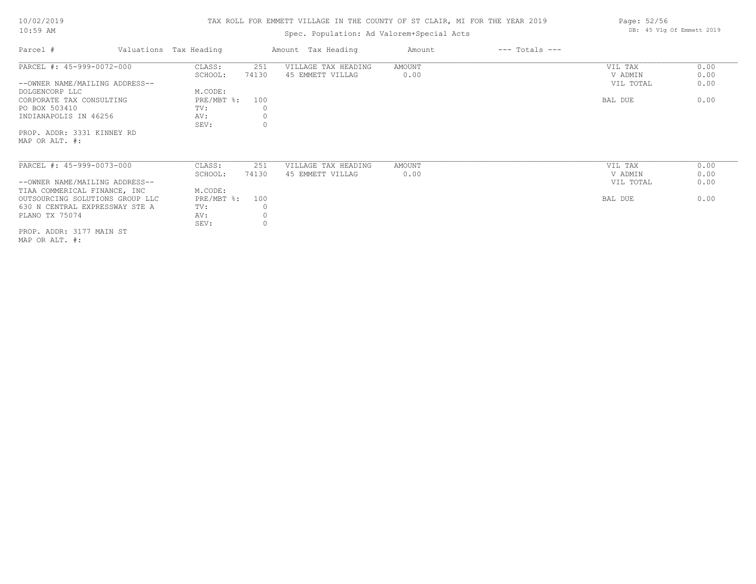# TAX ROLL FOR EMMETT VILLAGE IN THE COUNTY OF ST CLAIR, MI FOR THE YEAR 2019

Spec. Population: Ad Valorem+Special Acts

DB: 45 Vlg Of Emmett 2019

| Parcel # | Valuations | Tax Heading | Amount | Tax Heading | Amount | --- Totals --- | |
|---|---|---|---|---|---|---|---|
| PARCEL #: 45-999-0072-000 | CLASS: | 251 | VILLAGE TAX HEADING | AMOUNT | | VIL TAX | 0.00 |
| | SCHOOL: | 74130 | 45 EMMETT VILLAG | 0.00 | | V ADMIN | 0.00 |
| --OWNER NAME/MAILING ADDRESS-- | | | | | | VIL TOTAL | 0.00 |
| DOLGENCORP LLC | M.CODE: | | | | | | |
| CORPORATE TAX CONSULTING | PRE/MBT %: | 100 | | | | BAL DUE | 0.00 |
| PO BOX 503410 | TV: | 0 | | | | | |
| INDIANAPOLIS IN 46256 | AV: | 0 | | | | | |
| | SEV: | 0 | | | | | |
| PROP. ADDR: 3331 KINNEY RD | | | | | | | |
| MAP OR ALT. #: | | | | | | | |

| Parcel # | Valuations | Tax Heading | Amount | Tax Heading | Amount | --- Totals --- | |
|---|---|---|---|---|---|---|---|
| PARCEL #: 45-999-0073-000 | CLASS: | 251 | VILLAGE TAX HEADING | AMOUNT | | VIL TAX | 0.00 |
| | SCHOOL: | 74130 | 45 EMMETT VILLAG | 0.00 | | V ADMIN | 0.00 |
| --OWNER NAME/MAILING ADDRESS-- | | | | | | VIL TOTAL | 0.00 |
| TIAA COMMERICAL FINANCE, INC | M.CODE: | | | | | | |
| OUTSOURCING SOLUTIONS GROUP LLC | PRE/MBT %: | 100 | | | | BAL DUE | 0.00 |
| 630 N CENTRAL EXPRESSWAY STE A | TV: | 0 | | | | | |
| PLANO TX 75074 | AV: | 0 | | | | | |
| | SEV: | 0 | | | | | |
| PROP. ADDR: 3177 MAIN ST | | | | | | | |
| MAP OR ALT. #: | | | | | | | |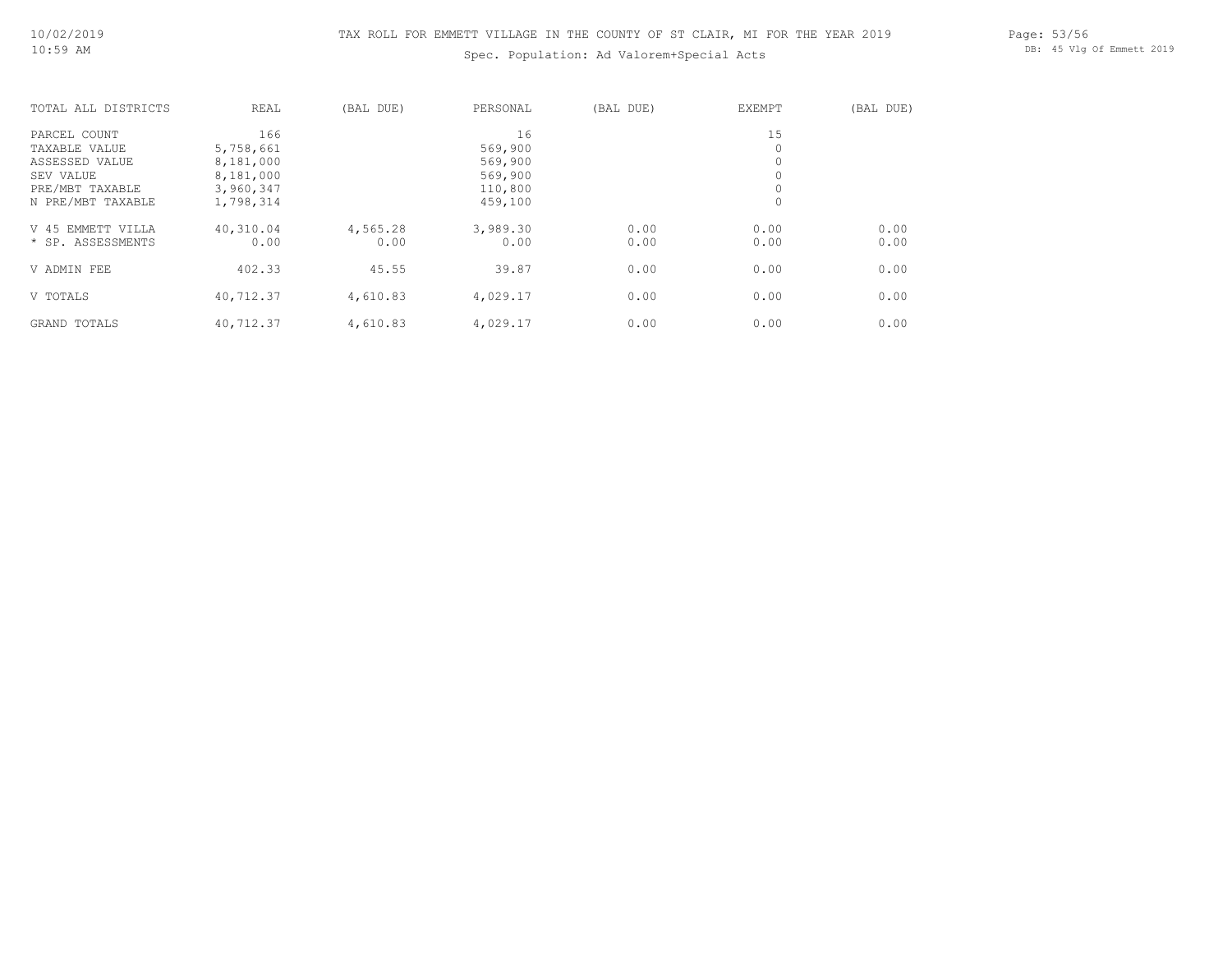# TAX ROLL FOR EMMETT VILLAGE IN THE COUNTY OF ST CLAIR, MI FOR THE YEAR 2019

Spec. Population: Ad Valorem+Special Acts

| TOTAL ALL DISTRICTS | REAL | (BAL DUE) | PERSONAL | (BAL DUE) | EXEMPT | (BAL DUE) |
|---|---|---|---|---|---|---|
| PARCEL COUNT | 166 | | 16 | | 15 | |
| TAXABLE VALUE | 5,758,661 | | 569,900 | | 0 | |
| ASSESSED VALUE | 8,181,000 | | 569,900 | | 0 | |
| SEV VALUE | 8,181,000 | | 569,900 | | 0 | |
| PRE/MBT TAXABLE | 3,960,347 | | 110,800 | | 0 | |
| N PRE/MBT TAXABLE | 1,798,314 | | 459,100 | | 0 | |
| V 45 EMMETT VILLA | 40,310.04 | 4,565.28 | 3,989.30 | 0.00 | 0.00 | 0.00 |
| * SP. ASSESSMENTS | 0.00 | 0.00 | 0.00 | 0.00 | 0.00 | 0.00 |
| V ADMIN FEE | 402.33 | 45.55 | 39.87 | 0.00 | 0.00 | 0.00 |
| V TOTALS | 40,712.37 | 4,610.83 | 4,029.17 | 0.00 | 0.00 | 0.00 |
| GRAND TOTALS | 40,712.37 | 4,610.83 | 4,029.17 | 0.00 | 0.00 | 0.00 |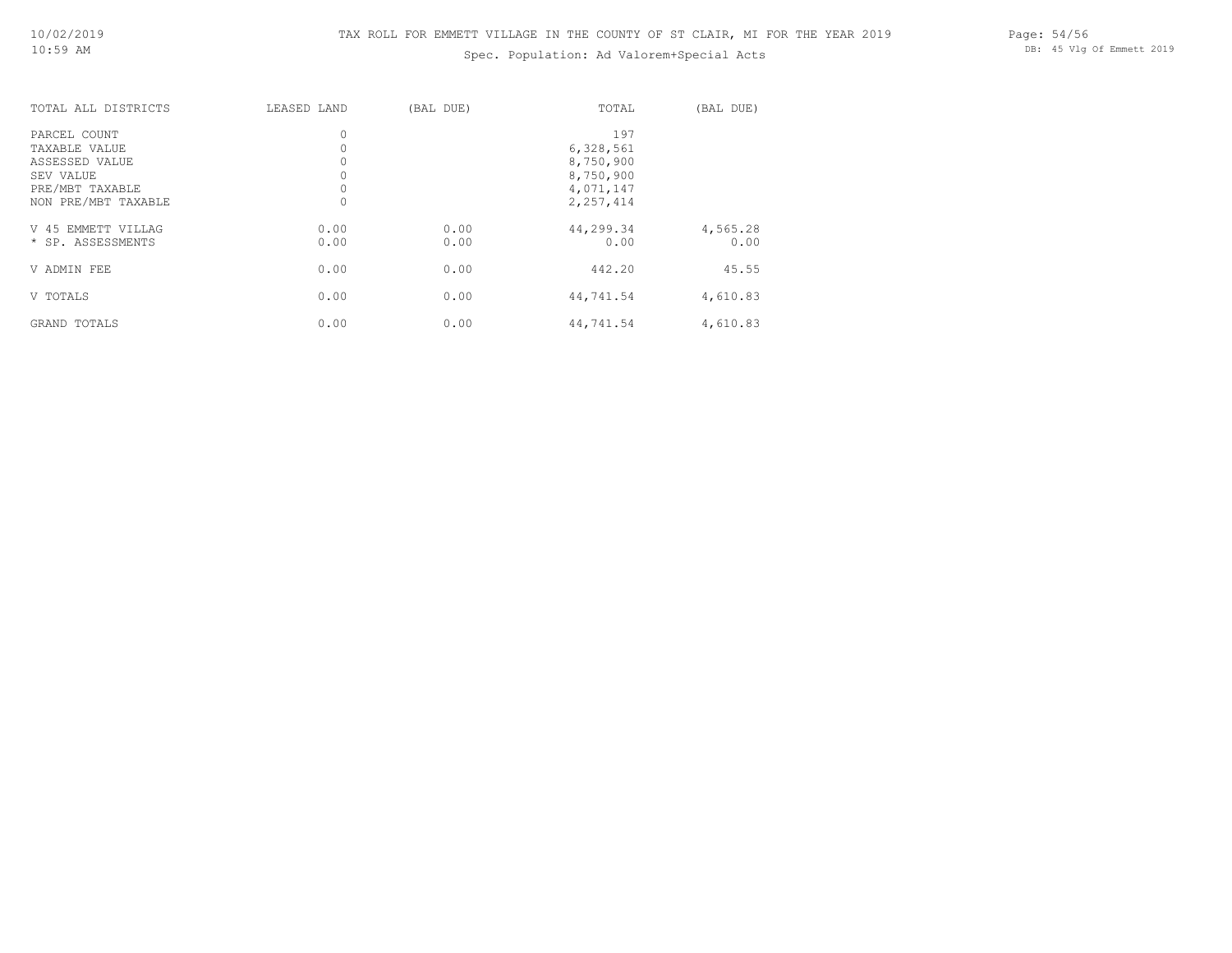TAX ROLL FOR EMMETT VILLAGE IN THE COUNTY OF ST CLAIR, MI FOR THE YEAR 2019

Spec. Population: Ad Valorem+Special Acts

| TOTAL ALL DISTRICTS | LEASED LAND | (BAL DUE) | TOTAL | (BAL DUE) |
|---|---|---|---|---|
| PARCEL COUNT | 0 | | 197 | |
| TAXABLE VALUE | 0 | | 6,328,561 | |
| ASSESSED VALUE | 0 | | 8,750,900 | |
| SEV VALUE | 0 | | 8,750,900 | |
| PRE/MBT TAXABLE | 0 | | 4,071,147 | |
| NON PRE/MBT TAXABLE | 0 | | 2,257,414 | |
| V 45 EMMETT VILLAG | 0.00 | 0.00 | 44,299.34 | 4,565.28 |
| * SP. ASSESSMENTS | 0.00 | 0.00 | 0.00 | 0.00 |
| V ADMIN FEE | 0.00 | 0.00 | 442.20 | 45.55 |
| V TOTALS | 0.00 | 0.00 | 44,741.54 | 4,610.83 |
| GRAND TOTALS | 0.00 | 0.00 | 44,741.54 | 4,610.83 |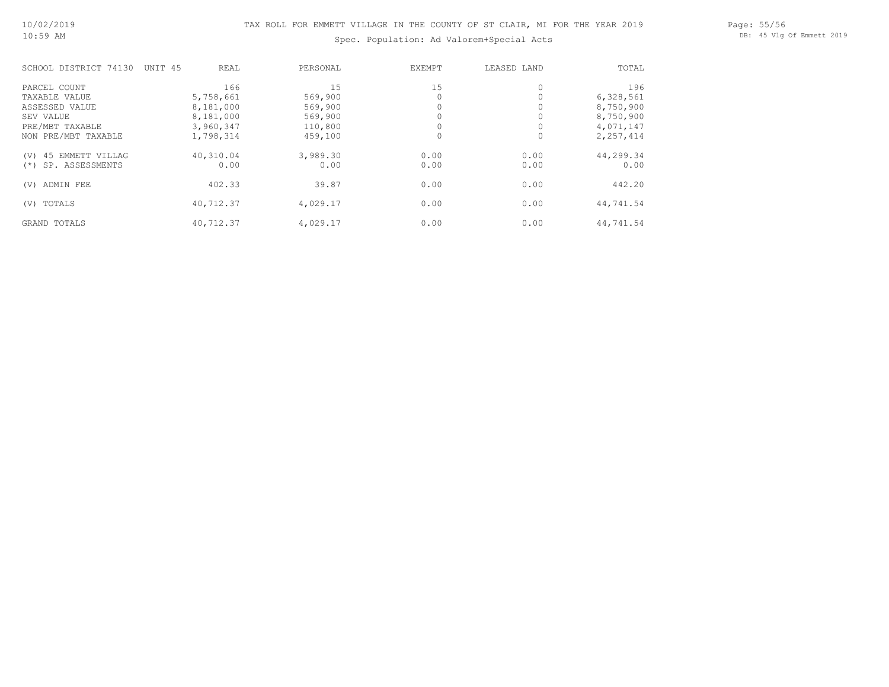# TAX ROLL FOR EMMETT VILLAGE IN THE COUNTY OF ST CLAIR, MI FOR THE YEAR 2019

## Spec. Population: Ad Valorem+Special Acts

| SCHOOL DISTRICT 74130 UNIT 45 | REAL | PERSONAL | EXEMPT | LEASED LAND | TOTAL |
|---|---|---|---|---|---|
| PARCEL COUNT | 166 | 15 | 15 | 0 | 196 |
| TAXABLE VALUE | 5,758,661 | 569,900 | 0 | 0 | 6,328,561 |
| ASSESSED VALUE | 8,181,000 | 569,900 | 0 | 0 | 8,750,900 |
| SEV VALUE | 8,181,000 | 569,900 | 0 | 0 | 8,750,900 |
| PRE/MBT TAXABLE | 3,960,347 | 110,800 | 0 | 0 | 4,071,147 |
| NON PRE/MBT TAXABLE | 1,798,314 | 459,100 | 0 | 0 | 2,257,414 |
| (V) 45 EMMETT VILLAG | 40,310.04 | 3,989.30 | 0.00 | 0.00 | 44,299.34 |
| (*) SP. ASSESSMENTS | 0.00 | 0.00 | 0.00 | 0.00 | 0.00 |
| (V) ADMIN FEE | 402.33 | 39.87 | 0.00 | 0.00 | 442.20 |
| (V) TOTALS | 40,712.37 | 4,029.17 | 0.00 | 0.00 | 44,741.54 |
| GRAND TOTALS | 40,712.37 | 4,029.17 | 0.00 | 0.00 | 44,741.54 |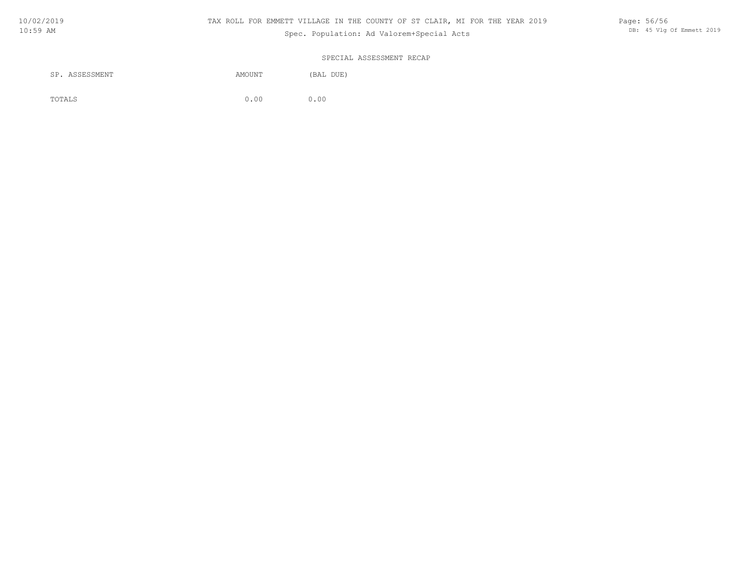## SPECIAL ASSESSMENT RECAP

| SP. ASSESSMENT | AMOUNT | (BAL DUE) |
|---|---|---|
| TOTALS | 0.00 | 0.00 |